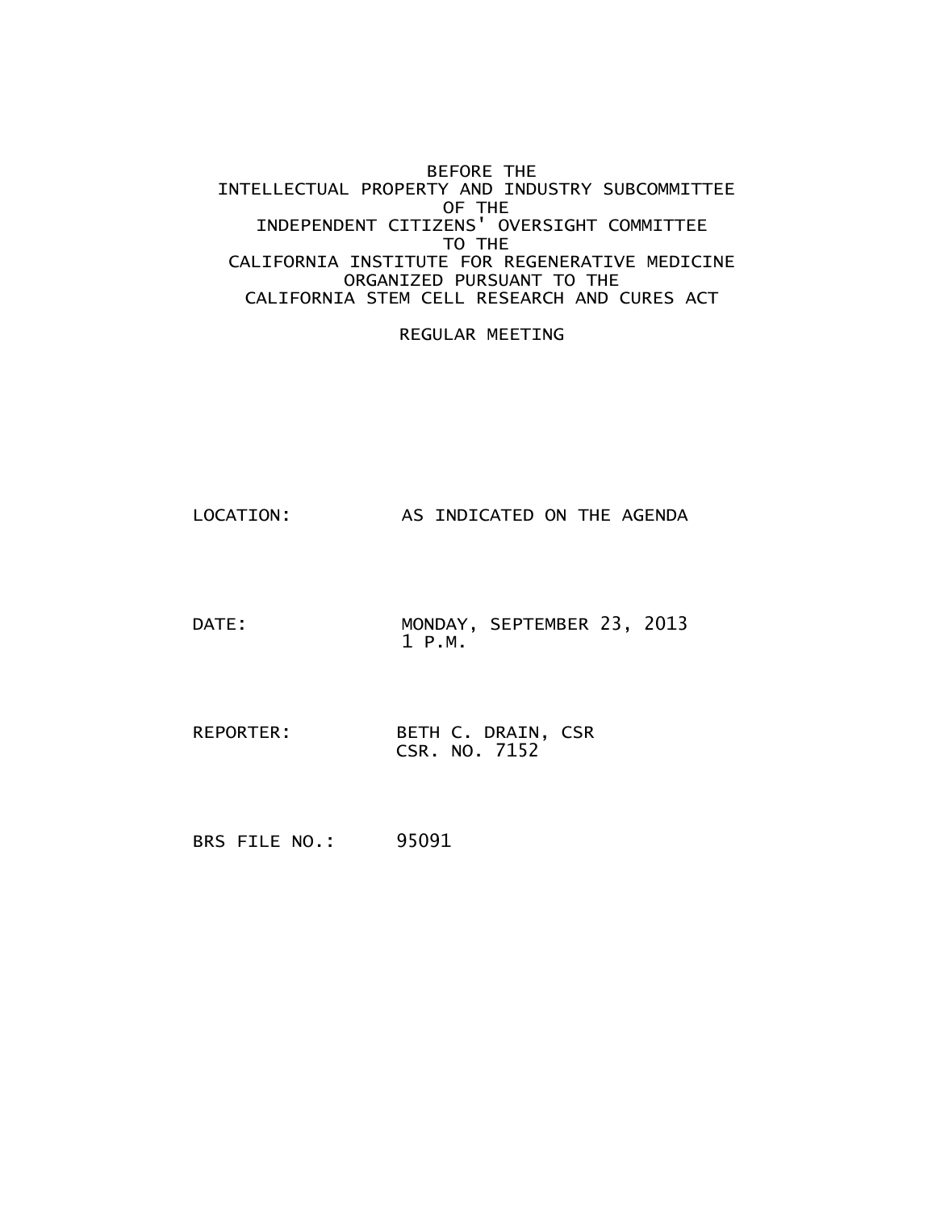BEFORE THE
INTELLECTUAL PROPERTY AND INDUSTRY SUBCOMMITTEE
OF THE
INDEPENDENT CITIZENS' OVERSIGHT COMMITTEE
TO THE
CALIFORNIA INSTITUTE FOR REGENERATIVE MEDICINE
ORGANIZED PURSUANT TO THE
CALIFORNIA STEM CELL RESEARCH AND CURES ACT

REGULAR MEETING

LOCATION: AS INDICATED ON THE AGENDA

DATE: MONDAY, SEPTEMBER 23, 2013
1 P.M.

REPORTER: BETH C. DRAIN, CSR
CSR. NO. 7152

BRS FILE NO.: 95091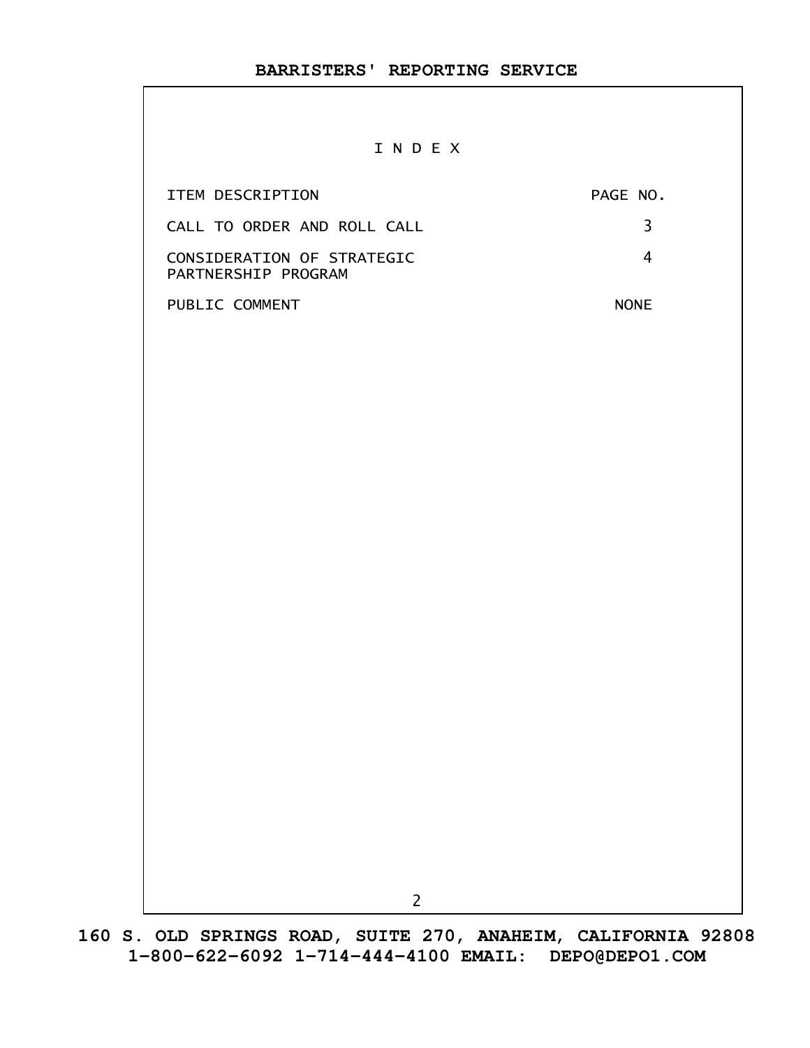# I N D E X

| ITEM DESCRIPTION | PAGE NO. |
|---|---|
| CALL TO ORDER AND ROLL CALL | 3 |
| CONSIDERATION OF STRATEGIC PARTNERSHIP PROGRAM | 4 |
| PUBLIC COMMENT | NONE |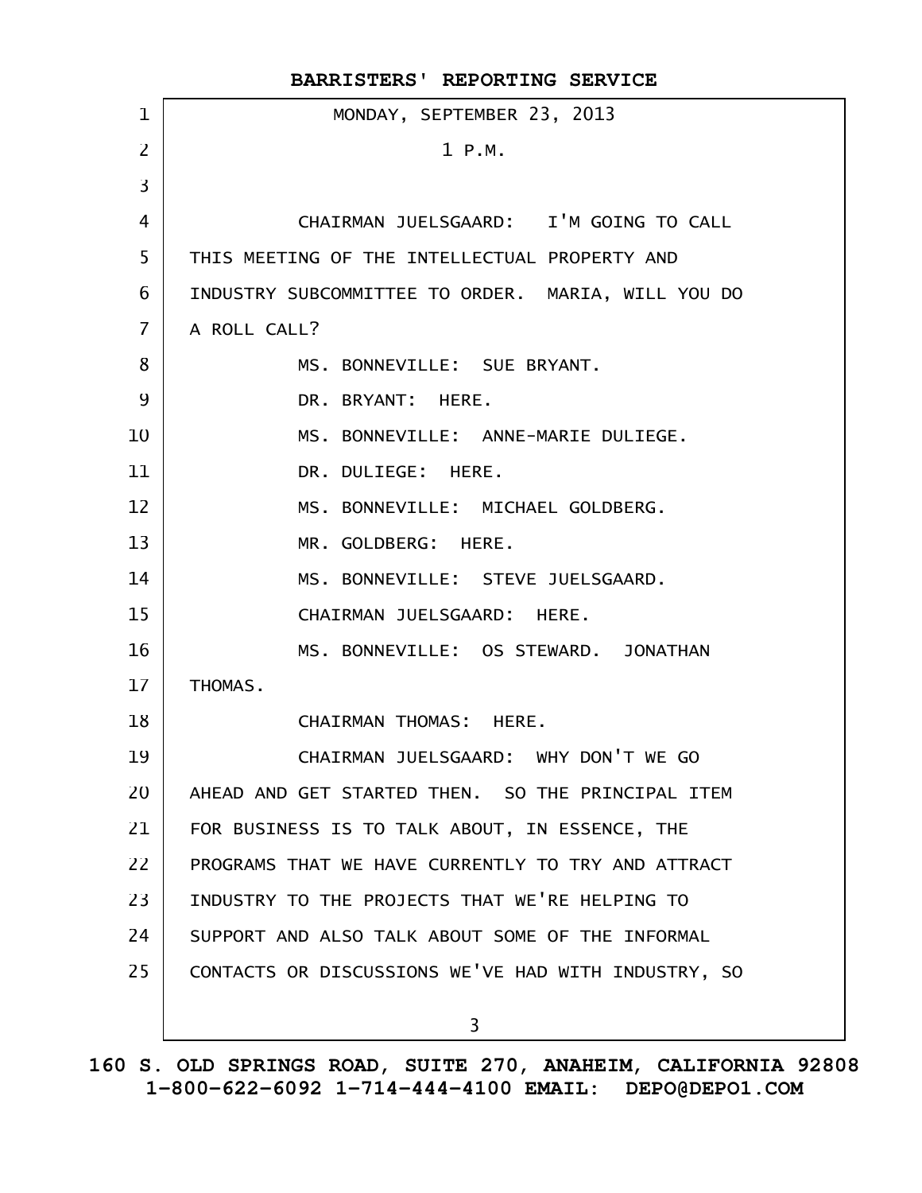MONDAY, SEPTEMBER 23, 2013

1 P.M.

CHAIRMAN JUELSGAARD: I'M GOING TO CALL THIS MEETING OF THE INTELLECTUAL PROPERTY AND INDUSTRY SUBCOMMITTEE TO ORDER. MARIA, WILL YOU DO A ROLL CALL?

MS. BONNEVILLE: SUE BRYANT.

DR. BRYANT: HERE.

MS. BONNEVILLE: ANNE-MARIE DULIEGE.

DR. DULIEGE: HERE.

MS. BONNEVILLE: MICHAEL GOLDBERG.

MR. GOLDBERG: HERE.

MS. BONNEVILLE: STEVE JUELSGAARD.

CHAIRMAN JUELSGAARD: HERE.

MS. BONNEVILLE: OS STEWARD. JONATHAN THOMAS.

CHAIRMAN THOMAS: HERE.

CHAIRMAN JUELSGAARD: WHY DON'T WE GO AHEAD AND GET STARTED THEN. SO THE PRINCIPAL ITEM FOR BUSINESS IS TO TALK ABOUT, IN ESSENCE, THE PROGRAMS THAT WE HAVE CURRENTLY TO TRY AND ATTRACT INDUSTRY TO THE PROJECTS THAT WE'RE HELPING TO SUPPORT AND ALSO TALK ABOUT SOME OF THE INFORMAL CONTACTS OR DISCUSSIONS WE'VE HAD WITH INDUSTRY, SO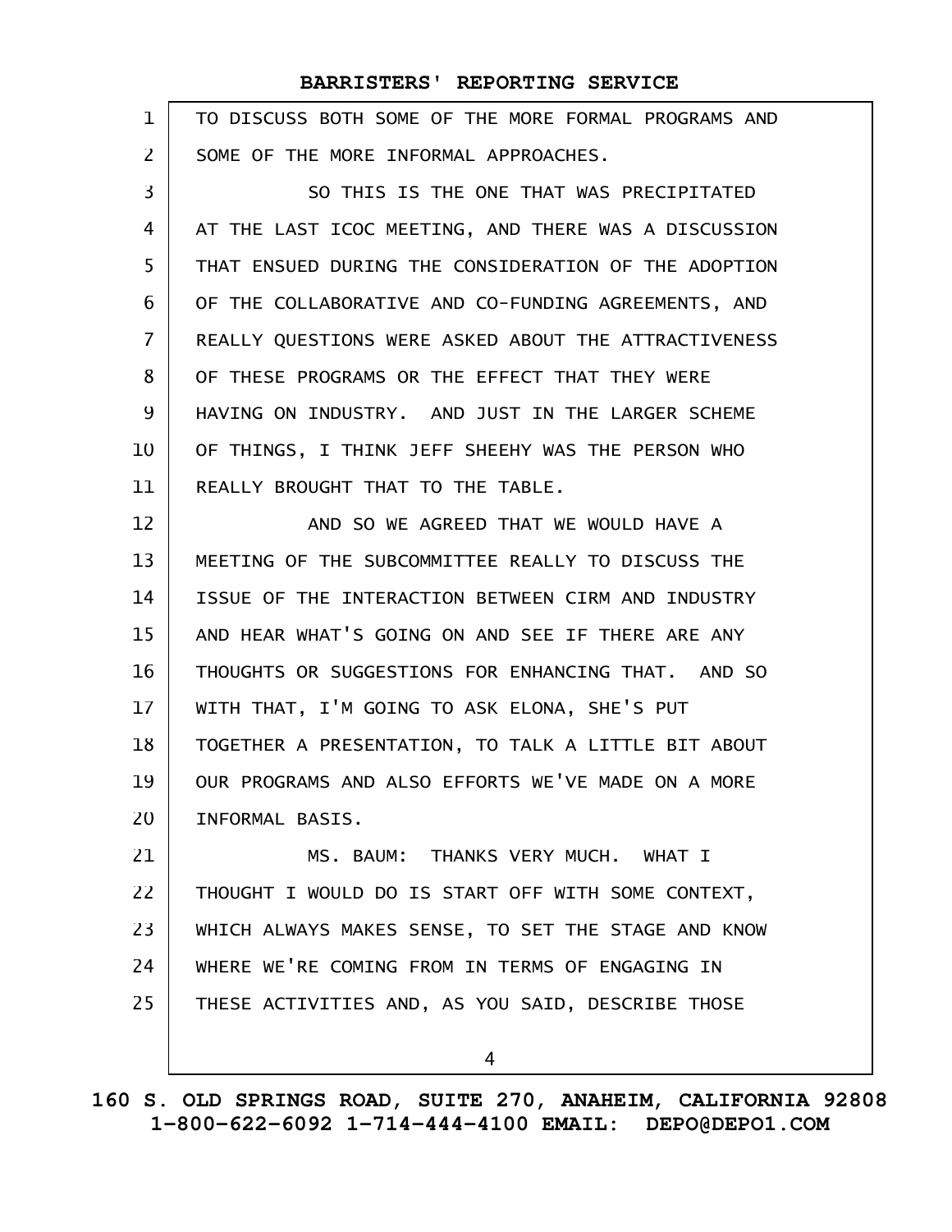TO DISCUSS BOTH SOME OF THE MORE FORMAL PROGRAMS AND SOME OF THE MORE INFORMAL APPROACHES.

SO THIS IS THE ONE THAT WAS PRECIPITATED AT THE LAST ICOC MEETING, AND THERE WAS A DISCUSSION THAT ENSUED DURING THE CONSIDERATION OF THE ADOPTION OF THE COLLABORATIVE AND CO-FUNDING AGREEMENTS, AND REALLY QUESTIONS WERE ASKED ABOUT THE ATTRACTIVENESS OF THESE PROGRAMS OR THE EFFECT THAT THEY WERE HAVING ON INDUSTRY. AND JUST IN THE LARGER SCHEME OF THINGS, I THINK JEFF SHEEHY WAS THE PERSON WHO REALLY BROUGHT THAT TO THE TABLE.

AND SO WE AGREED THAT WE WOULD HAVE A MEETING OF THE SUBCOMMITTEE REALLY TO DISCUSS THE ISSUE OF THE INTERACTION BETWEEN CIRM AND INDUSTRY AND HEAR WHAT'S GOING ON AND SEE IF THERE ARE ANY THOUGHTS OR SUGGESTIONS FOR ENHANCING THAT. AND SO WITH THAT, I'M GOING TO ASK ELONA, SHE'S PUT TOGETHER A PRESENTATION, TO TALK A LITTLE BIT ABOUT OUR PROGRAMS AND ALSO EFFORTS WE'VE MADE ON A MORE INFORMAL BASIS.

MS. BAUM: THANKS VERY MUCH. WHAT I THOUGHT I WOULD DO IS START OFF WITH SOME CONTEXT, WHICH ALWAYS MAKES SENSE, TO SET THE STAGE AND KNOW WHERE WE'RE COMING FROM IN TERMS OF ENGAGING IN THESE ACTIVITIES AND, AS YOU SAID, DESCRIBE THOSE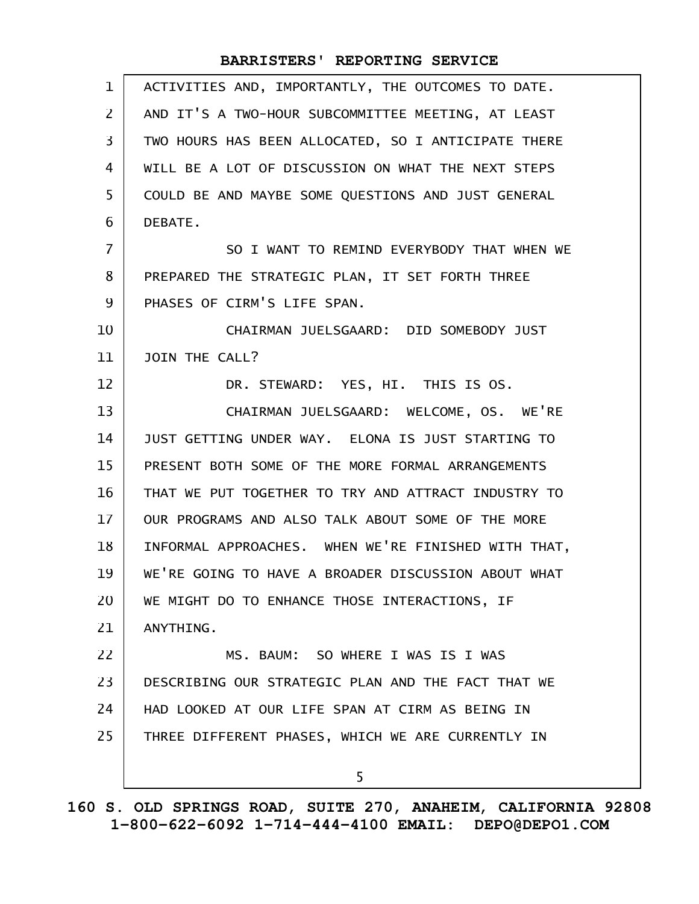ACTIVITIES AND, IMPORTANTLY, THE OUTCOMES TO DATE. AND IT'S A TWO-HOUR SUBCOMMITTEE MEETING, AT LEAST TWO HOURS HAS BEEN ALLOCATED, SO I ANTICIPATE THERE WILL BE A LOT OF DISCUSSION ON WHAT THE NEXT STEPS COULD BE AND MAYBE SOME QUESTIONS AND JUST GENERAL DEBATE.

SO I WANT TO REMIND EVERYBODY THAT WHEN WE PREPARED THE STRATEGIC PLAN, IT SET FORTH THREE PHASES OF CIRM'S LIFE SPAN.

CHAIRMAN JUELSGAARD: DID SOMEBODY JUST JOIN THE CALL?

DR. STEWARD: YES, HI. THIS IS OS.

CHAIRMAN JUELSGAARD: WELCOME, OS. WE'RE JUST GETTING UNDER WAY. ELONA IS JUST STARTING TO PRESENT BOTH SOME OF THE MORE FORMAL ARRANGEMENTS THAT WE PUT TOGETHER TO TRY AND ATTRACT INDUSTRY TO OUR PROGRAMS AND ALSO TALK ABOUT SOME OF THE MORE INFORMAL APPROACHES. WHEN WE'RE FINISHED WITH THAT, WE'RE GOING TO HAVE A BROADER DISCUSSION ABOUT WHAT WE MIGHT DO TO ENHANCE THOSE INTERACTIONS, IF ANYTHING.

MS. BAUM: SO WHERE I WAS IS I WAS DESCRIBING OUR STRATEGIC PLAN AND THE FACT THAT WE HAD LOOKED AT OUR LIFE SPAN AT CIRM AS BEING IN THREE DIFFERENT PHASES, WHICH WE ARE CURRENTLY IN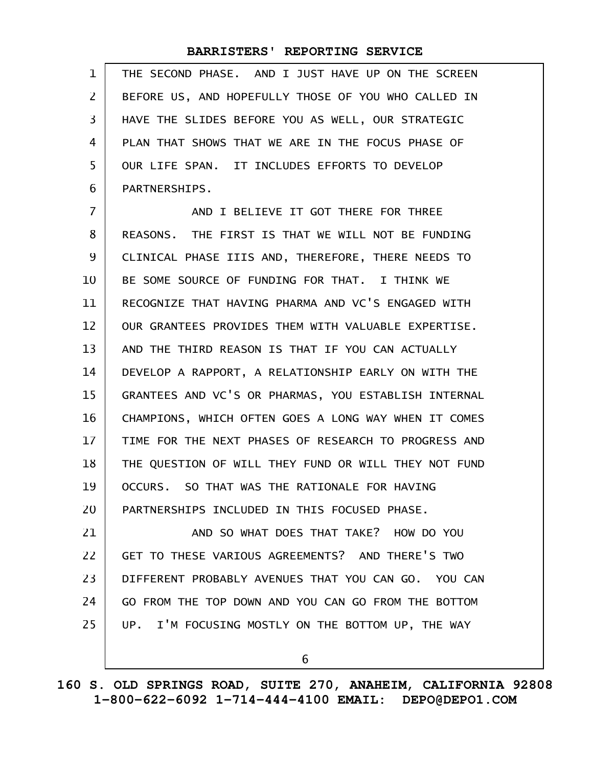THE SECOND PHASE. AND I JUST HAVE UP ON THE SCREEN BEFORE US, AND HOPEFULLY THOSE OF YOU WHO CALLED IN HAVE THE SLIDES BEFORE YOU AS WELL, OUR STRATEGIC PLAN THAT SHOWS THAT WE ARE IN THE FOCUS PHASE OF OUR LIFE SPAN. IT INCLUDES EFFORTS TO DEVELOP PARTNERSHIPS.

AND I BELIEVE IT GOT THERE FOR THREE REASONS. THE FIRST IS THAT WE WILL NOT BE FUNDING CLINICAL PHASE IIIS AND, THEREFORE, THERE NEEDS TO BE SOME SOURCE OF FUNDING FOR THAT. I THINK WE RECOGNIZE THAT HAVING PHARMA AND VC'S ENGAGED WITH OUR GRANTEES PROVIDES THEM WITH VALUABLE EXPERTISE. AND THE THIRD REASON IS THAT IF YOU CAN ACTUALLY DEVELOP A RAPPORT, A RELATIONSHIP EARLY ON WITH THE GRANTEES AND VC'S OR PHARMAS, YOU ESTABLISH INTERNAL CHAMPIONS, WHICH OFTEN GOES A LONG WAY WHEN IT COMES TIME FOR THE NEXT PHASES OF RESEARCH TO PROGRESS AND THE QUESTION OF WILL THEY FUND OR WILL THEY NOT FUND OCCURS. SO THAT WAS THE RATIONALE FOR HAVING PARTNERSHIPS INCLUDED IN THIS FOCUSED PHASE.

AND SO WHAT DOES THAT TAKE? HOW DO YOU GET TO THESE VARIOUS AGREEMENTS? AND THERE'S TWO DIFFERENT PROBABLY AVENUES THAT YOU CAN GO. YOU CAN GO FROM THE TOP DOWN AND YOU CAN GO FROM THE BOTTOM UP. I'M FOCUSING MOSTLY ON THE BOTTOM UP, THE WAY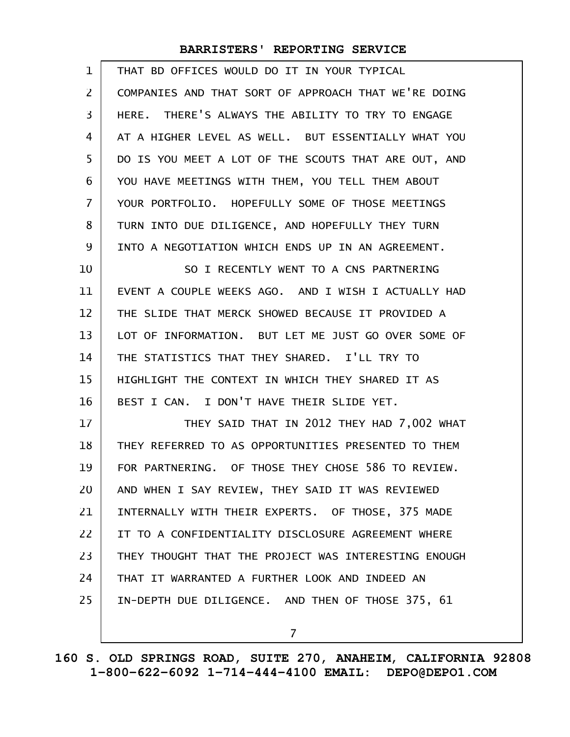THAT BD OFFICES WOULD DO IT IN YOUR TYPICAL COMPANIES AND THAT SORT OF APPROACH THAT WE'RE DOING HERE. THERE'S ALWAYS THE ABILITY TO TRY TO ENGAGE AT A HIGHER LEVEL AS WELL. BUT ESSENTIALLY WHAT YOU DO IS YOU MEET A LOT OF THE SCOUTS THAT ARE OUT, AND YOU HAVE MEETINGS WITH THEM, YOU TELL THEM ABOUT YOUR PORTFOLIO. HOPEFULLY SOME OF THOSE MEETINGS TURN INTO DUE DILIGENCE, AND HOPEFULLY THEY TURN INTO A NEGOTIATION WHICH ENDS UP IN AN AGREEMENT.

SO I RECENTLY WENT TO A CNS PARTNERING EVENT A COUPLE WEEKS AGO. AND I WISH I ACTUALLY HAD THE SLIDE THAT MERCK SHOWED BECAUSE IT PROVIDED A LOT OF INFORMATION. BUT LET ME JUST GO OVER SOME OF THE STATISTICS THAT THEY SHARED. I'LL TRY TO HIGHLIGHT THE CONTEXT IN WHICH THEY SHARED IT AS BEST I CAN. I DON'T HAVE THEIR SLIDE YET.

THEY SAID THAT IN 2012 THEY HAD 7,002 WHAT THEY REFERRED TO AS OPPORTUNITIES PRESENTED TO THEM FOR PARTNERING. OF THOSE THEY CHOSE 586 TO REVIEW. AND WHEN I SAY REVIEW, THEY SAID IT WAS REVIEWED INTERNALLY WITH THEIR EXPERTS. OF THOSE, 375 MADE IT TO A CONFIDENTIALITY DISCLOSURE AGREEMENT WHERE THEY THOUGHT THAT THE PROJECT WAS INTERESTING ENOUGH THAT IT WARRANTED A FURTHER LOOK AND INDEED AN IN-DEPTH DUE DILIGENCE. AND THEN OF THOSE 375, 61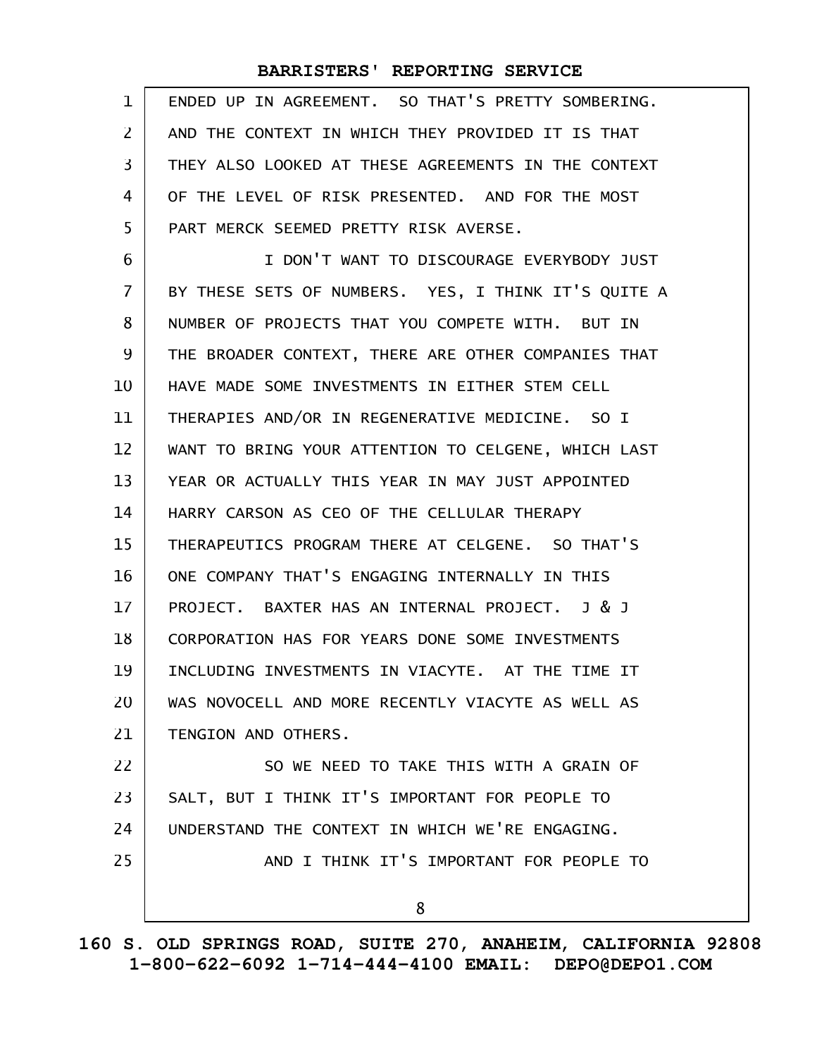ENDED UP IN AGREEMENT. SO THAT'S PRETTY SOMBERING. AND THE CONTEXT IN WHICH THEY PROVIDED IT IS THAT THEY ALSO LOOKED AT THESE AGREEMENTS IN THE CONTEXT OF THE LEVEL OF RISK PRESENTED. AND FOR THE MOST PART MERCK SEEMED PRETTY RISK AVERSE.

I DON'T WANT TO DISCOURAGE EVERYBODY JUST BY THESE SETS OF NUMBERS. YES, I THINK IT'S QUITE A NUMBER OF PROJECTS THAT YOU COMPETE WITH. BUT IN THE BROADER CONTEXT, THERE ARE OTHER COMPANIES THAT HAVE MADE SOME INVESTMENTS IN EITHER STEM CELL THERAPIES AND/OR IN REGENERATIVE MEDICINE. SO I WANT TO BRING YOUR ATTENTION TO CELGENE, WHICH LAST YEAR OR ACTUALLY THIS YEAR IN MAY JUST APPOINTED HARRY CARSON AS CEO OF THE CELLULAR THERAPY THERAPEUTICS PROGRAM THERE AT CELGENE. SO THAT'S ONE COMPANY THAT'S ENGAGING INTERNALLY IN THIS PROJECT. BAXTER HAS AN INTERNAL PROJECT. J & J CORPORATION HAS FOR YEARS DONE SOME INVESTMENTS INCLUDING INVESTMENTS IN VIACYTE. AT THE TIME IT WAS NOVOCELL AND MORE RECENTLY VIACYTE AS WELL AS TENGION AND OTHERS.

SO WE NEED TO TAKE THIS WITH A GRAIN OF SALT, BUT I THINK IT'S IMPORTANT FOR PEOPLE TO UNDERSTAND THE CONTEXT IN WHICH WE'RE ENGAGING.

AND I THINK IT'S IMPORTANT FOR PEOPLE TO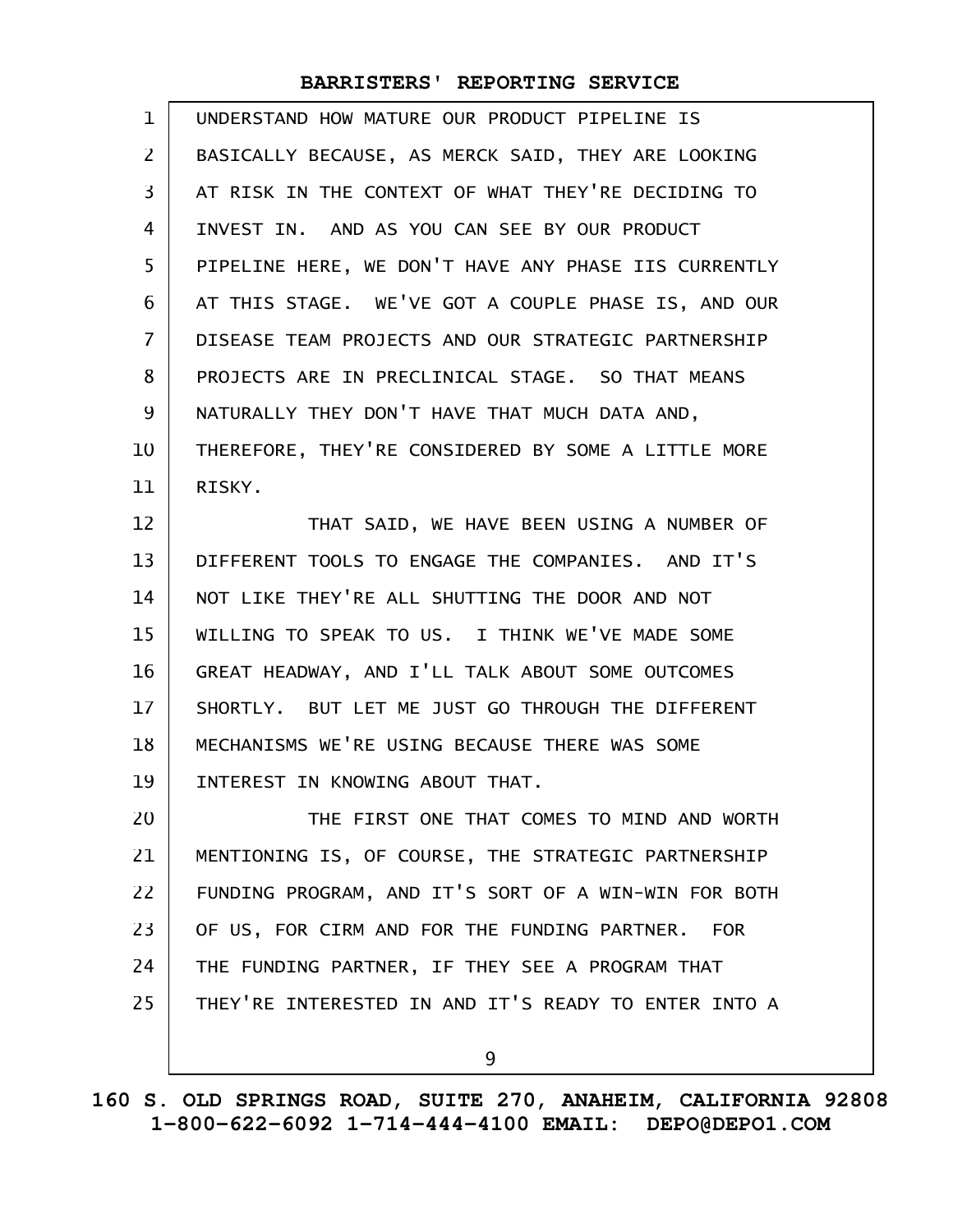UNDERSTAND HOW MATURE OUR PRODUCT PIPELINE IS BASICALLY BECAUSE, AS MERCK SAID, THEY ARE LOOKING AT RISK IN THE CONTEXT OF WHAT THEY'RE DECIDING TO INVEST IN. AND AS YOU CAN SEE BY OUR PRODUCT PIPELINE HERE, WE DON'T HAVE ANY PHASE IIS CURRENTLY AT THIS STAGE. WE'VE GOT A COUPLE PHASE IS, AND OUR DISEASE TEAM PROJECTS AND OUR STRATEGIC PARTNERSHIP PROJECTS ARE IN PRECLINICAL STAGE. SO THAT MEANS NATURALLY THEY DON'T HAVE THAT MUCH DATA AND, THEREFORE, THEY'RE CONSIDERED BY SOME A LITTLE MORE RISKY.

THAT SAID, WE HAVE BEEN USING A NUMBER OF DIFFERENT TOOLS TO ENGAGE THE COMPANIES. AND IT'S NOT LIKE THEY'RE ALL SHUTTING THE DOOR AND NOT WILLING TO SPEAK TO US. I THINK WE'VE MADE SOME GREAT HEADWAY, AND I'LL TALK ABOUT SOME OUTCOMES SHORTLY. BUT LET ME JUST GO THROUGH THE DIFFERENT MECHANISMS WE'RE USING BECAUSE THERE WAS SOME INTEREST IN KNOWING ABOUT THAT.

THE FIRST ONE THAT COMES TO MIND AND WORTH MENTIONING IS, OF COURSE, THE STRATEGIC PARTNERSHIP FUNDING PROGRAM, AND IT'S SORT OF A WIN-WIN FOR BOTH OF US, FOR CIRM AND FOR THE FUNDING PARTNER. FOR THE FUNDING PARTNER, IF THEY SEE A PROGRAM THAT THEY'RE INTERESTED IN AND IT'S READY TO ENTER INTO A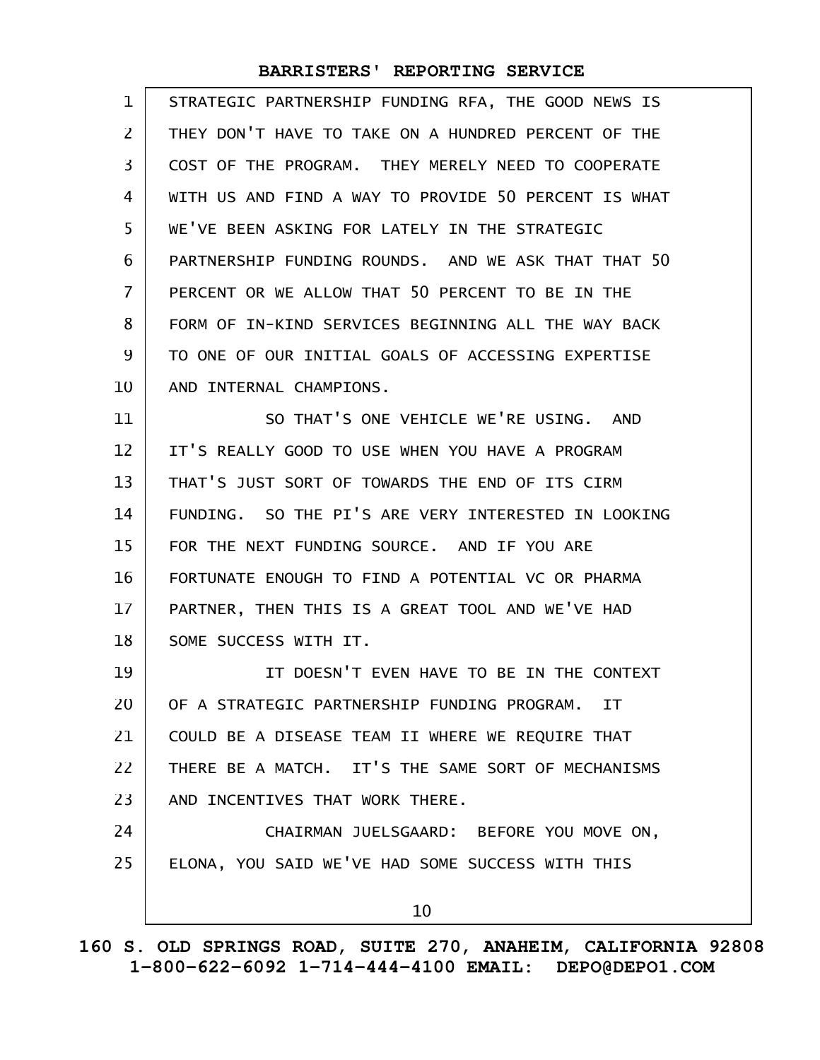STRATEGIC PARTNERSHIP FUNDING RFA, THE GOOD NEWS IS THEY DON'T HAVE TO TAKE ON A HUNDRED PERCENT OF THE COST OF THE PROGRAM. THEY MERELY NEED TO COOPERATE WITH US AND FIND A WAY TO PROVIDE 50 PERCENT IS WHAT WE'VE BEEN ASKING FOR LATELY IN THE STRATEGIC PARTNERSHIP FUNDING ROUNDS. AND WE ASK THAT THAT 50 PERCENT OR WE ALLOW THAT 50 PERCENT TO BE IN THE FORM OF IN-KIND SERVICES BEGINNING ALL THE WAY BACK TO ONE OF OUR INITIAL GOALS OF ACCESSING EXPERTISE AND INTERNAL CHAMPIONS.

SO THAT'S ONE VEHICLE WE'RE USING. AND IT'S REALLY GOOD TO USE WHEN YOU HAVE A PROGRAM THAT'S JUST SORT OF TOWARDS THE END OF ITS CIRM FUNDING. SO THE PI'S ARE VERY INTERESTED IN LOOKING FOR THE NEXT FUNDING SOURCE. AND IF YOU ARE FORTUNATE ENOUGH TO FIND A POTENTIAL VC OR PHARMA PARTNER, THEN THIS IS A GREAT TOOL AND WE'VE HAD SOME SUCCESS WITH IT.

IT DOESN'T EVEN HAVE TO BE IN THE CONTEXT OF A STRATEGIC PARTNERSHIP FUNDING PROGRAM. IT COULD BE A DISEASE TEAM II WHERE WE REQUIRE THAT THERE BE A MATCH. IT'S THE SAME SORT OF MECHANISMS AND INCENTIVES THAT WORK THERE.

CHAIRMAN JUELSGAARD: BEFORE YOU MOVE ON, ELONA, YOU SAID WE'VE HAD SOME SUCCESS WITH THIS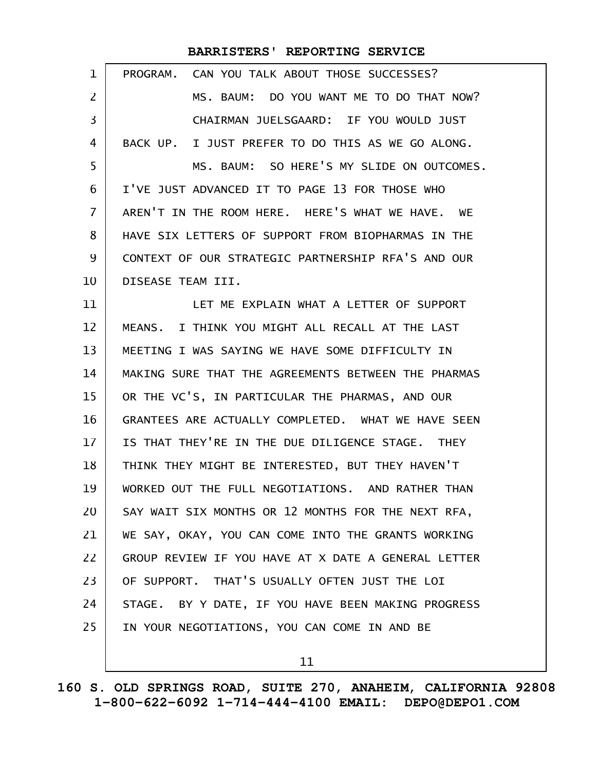PROGRAM. CAN YOU TALK ABOUT THOSE SUCCESSES?

MS. BAUM: DO YOU WANT ME TO DO THAT NOW?

CHAIRMAN JUELSGAARD: IF YOU WOULD JUST BACK UP. I JUST PREFER TO DO THIS AS WE GO ALONG.

MS. BAUM: SO HERE'S MY SLIDE ON OUTCOMES. I'VE JUST ADVANCED IT TO PAGE 13 FOR THOSE WHO AREN'T IN THE ROOM HERE. HERE'S WHAT WE HAVE. WE HAVE SIX LETTERS OF SUPPORT FROM BIOPHARMAS IN THE CONTEXT OF OUR STRATEGIC PARTNERSHIP RFA'S AND OUR DISEASE TEAM III.

LET ME EXPLAIN WHAT A LETTER OF SUPPORT MEANS. I THINK YOU MIGHT ALL RECALL AT THE LAST MEETING I WAS SAYING WE HAVE SOME DIFFICULTY IN MAKING SURE THAT THE AGREEMENTS BETWEEN THE PHARMAS OR THE VC'S, IN PARTICULAR THE PHARMAS, AND OUR GRANTEES ARE ACTUALLY COMPLETED. WHAT WE HAVE SEEN IS THAT THEY'RE IN THE DUE DILIGENCE STAGE. THEY THINK THEY MIGHT BE INTERESTED, BUT THEY HAVEN'T WORKED OUT THE FULL NEGOTIATIONS. AND RATHER THAN SAY WAIT SIX MONTHS OR 12 MONTHS FOR THE NEXT RFA, WE SAY, OKAY, YOU CAN COME INTO THE GRANTS WORKING GROUP REVIEW IF YOU HAVE AT X DATE A GENERAL LETTER OF SUPPORT. THAT'S USUALLY OFTEN JUST THE LOI STAGE. BY Y DATE, IF YOU HAVE BEEN MAKING PROGRESS IN YOUR NEGOTIATIONS, YOU CAN COME IN AND BE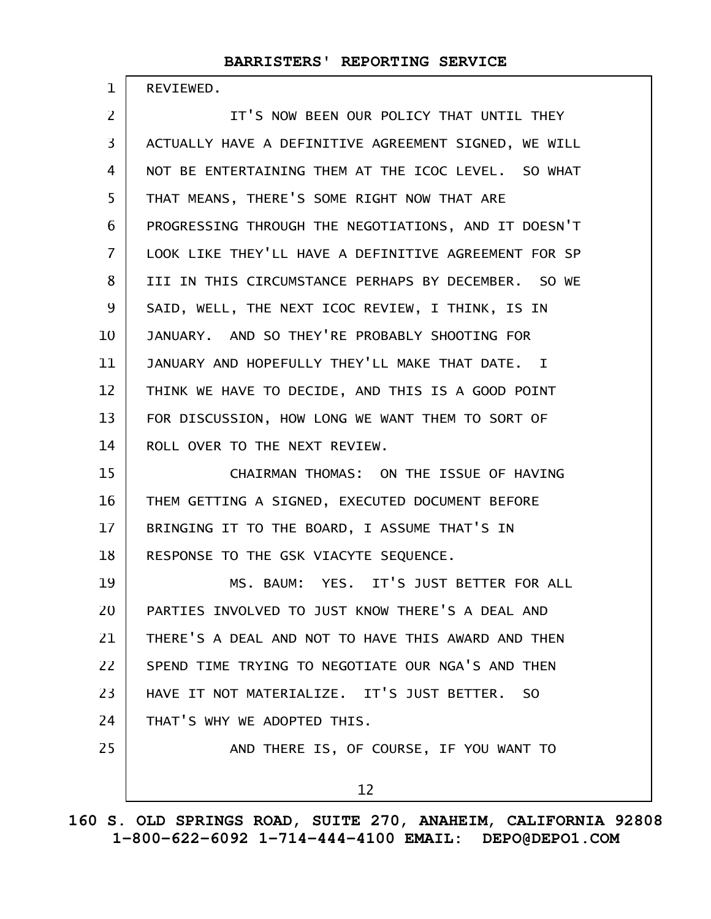REVIEWED.

IT'S NOW BEEN OUR POLICY THAT UNTIL THEY ACTUALLY HAVE A DEFINITIVE AGREEMENT SIGNED, WE WILL NOT BE ENTERTAINING THEM AT THE ICOC LEVEL. SO WHAT THAT MEANS, THERE'S SOME RIGHT NOW THAT ARE PROGRESSING THROUGH THE NEGOTIATIONS, AND IT DOESN'T LOOK LIKE THEY'LL HAVE A DEFINITIVE AGREEMENT FOR SP III IN THIS CIRCUMSTANCE PERHAPS BY DECEMBER. SO WE SAID, WELL, THE NEXT ICOC REVIEW, I THINK, IS IN JANUARY. AND SO THEY'RE PROBABLY SHOOTING FOR JANUARY AND HOPEFULLY THEY'LL MAKE THAT DATE. I THINK WE HAVE TO DECIDE, AND THIS IS A GOOD POINT FOR DISCUSSION, HOW LONG WE WANT THEM TO SORT OF ROLL OVER TO THE NEXT REVIEW.

CHAIRMAN THOMAS: ON THE ISSUE OF HAVING THEM GETTING A SIGNED, EXECUTED DOCUMENT BEFORE BRINGING IT TO THE BOARD, I ASSUME THAT'S IN RESPONSE TO THE GSK VIACYTE SEQUENCE.

MS. BAUM: YES. IT'S JUST BETTER FOR ALL PARTIES INVOLVED TO JUST KNOW THERE'S A DEAL AND THERE'S A DEAL AND NOT TO HAVE THIS AWARD AND THEN SPEND TIME TRYING TO NEGOTIATE OUR NGA'S AND THEN HAVE IT NOT MATERIALIZE. IT'S JUST BETTER. SO THAT'S WHY WE ADOPTED THIS.

AND THERE IS, OF COURSE, IF YOU WANT TO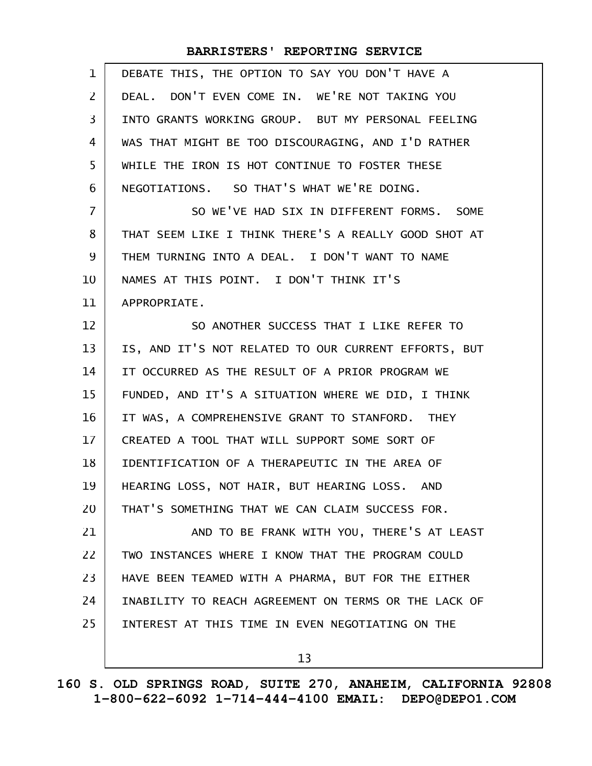DEBATE THIS, THE OPTION TO SAY YOU DON'T HAVE A DEAL. DON'T EVEN COME IN. WE'RE NOT TAKING YOU INTO GRANTS WORKING GROUP. BUT MY PERSONAL FEELING WAS THAT MIGHT BE TOO DISCOURAGING, AND I'D RATHER WHILE THE IRON IS HOT CONTINUE TO FOSTER THESE NEGOTIATIONS. SO THAT'S WHAT WE'RE DOING.

SO WE'VE HAD SIX IN DIFFERENT FORMS. SOME THAT SEEM LIKE I THINK THERE'S A REALLY GOOD SHOT AT THEM TURNING INTO A DEAL. I DON'T WANT TO NAME NAMES AT THIS POINT. I DON'T THINK IT'S APPROPRIATE.

SO ANOTHER SUCCESS THAT I LIKE REFER TO IS, AND IT'S NOT RELATED TO OUR CURRENT EFFORTS, BUT IT OCCURRED AS THE RESULT OF A PRIOR PROGRAM WE FUNDED, AND IT'S A SITUATION WHERE WE DID, I THINK IT WAS, A COMPREHENSIVE GRANT TO STANFORD. THEY CREATED A TOOL THAT WILL SUPPORT SOME SORT OF IDENTIFICATION OF A THERAPEUTIC IN THE AREA OF HEARING LOSS, NOT HAIR, BUT HEARING LOSS. AND THAT'S SOMETHING THAT WE CAN CLAIM SUCCESS FOR.

AND TO BE FRANK WITH YOU, THERE'S AT LEAST TWO INSTANCES WHERE I KNOW THAT THE PROGRAM COULD HAVE BEEN TEAMED WITH A PHARMA, BUT FOR THE EITHER INABILITY TO REACH AGREEMENT ON TERMS OR THE LACK OF INTEREST AT THIS TIME IN EVEN NEGOTIATING ON THE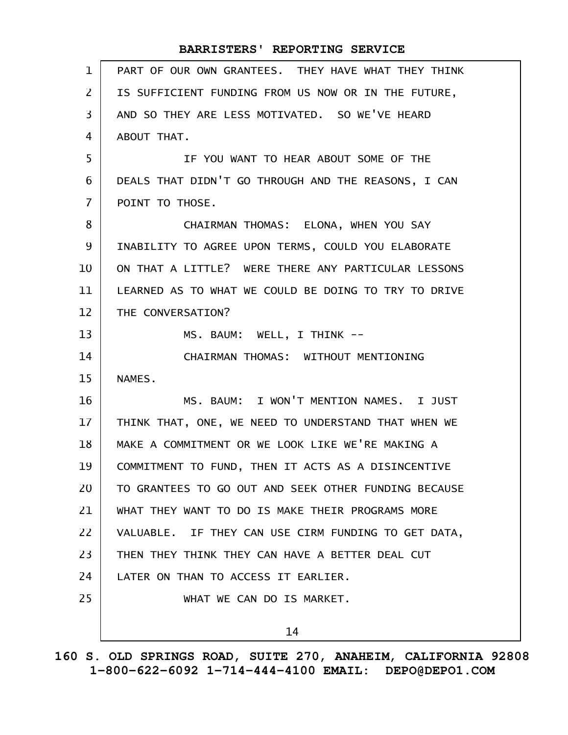PART OF OUR OWN GRANTEES. THEY HAVE WHAT THEY THINK IS SUFFICIENT FUNDING FROM US NOW OR IN THE FUTURE, AND SO THEY ARE LESS MOTIVATED. SO WE'VE HEARD ABOUT THAT.

IF YOU WANT TO HEAR ABOUT SOME OF THE DEALS THAT DIDN'T GO THROUGH AND THE REASONS, I CAN POINT TO THOSE.

CHAIRMAN THOMAS: ELONA, WHEN YOU SAY INABILITY TO AGREE UPON TERMS, COULD YOU ELABORATE ON THAT A LITTLE? WERE THERE ANY PARTICULAR LESSONS LEARNED AS TO WHAT WE COULD BE DOING TO TRY TO DRIVE THE CONVERSATION?

MS. BAUM: WELL, I THINK --

CHAIRMAN THOMAS: WITHOUT MENTIONING NAMES.

MS. BAUM: I WON'T MENTION NAMES. I JUST THINK THAT, ONE, WE NEED TO UNDERSTAND THAT WHEN WE MAKE A COMMITMENT OR WE LOOK LIKE WE'RE MAKING A COMMITMENT TO FUND, THEN IT ACTS AS A DISINCENTIVE TO GRANTEES TO GO OUT AND SEEK OTHER FUNDING BECAUSE WHAT THEY WANT TO DO IS MAKE THEIR PROGRAMS MORE VALUABLE. IF THEY CAN USE CIRM FUNDING TO GET DATA, THEN THEY THINK THEY CAN HAVE A BETTER DEAL CUT LATER ON THAN TO ACCESS IT EARLIER.

WHAT WE CAN DO IS MARKET.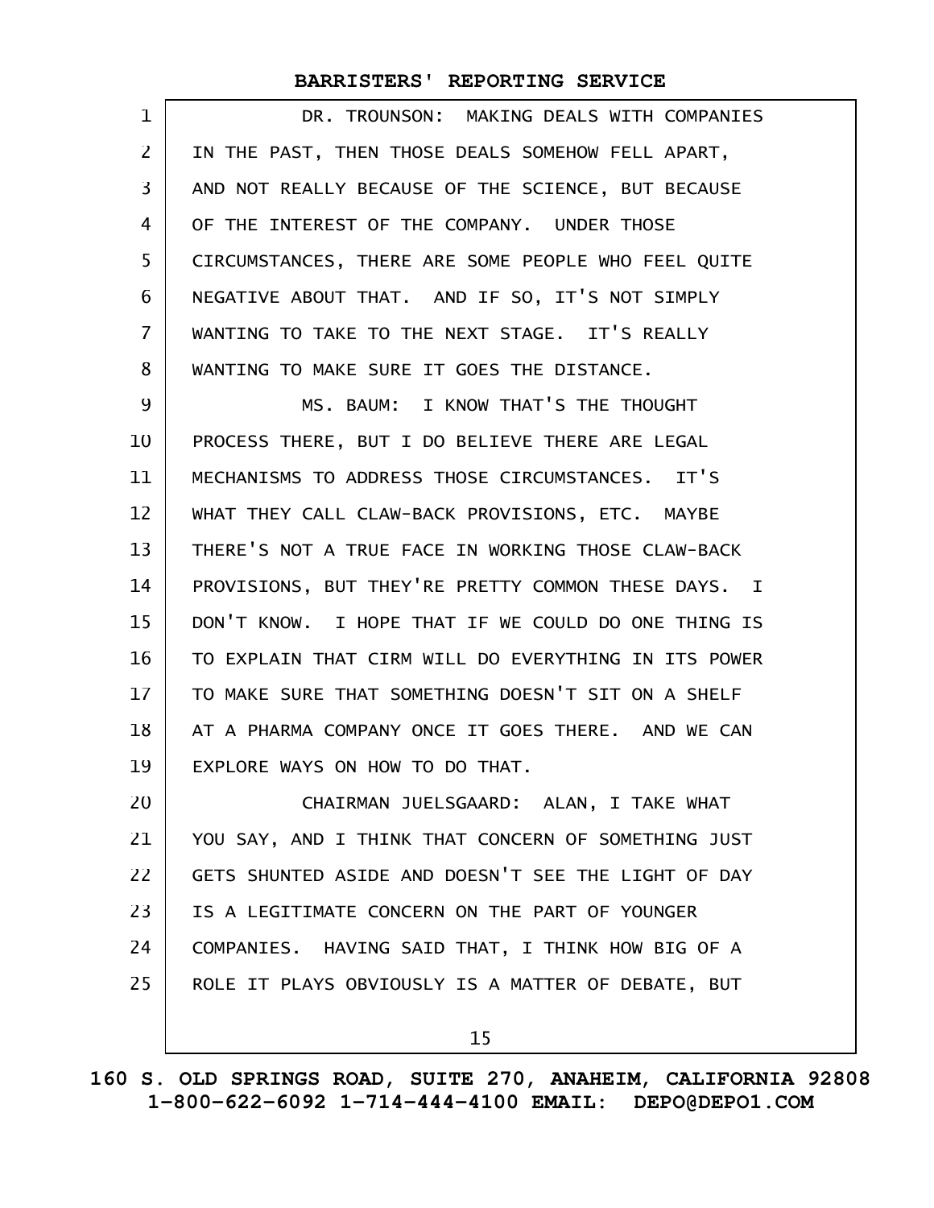DR. TROUNSON: MAKING DEALS WITH COMPANIES IN THE PAST, THEN THOSE DEALS SOMEHOW FELL APART, AND NOT REALLY BECAUSE OF THE SCIENCE, BUT BECAUSE OF THE INTEREST OF THE COMPANY. UNDER THOSE CIRCUMSTANCES, THERE ARE SOME PEOPLE WHO FEEL QUITE NEGATIVE ABOUT THAT. AND IF SO, IT'S NOT SIMPLY WANTING TO TAKE TO THE NEXT STAGE. IT'S REALLY WANTING TO MAKE SURE IT GOES THE DISTANCE.

MS. BAUM: I KNOW THAT'S THE THOUGHT PROCESS THERE, BUT I DO BELIEVE THERE ARE LEGAL MECHANISMS TO ADDRESS THOSE CIRCUMSTANCES. IT'S WHAT THEY CALL CLAW-BACK PROVISIONS, ETC. MAYBE THERE'S NOT A TRUE FACE IN WORKING THOSE CLAW-BACK PROVISIONS, BUT THEY'RE PRETTY COMMON THESE DAYS. I DON'T KNOW. I HOPE THAT IF WE COULD DO ONE THING IS TO EXPLAIN THAT CIRM WILL DO EVERYTHING IN ITS POWER TO MAKE SURE THAT SOMETHING DOESN'T SIT ON A SHELF AT A PHARMA COMPANY ONCE IT GOES THERE. AND WE CAN EXPLORE WAYS ON HOW TO DO THAT.

CHAIRMAN JUELSGAARD: ALAN, I TAKE WHAT YOU SAY, AND I THINK THAT CONCERN OF SOMETHING JUST GETS SHUNTED ASIDE AND DOESN'T SEE THE LIGHT OF DAY IS A LEGITIMATE CONCERN ON THE PART OF YOUNGER COMPANIES. HAVING SAID THAT, I THINK HOW BIG OF A ROLE IT PLAYS OBVIOUSLY IS A MATTER OF DEBATE, BUT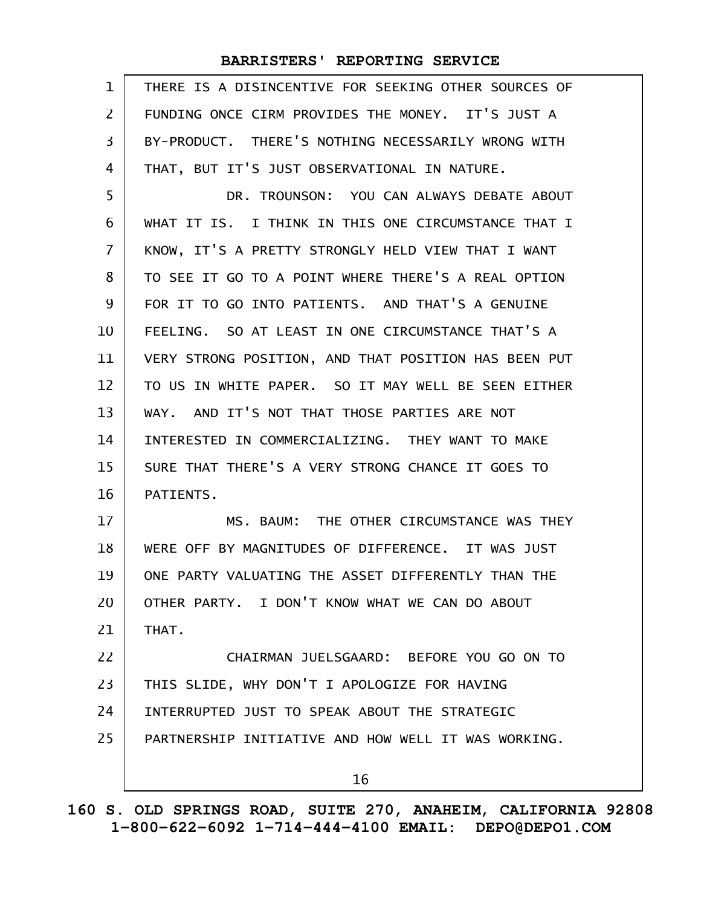THERE IS A DISINCENTIVE FOR SEEKING OTHER SOURCES OF FUNDING ONCE CIRM PROVIDES THE MONEY. IT'S JUST A BY-PRODUCT. THERE'S NOTHING NECESSARILY WRONG WITH THAT, BUT IT'S JUST OBSERVATIONAL IN NATURE.

DR. TROUNSON: YOU CAN ALWAYS DEBATE ABOUT WHAT IT IS. I THINK IN THIS ONE CIRCUMSTANCE THAT I KNOW, IT'S A PRETTY STRONGLY HELD VIEW THAT I WANT TO SEE IT GO TO A POINT WHERE THERE'S A REAL OPTION FOR IT TO GO INTO PATIENTS. AND THAT'S A GENUINE FEELING. SO AT LEAST IN ONE CIRCUMSTANCE THAT'S A VERY STRONG POSITION, AND THAT POSITION HAS BEEN PUT TO US IN WHITE PAPER. SO IT MAY WELL BE SEEN EITHER WAY. AND IT'S NOT THAT THOSE PARTIES ARE NOT INTERESTED IN COMMERCIALIZING. THEY WANT TO MAKE SURE THAT THERE'S A VERY STRONG CHANCE IT GOES TO PATIENTS.

MS. BAUM: THE OTHER CIRCUMSTANCE WAS THEY WERE OFF BY MAGNITUDES OF DIFFERENCE. IT WAS JUST ONE PARTY VALUATING THE ASSET DIFFERENTLY THAN THE OTHER PARTY. I DON'T KNOW WHAT WE CAN DO ABOUT THAT.

CHAIRMAN JUELSGAARD: BEFORE YOU GO ON TO THIS SLIDE, WHY DON'T I APOLOGIZE FOR HAVING INTERRUPTED JUST TO SPEAK ABOUT THE STRATEGIC PARTNERSHIP INITIATIVE AND HOW WELL IT WAS WORKING.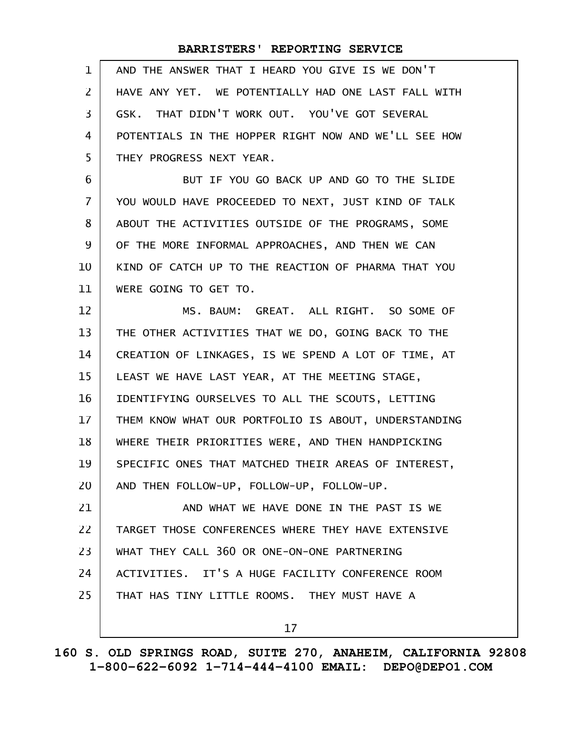AND THE ANSWER THAT I HEARD YOU GIVE IS WE DON'T HAVE ANY YET. WE POTENTIALLY HAD ONE LAST FALL WITH GSK. THAT DIDN'T WORK OUT. YOU'VE GOT SEVERAL POTENTIALS IN THE HOPPER RIGHT NOW AND WE'LL SEE HOW THEY PROGRESS NEXT YEAR.

BUT IF YOU GO BACK UP AND GO TO THE SLIDE YOU WOULD HAVE PROCEEDED TO NEXT, JUST KIND OF TALK ABOUT THE ACTIVITIES OUTSIDE OF THE PROGRAMS, SOME OF THE MORE INFORMAL APPROACHES, AND THEN WE CAN KIND OF CATCH UP TO THE REACTION OF PHARMA THAT YOU WERE GOING TO GET TO.

MS. BAUM: GREAT. ALL RIGHT. SO SOME OF THE OTHER ACTIVITIES THAT WE DO, GOING BACK TO THE CREATION OF LINKAGES, IS WE SPEND A LOT OF TIME, AT LEAST WE HAVE LAST YEAR, AT THE MEETING STAGE, IDENTIFYING OURSELVES TO ALL THE SCOUTS, LETTING THEM KNOW WHAT OUR PORTFOLIO IS ABOUT, UNDERSTANDING WHERE THEIR PRIORITIES WERE, AND THEN HANDPICKING SPECIFIC ONES THAT MATCHED THEIR AREAS OF INTEREST, AND THEN FOLLOW-UP, FOLLOW-UP, FOLLOW-UP.

AND WHAT WE HAVE DONE IN THE PAST IS WE TARGET THOSE CONFERENCES WHERE THEY HAVE EXTENSIVE WHAT THEY CALL 360 OR ONE-ON-ONE PARTNERING ACTIVITIES. IT'S A HUGE FACILITY CONFERENCE ROOM THAT HAS TINY LITTLE ROOMS. THEY MUST HAVE A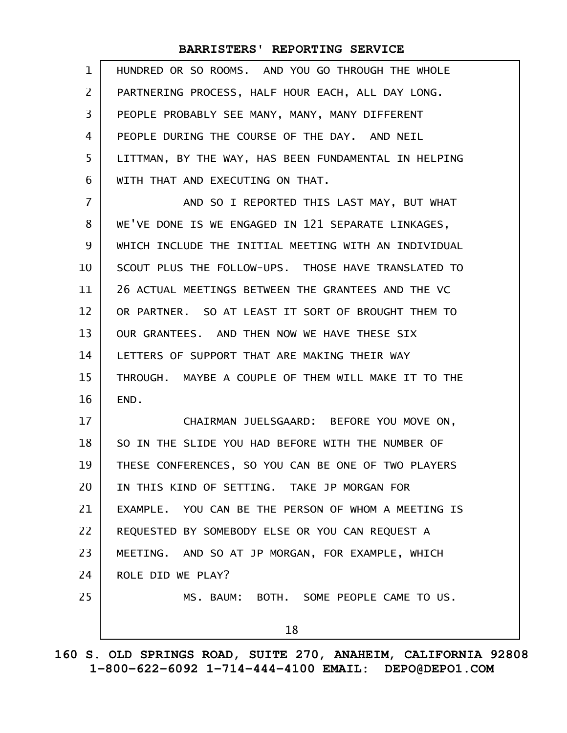HUNDRED OR SO ROOMS. AND YOU GO THROUGH THE WHOLE PARTNERING PROCESS, HALF HOUR EACH, ALL DAY LONG. PEOPLE PROBABLY SEE MANY, MANY, MANY DIFFERENT PEOPLE DURING THE COURSE OF THE DAY. AND NEIL LITTMAN, BY THE WAY, HAS BEEN FUNDAMENTAL IN HELPING WITH THAT AND EXECUTING ON THAT.

AND SO I REPORTED THIS LAST MAY, BUT WHAT WE'VE DONE IS WE ENGAGED IN 121 SEPARATE LINKAGES, WHICH INCLUDE THE INITIAL MEETING WITH AN INDIVIDUAL SCOUT PLUS THE FOLLOW-UPS. THOSE HAVE TRANSLATED TO 26 ACTUAL MEETINGS BETWEEN THE GRANTEES AND THE VC OR PARTNER. SO AT LEAST IT SORT OF BROUGHT THEM TO OUR GRANTEES. AND THEN NOW WE HAVE THESE SIX LETTERS OF SUPPORT THAT ARE MAKING THEIR WAY THROUGH. MAYBE A COUPLE OF THEM WILL MAKE IT TO THE END.

CHAIRMAN JUELSGAARD: BEFORE YOU MOVE ON, SO IN THE SLIDE YOU HAD BEFORE WITH THE NUMBER OF THESE CONFERENCES, SO YOU CAN BE ONE OF TWO PLAYERS IN THIS KIND OF SETTING. TAKE JP MORGAN FOR EXAMPLE. YOU CAN BE THE PERSON OF WHOM A MEETING IS REQUESTED BY SOMEBODY ELSE OR YOU CAN REQUEST A MEETING. AND SO AT JP MORGAN, FOR EXAMPLE, WHICH ROLE DID WE PLAY?

MS. BAUM: BOTH. SOME PEOPLE CAME TO US.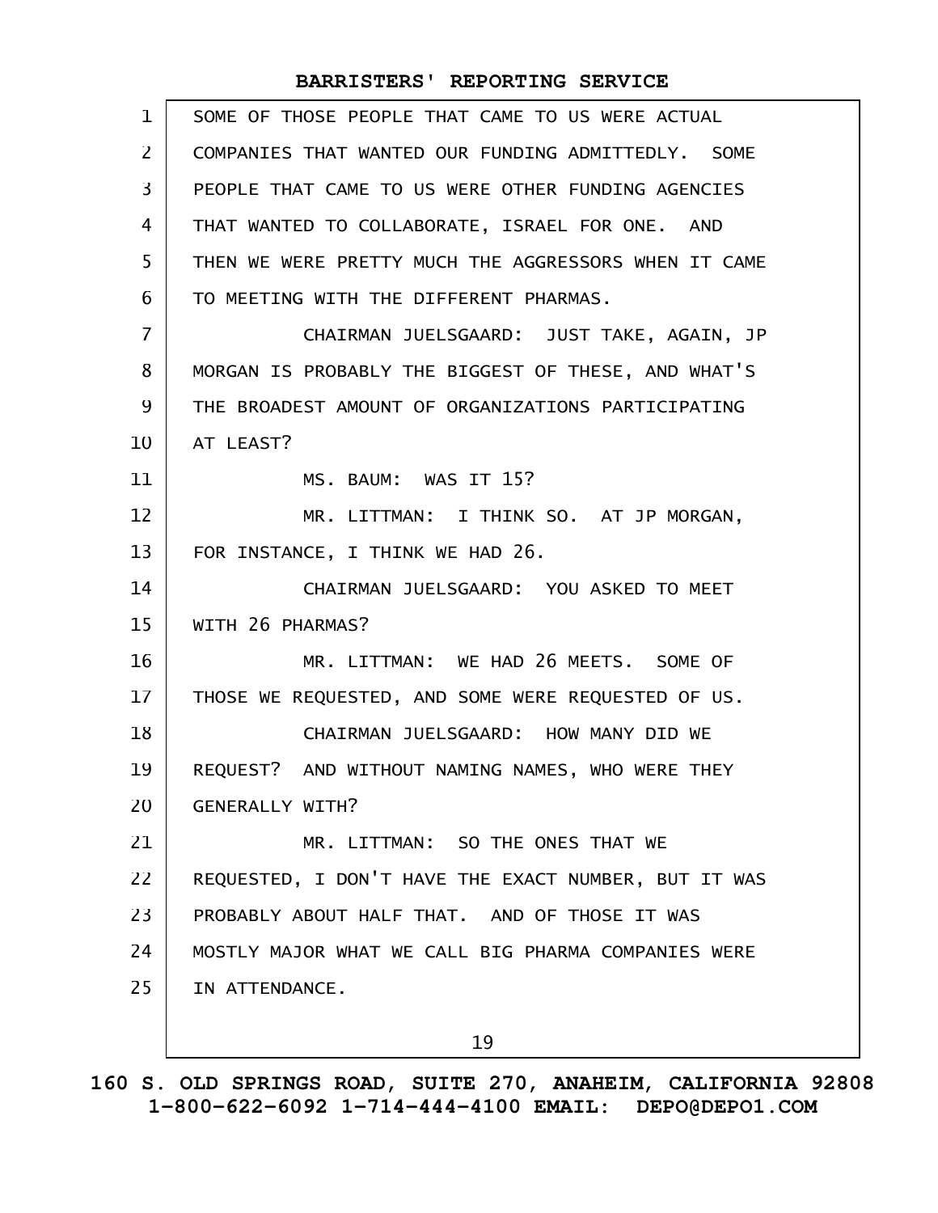SOME OF THOSE PEOPLE THAT CAME TO US WERE ACTUAL COMPANIES THAT WANTED OUR FUNDING ADMITTEDLY. SOME PEOPLE THAT CAME TO US WERE OTHER FUNDING AGENCIES THAT WANTED TO COLLABORATE, ISRAEL FOR ONE. AND THEN WE WERE PRETTY MUCH THE AGGRESSORS WHEN IT CAME TO MEETING WITH THE DIFFERENT PHARMAS.

CHAIRMAN JUELSGAARD: JUST TAKE, AGAIN, JP MORGAN IS PROBABLY THE BIGGEST OF THESE, AND WHAT'S THE BROADEST AMOUNT OF ORGANIZATIONS PARTICIPATING AT LEAST?

MS. BAUM: WAS IT 15?

MR. LITTMAN: I THINK SO. AT JP MORGAN, FOR INSTANCE, I THINK WE HAD 26.

CHAIRMAN JUELSGAARD: YOU ASKED TO MEET WITH 26 PHARMAS?

MR. LITTMAN: WE HAD 26 MEETS. SOME OF THOSE WE REQUESTED, AND SOME WERE REQUESTED OF US.

CHAIRMAN JUELSGAARD: HOW MANY DID WE REQUEST? AND WITHOUT NAMING NAMES, WHO WERE THEY GENERALLY WITH?

MR. LITTMAN: SO THE ONES THAT WE REQUESTED, I DON'T HAVE THE EXACT NUMBER, BUT IT WAS PROBABLY ABOUT HALF THAT. AND OF THOSE IT WAS MOSTLY MAJOR WHAT WE CALL BIG PHARMA COMPANIES WERE IN ATTENDANCE.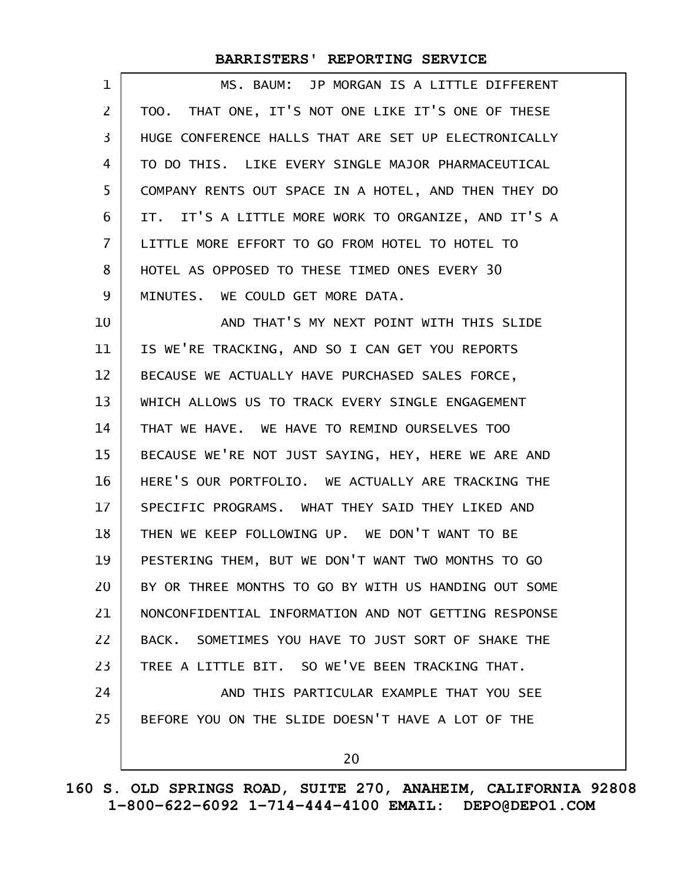MS. BAUM: JP MORGAN IS A LITTLE DIFFERENT TOO. THAT ONE, IT'S NOT ONE LIKE IT'S ONE OF THESE HUGE CONFERENCE HALLS THAT ARE SET UP ELECTRONICALLY TO DO THIS. LIKE EVERY SINGLE MAJOR PHARMACEUTICAL COMPANY RENTS OUT SPACE IN A HOTEL, AND THEN THEY DO IT. IT'S A LITTLE MORE WORK TO ORGANIZE, AND IT'S A LITTLE MORE EFFORT TO GO FROM HOTEL TO HOTEL TO HOTEL AS OPPOSED TO THESE TIMED ONES EVERY 30 MINUTES. WE COULD GET MORE DATA.

AND THAT'S MY NEXT POINT WITH THIS SLIDE IS WE'RE TRACKING, AND SO I CAN GET YOU REPORTS BECAUSE WE ACTUALLY HAVE PURCHASED SALES FORCE, WHICH ALLOWS US TO TRACK EVERY SINGLE ENGAGEMENT THAT WE HAVE. WE HAVE TO REMIND OURSELVES TOO BECAUSE WE'RE NOT JUST SAYING, HEY, HERE WE ARE AND HERE'S OUR PORTFOLIO. WE ACTUALLY ARE TRACKING THE SPECIFIC PROGRAMS. WHAT THEY SAID THEY LIKED AND THEN WE KEEP FOLLOWING UP. WE DON'T WANT TO BE PESTERING THEM, BUT WE DON'T WANT TWO MONTHS TO GO BY OR THREE MONTHS TO GO BY WITH US HANDING OUT SOME NONCONFIDENTIAL INFORMATION AND NOT GETTING RESPONSE BACK. SOMETIMES YOU HAVE TO JUST SORT OF SHAKE THE TREE A LITTLE BIT. SO WE'VE BEEN TRACKING THAT.

AND THIS PARTICULAR EXAMPLE THAT YOU SEE BEFORE YOU ON THE SLIDE DOESN'T HAVE A LOT OF THE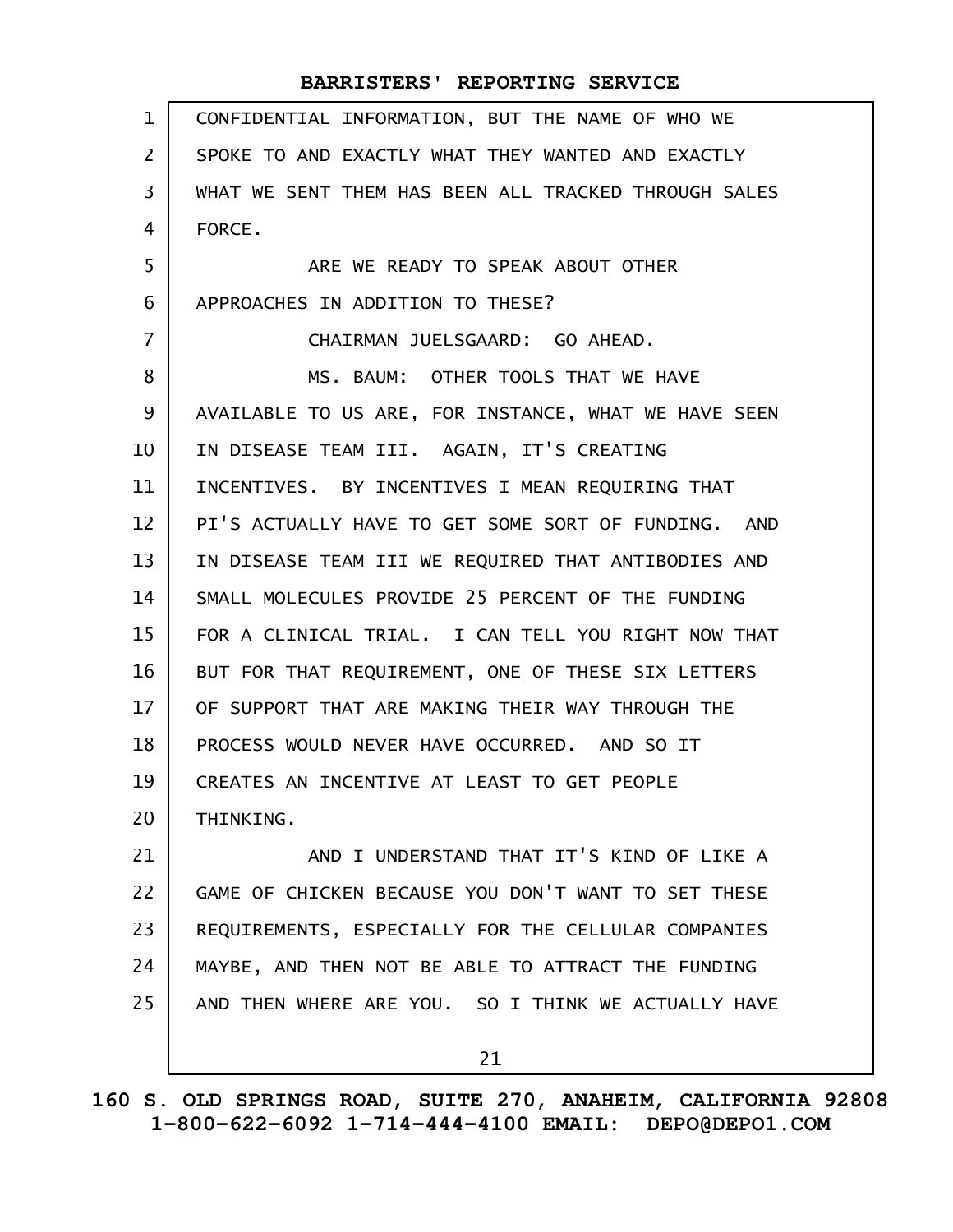CONFIDENTIAL INFORMATION, BUT THE NAME OF WHO WE SPOKE TO AND EXACTLY WHAT THEY WANTED AND EXACTLY WHAT WE SENT THEM HAS BEEN ALL TRACKED THROUGH SALES FORCE.

ARE WE READY TO SPEAK ABOUT OTHER APPROACHES IN ADDITION TO THESE?

CHAIRMAN JUELSGAARD: GO AHEAD.

MS. BAUM: OTHER TOOLS THAT WE HAVE AVAILABLE TO US ARE, FOR INSTANCE, WHAT WE HAVE SEEN IN DISEASE TEAM III. AGAIN, IT'S CREATING INCENTIVES. BY INCENTIVES I MEAN REQUIRING THAT PI'S ACTUALLY HAVE TO GET SOME SORT OF FUNDING. AND IN DISEASE TEAM III WE REQUIRED THAT ANTIBODIES AND SMALL MOLECULES PROVIDE 25 PERCENT OF THE FUNDING FOR A CLINICAL TRIAL. I CAN TELL YOU RIGHT NOW THAT BUT FOR THAT REQUIREMENT, ONE OF THESE SIX LETTERS OF SUPPORT THAT ARE MAKING THEIR WAY THROUGH THE PROCESS WOULD NEVER HAVE OCCURRED. AND SO IT CREATES AN INCENTIVE AT LEAST TO GET PEOPLE THINKING.

AND I UNDERSTAND THAT IT'S KIND OF LIKE A GAME OF CHICKEN BECAUSE YOU DON'T WANT TO SET THESE REQUIREMENTS, ESPECIALLY FOR THE CELLULAR COMPANIES MAYBE, AND THEN NOT BE ABLE TO ATTRACT THE FUNDING AND THEN WHERE ARE YOU. SO I THINK WE ACTUALLY HAVE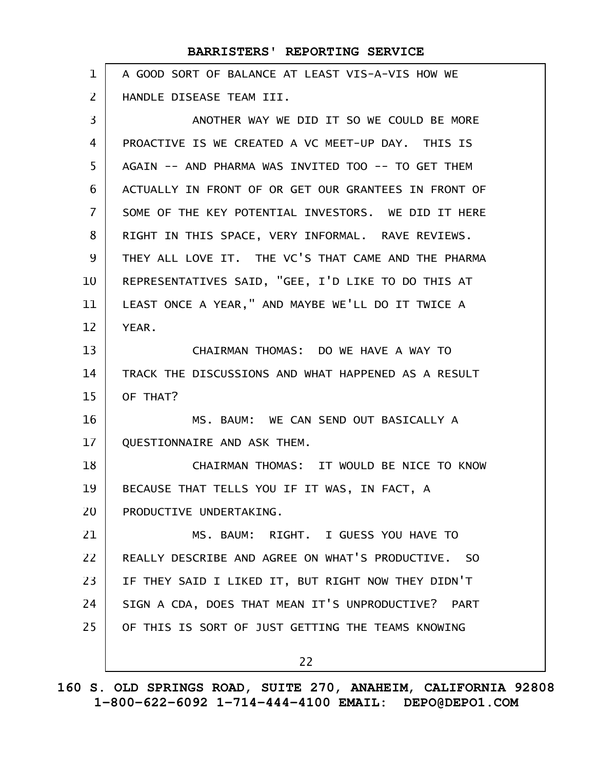A GOOD SORT OF BALANCE AT LEAST VIS-A-VIS HOW WE HANDLE DISEASE TEAM III.

ANOTHER WAY WE DID IT SO WE COULD BE MORE PROACTIVE IS WE CREATED A VC MEET-UP DAY. THIS IS AGAIN -- AND PHARMA WAS INVITED TOO -- TO GET THEM ACTUALLY IN FRONT OF OR GET OUR GRANTEES IN FRONT OF SOME OF THE KEY POTENTIAL INVESTORS. WE DID IT HERE RIGHT IN THIS SPACE, VERY INFORMAL. RAVE REVIEWS. THEY ALL LOVE IT. THE VC'S THAT CAME AND THE PHARMA REPRESENTATIVES SAID, "GEE, I'D LIKE TO DO THIS AT LEAST ONCE A YEAR," AND MAYBE WE'LL DO IT TWICE A YEAR.

CHAIRMAN THOMAS: DO WE HAVE A WAY TO TRACK THE DISCUSSIONS AND WHAT HAPPENED AS A RESULT OF THAT?

MS. BAUM: WE CAN SEND OUT BASICALLY A QUESTIONNAIRE AND ASK THEM.

CHAIRMAN THOMAS: IT WOULD BE NICE TO KNOW BECAUSE THAT TELLS YOU IF IT WAS, IN FACT, A PRODUCTIVE UNDERTAKING.

MS. BAUM: RIGHT. I GUESS YOU HAVE TO REALLY DESCRIBE AND AGREE ON WHAT'S PRODUCTIVE. SO IF THEY SAID I LIKED IT, BUT RIGHT NOW THEY DIDN'T SIGN A CDA, DOES THAT MEAN IT'S UNPRODUCTIVE? PART OF THIS IS SORT OF JUST GETTING THE TEAMS KNOWING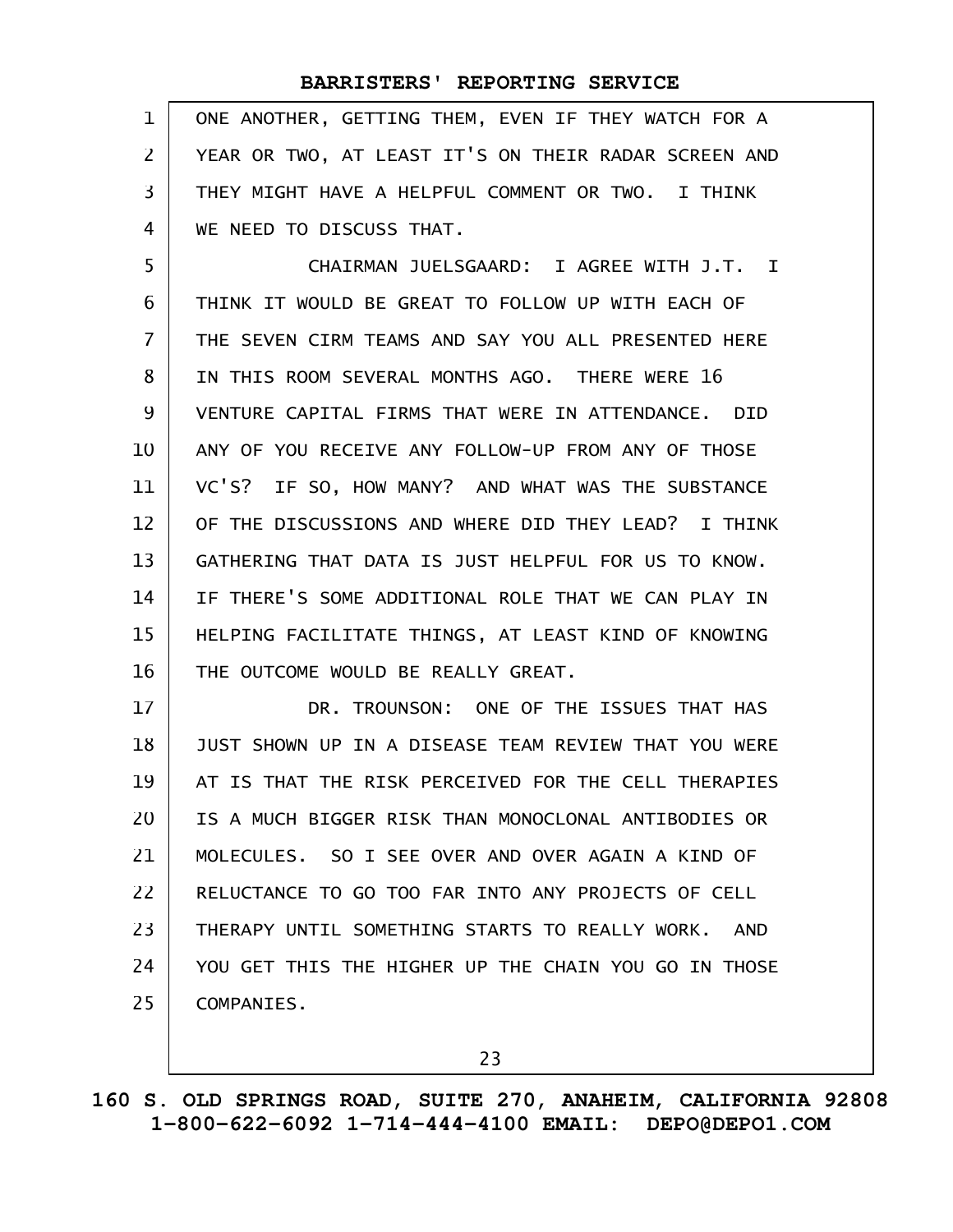ONE ANOTHER, GETTING THEM, EVEN IF THEY WATCH FOR A YEAR OR TWO, AT LEAST IT'S ON THEIR RADAR SCREEN AND THEY MIGHT HAVE A HELPFUL COMMENT OR TWO. I THINK WE NEED TO DISCUSS THAT.

CHAIRMAN JUELSGAARD: I AGREE WITH J.T. I THINK IT WOULD BE GREAT TO FOLLOW UP WITH EACH OF THE SEVEN CIRM TEAMS AND SAY YOU ALL PRESENTED HERE IN THIS ROOM SEVERAL MONTHS AGO. THERE WERE 16 VENTURE CAPITAL FIRMS THAT WERE IN ATTENDANCE. DID ANY OF YOU RECEIVE ANY FOLLOW-UP FROM ANY OF THOSE VC'S? IF SO, HOW MANY? AND WHAT WAS THE SUBSTANCE OF THE DISCUSSIONS AND WHERE DID THEY LEAD? I THINK GATHERING THAT DATA IS JUST HELPFUL FOR US TO KNOW. IF THERE'S SOME ADDITIONAL ROLE THAT WE CAN PLAY IN HELPING FACILITATE THINGS, AT LEAST KIND OF KNOWING THE OUTCOME WOULD BE REALLY GREAT.

DR. TROUNSON: ONE OF THE ISSUES THAT HAS JUST SHOWN UP IN A DISEASE TEAM REVIEW THAT YOU WERE AT IS THAT THE RISK PERCEIVED FOR THE CELL THERAPIES IS A MUCH BIGGER RISK THAN MONOCLONAL ANTIBODIES OR MOLECULES. SO I SEE OVER AND OVER AGAIN A KIND OF RELUCTANCE TO GO TOO FAR INTO ANY PROJECTS OF CELL THERAPY UNTIL SOMETHING STARTS TO REALLY WORK. AND YOU GET THIS THE HIGHER UP THE CHAIN YOU GO IN THOSE COMPANIES.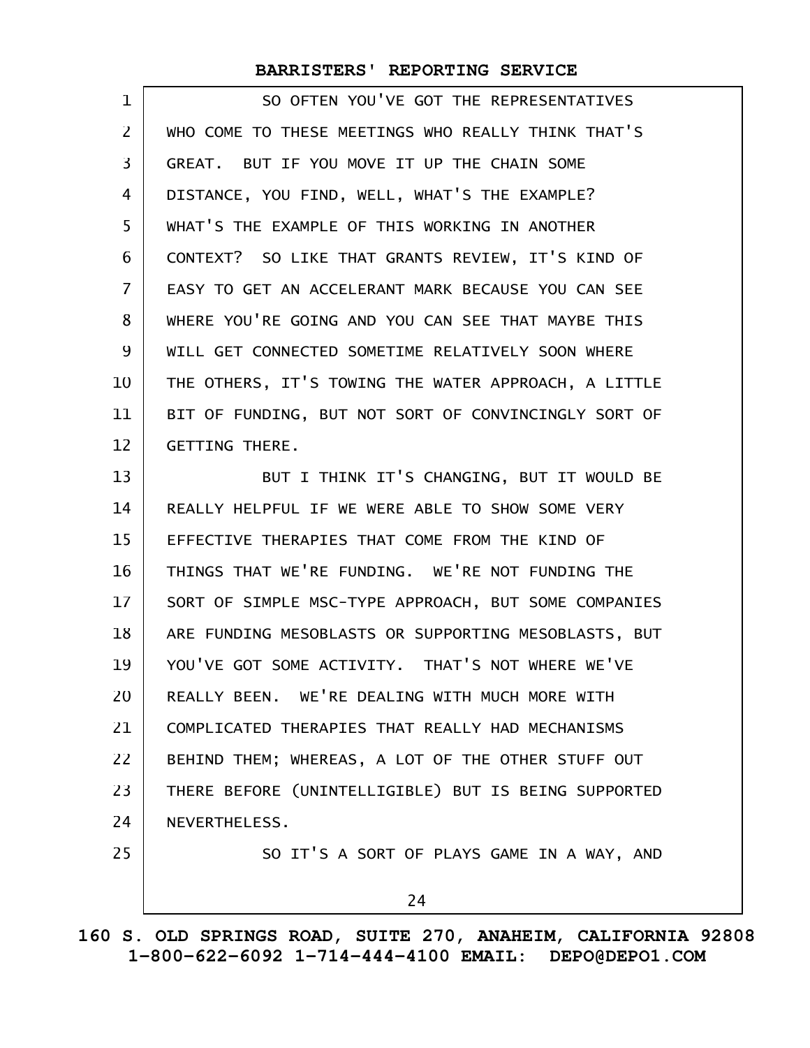SO OFTEN YOU'VE GOT THE REPRESENTATIVES WHO COME TO THESE MEETINGS WHO REALLY THINK THAT'S GREAT. BUT IF YOU MOVE IT UP THE CHAIN SOME DISTANCE, YOU FIND, WELL, WHAT'S THE EXAMPLE? WHAT'S THE EXAMPLE OF THIS WORKING IN ANOTHER CONTEXT? SO LIKE THAT GRANTS REVIEW, IT'S KIND OF EASY TO GET AN ACCELERANT MARK BECAUSE YOU CAN SEE WHERE YOU'RE GOING AND YOU CAN SEE THAT MAYBE THIS WILL GET CONNECTED SOMETIME RELATIVELY SOON WHERE THE OTHERS, IT'S TOWING THE WATER APPROACH, A LITTLE BIT OF FUNDING, BUT NOT SORT OF CONVINCINGLY SORT OF GETTING THERE.

BUT I THINK IT'S CHANGING, BUT IT WOULD BE REALLY HELPFUL IF WE WERE ABLE TO SHOW SOME VERY EFFECTIVE THERAPIES THAT COME FROM THE KIND OF THINGS THAT WE'RE FUNDING. WE'RE NOT FUNDING THE SORT OF SIMPLE MSC-TYPE APPROACH, BUT SOME COMPANIES ARE FUNDING MESOBLASTS OR SUPPORTING MESOBLASTS, BUT YOU'VE GOT SOME ACTIVITY. THAT'S NOT WHERE WE'VE REALLY BEEN. WE'RE DEALING WITH MUCH MORE WITH COMPLICATED THERAPIES THAT REALLY HAD MECHANISMS BEHIND THEM; WHEREAS, A LOT OF THE OTHER STUFF OUT THERE BEFORE (UNINTELLIGIBLE) BUT IS BEING SUPPORTED NEVERTHELESS.

SO IT'S A SORT OF PLAYS GAME IN A WAY, AND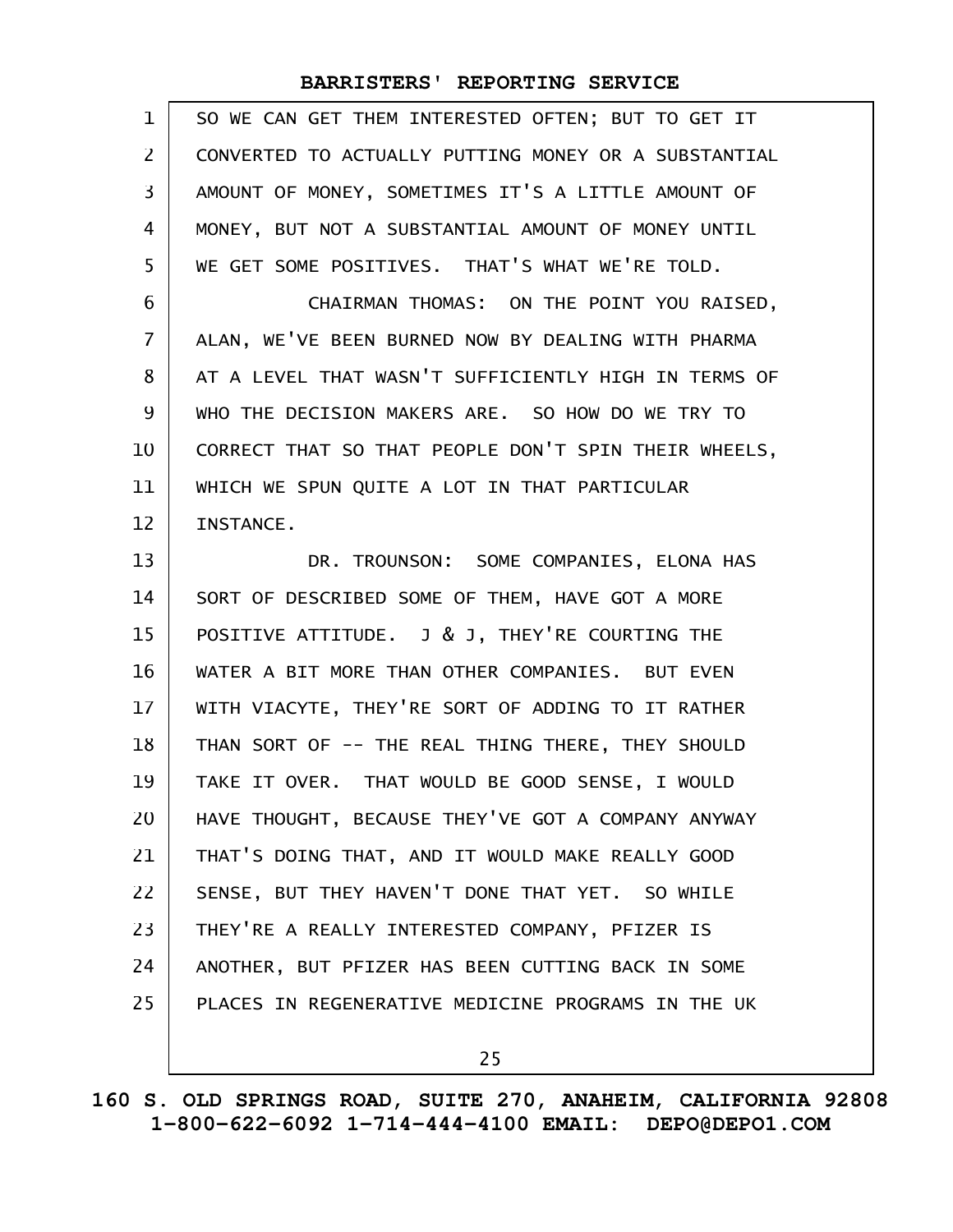SO WE CAN GET THEM INTERESTED OFTEN; BUT TO GET IT CONVERTED TO ACTUALLY PUTTING MONEY OR A SUBSTANTIAL AMOUNT OF MONEY, SOMETIMES IT'S A LITTLE AMOUNT OF MONEY, BUT NOT A SUBSTANTIAL AMOUNT OF MONEY UNTIL WE GET SOME POSITIVES. THAT'S WHAT WE'RE TOLD.

CHAIRMAN THOMAS: ON THE POINT YOU RAISED, ALAN, WE'VE BEEN BURNED NOW BY DEALING WITH PHARMA AT A LEVEL THAT WASN'T SUFFICIENTLY HIGH IN TERMS OF WHO THE DECISION MAKERS ARE. SO HOW DO WE TRY TO CORRECT THAT SO THAT PEOPLE DON'T SPIN THEIR WHEELS, WHICH WE SPUN QUITE A LOT IN THAT PARTICULAR INSTANCE.

DR. TROUNSON: SOME COMPANIES, ELONA HAS SORT OF DESCRIBED SOME OF THEM, HAVE GOT A MORE POSITIVE ATTITUDE. J & J, THEY'RE COURTING THE WATER A BIT MORE THAN OTHER COMPANIES. BUT EVEN WITH VIACYTE, THEY'RE SORT OF ADDING TO IT RATHER THAN SORT OF -- THE REAL THING THERE, THEY SHOULD TAKE IT OVER. THAT WOULD BE GOOD SENSE, I WOULD HAVE THOUGHT, BECAUSE THEY'VE GOT A COMPANY ANYWAY THAT'S DOING THAT, AND IT WOULD MAKE REALLY GOOD SENSE, BUT THEY HAVEN'T DONE THAT YET. SO WHILE THEY'RE A REALLY INTERESTED COMPANY, PFIZER IS ANOTHER, BUT PFIZER HAS BEEN CUTTING BACK IN SOME PLACES IN REGENERATIVE MEDICINE PROGRAMS IN THE UK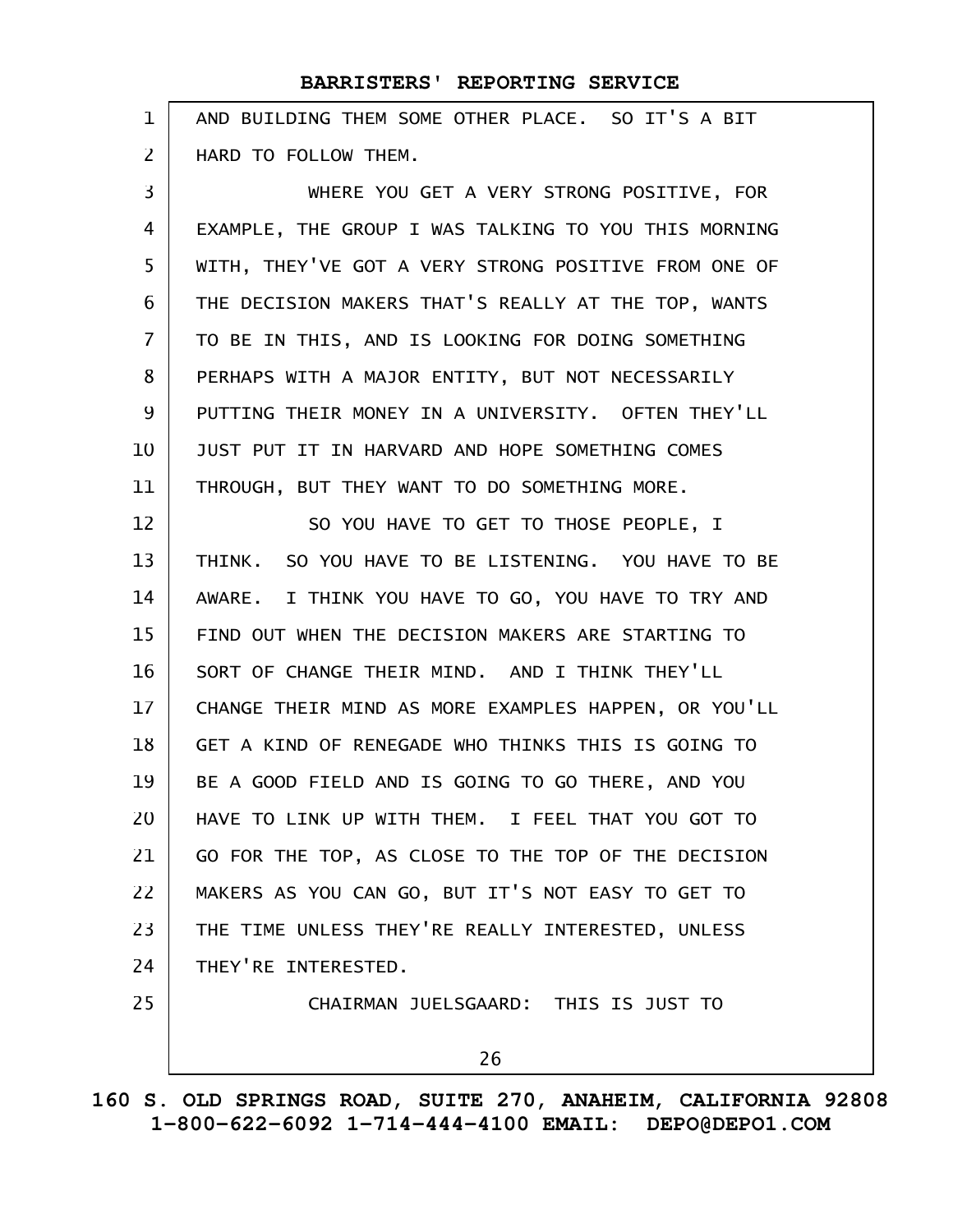AND BUILDING THEM SOME OTHER PLACE. SO IT'S A BIT HARD TO FOLLOW THEM.

WHERE YOU GET A VERY STRONG POSITIVE, FOR EXAMPLE, THE GROUP I WAS TALKING TO YOU THIS MORNING WITH, THEY'VE GOT A VERY STRONG POSITIVE FROM ONE OF THE DECISION MAKERS THAT'S REALLY AT THE TOP, WANTS TO BE IN THIS, AND IS LOOKING FOR DOING SOMETHING PERHAPS WITH A MAJOR ENTITY, BUT NOT NECESSARILY PUTTING THEIR MONEY IN A UNIVERSITY. OFTEN THEY'LL JUST PUT IT IN HARVARD AND HOPE SOMETHING COMES THROUGH, BUT THEY WANT TO DO SOMETHING MORE.

SO YOU HAVE TO GET TO THOSE PEOPLE, I THINK. SO YOU HAVE TO BE LISTENING. YOU HAVE TO BE AWARE. I THINK YOU HAVE TO GO, YOU HAVE TO TRY AND FIND OUT WHEN THE DECISION MAKERS ARE STARTING TO SORT OF CHANGE THEIR MIND. AND I THINK THEY'LL CHANGE THEIR MIND AS MORE EXAMPLES HAPPEN, OR YOU'LL GET A KIND OF RENEGADE WHO THINKS THIS IS GOING TO BE A GOOD FIELD AND IS GOING TO GO THERE, AND YOU HAVE TO LINK UP WITH THEM. I FEEL THAT YOU GOT TO GO FOR THE TOP, AS CLOSE TO THE TOP OF THE DECISION MAKERS AS YOU CAN GO, BUT IT'S NOT EASY TO GET TO THE TIME UNLESS THEY'RE REALLY INTERESTED, UNLESS THEY'RE INTERESTED.

CHAIRMAN JUELSGAARD: THIS IS JUST TO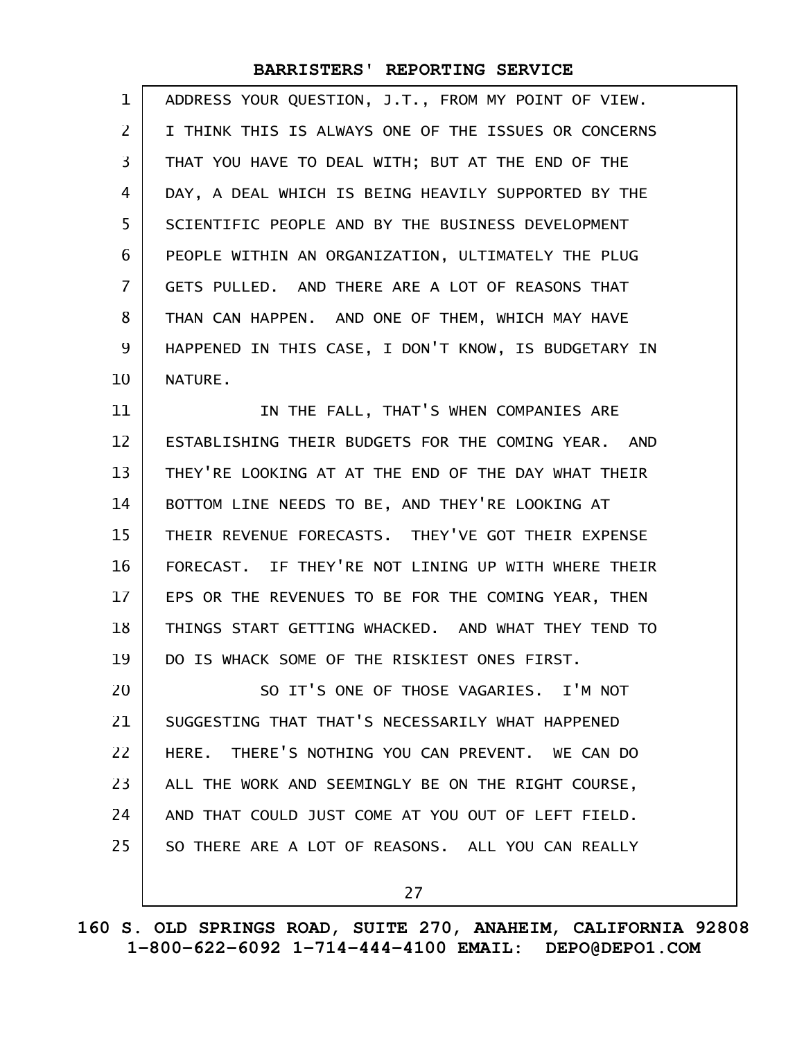ADDRESS YOUR QUESTION, J.T., FROM MY POINT OF VIEW. I THINK THIS IS ALWAYS ONE OF THE ISSUES OR CONCERNS THAT YOU HAVE TO DEAL WITH; BUT AT THE END OF THE DAY, A DEAL WHICH IS BEING HEAVILY SUPPORTED BY THE SCIENTIFIC PEOPLE AND BY THE BUSINESS DEVELOPMENT PEOPLE WITHIN AN ORGANIZATION, ULTIMATELY THE PLUG GETS PULLED. AND THERE ARE A LOT OF REASONS THAT THAN CAN HAPPEN. AND ONE OF THEM, WHICH MAY HAVE HAPPENED IN THIS CASE, I DON'T KNOW, IS BUDGETARY IN NATURE.

IN THE FALL, THAT'S WHEN COMPANIES ARE ESTABLISHING THEIR BUDGETS FOR THE COMING YEAR. AND THEY'RE LOOKING AT AT THE END OF THE DAY WHAT THEIR BOTTOM LINE NEEDS TO BE, AND THEY'RE LOOKING AT THEIR REVENUE FORECASTS. THEY'VE GOT THEIR EXPENSE FORECAST. IF THEY'RE NOT LINING UP WITH WHERE THEIR EPS OR THE REVENUES TO BE FOR THE COMING YEAR, THEN THINGS START GETTING WHACKED. AND WHAT THEY TEND TO DO IS WHACK SOME OF THE RISKIEST ONES FIRST.

SO IT'S ONE OF THOSE VAGARIES. I'M NOT SUGGESTING THAT THAT'S NECESSARILY WHAT HAPPENED HERE. THERE'S NOTHING YOU CAN PREVENT. WE CAN DO ALL THE WORK AND SEEMINGLY BE ON THE RIGHT COURSE, AND THAT COULD JUST COME AT YOU OUT OF LEFT FIELD. SO THERE ARE A LOT OF REASONS. ALL YOU CAN REALLY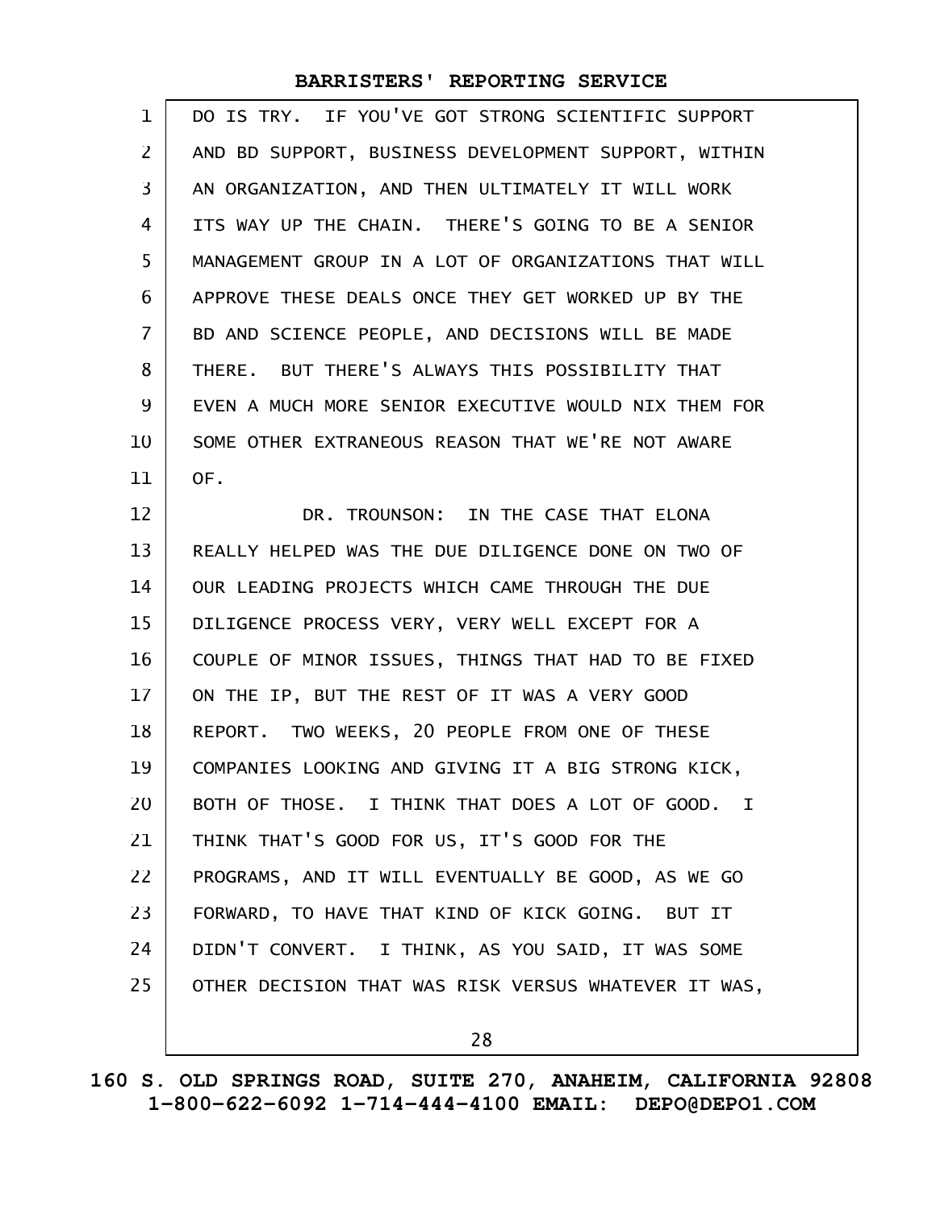DO IS TRY. IF YOU'VE GOT STRONG SCIENTIFIC SUPPORT AND BD SUPPORT, BUSINESS DEVELOPMENT SUPPORT, WITHIN AN ORGANIZATION, AND THEN ULTIMATELY IT WILL WORK ITS WAY UP THE CHAIN. THERE'S GOING TO BE A SENIOR MANAGEMENT GROUP IN A LOT OF ORGANIZATIONS THAT WILL APPROVE THESE DEALS ONCE THEY GET WORKED UP BY THE BD AND SCIENCE PEOPLE, AND DECISIONS WILL BE MADE THERE. BUT THERE'S ALWAYS THIS POSSIBILITY THAT EVEN A MUCH MORE SENIOR EXECUTIVE WOULD NIX THEM FOR SOME OTHER EXTRANEOUS REASON THAT WE'RE NOT AWARE OF.

DR. TROUNSON: IN THE CASE THAT ELONA REALLY HELPED WAS THE DUE DILIGENCE DONE ON TWO OF OUR LEADING PROJECTS WHICH CAME THROUGH THE DUE DILIGENCE PROCESS VERY, VERY WELL EXCEPT FOR A COUPLE OF MINOR ISSUES, THINGS THAT HAD TO BE FIXED ON THE IP, BUT THE REST OF IT WAS A VERY GOOD REPORT. TWO WEEKS, 20 PEOPLE FROM ONE OF THESE COMPANIES LOOKING AND GIVING IT A BIG STRONG KICK, BOTH OF THOSE. I THINK THAT DOES A LOT OF GOOD. I THINK THAT'S GOOD FOR US, IT'S GOOD FOR THE PROGRAMS, AND IT WILL EVENTUALLY BE GOOD, AS WE GO FORWARD, TO HAVE THAT KIND OF KICK GOING. BUT IT DIDN'T CONVERT. I THINK, AS YOU SAID, IT WAS SOME OTHER DECISION THAT WAS RISK VERSUS WHATEVER IT WAS,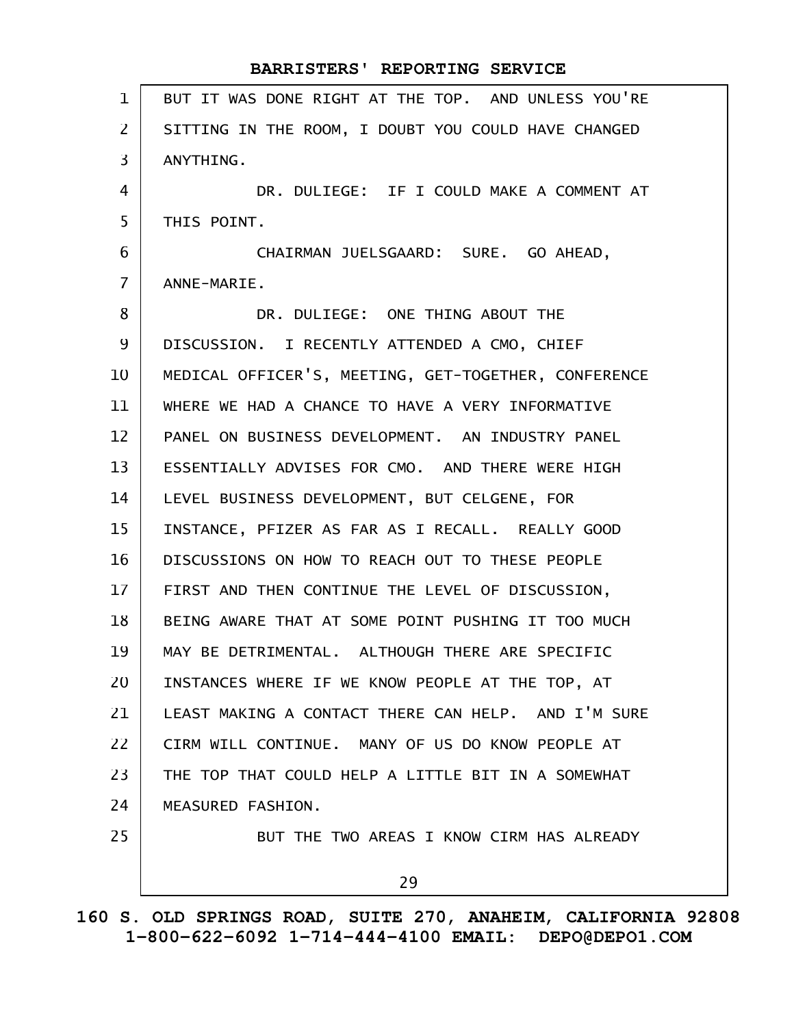BUT IT WAS DONE RIGHT AT THE TOP. AND UNLESS YOU'RE SITTING IN THE ROOM, I DOUBT YOU COULD HAVE CHANGED ANYTHING.

DR. DULIEGE: IF I COULD MAKE A COMMENT AT THIS POINT.

CHAIRMAN JUELSGAARD: SURE. GO AHEAD, ANNE-MARIE.

DR. DULIEGE: ONE THING ABOUT THE DISCUSSION. I RECENTLY ATTENDED A CMO, CHIEF MEDICAL OFFICER'S, MEETING, GET-TOGETHER, CONFERENCE WHERE WE HAD A CHANCE TO HAVE A VERY INFORMATIVE PANEL ON BUSINESS DEVELOPMENT. AN INDUSTRY PANEL ESSENTIALLY ADVISES FOR CMO. AND THERE WERE HIGH LEVEL BUSINESS DEVELOPMENT, BUT CELGENE, FOR INSTANCE, PFIZER AS FAR AS I RECALL. REALLY GOOD DISCUSSIONS ON HOW TO REACH OUT TO THESE PEOPLE FIRST AND THEN CONTINUE THE LEVEL OF DISCUSSION, BEING AWARE THAT AT SOME POINT PUSHING IT TOO MUCH MAY BE DETRIMENTAL. ALTHOUGH THERE ARE SPECIFIC INSTANCES WHERE IF WE KNOW PEOPLE AT THE TOP, AT LEAST MAKING A CONTACT THERE CAN HELP. AND I'M SURE CIRM WILL CONTINUE. MANY OF US DO KNOW PEOPLE AT THE TOP THAT COULD HELP A LITTLE BIT IN A SOMEWHAT MEASURED FASHION.

BUT THE TWO AREAS I KNOW CIRM HAS ALREADY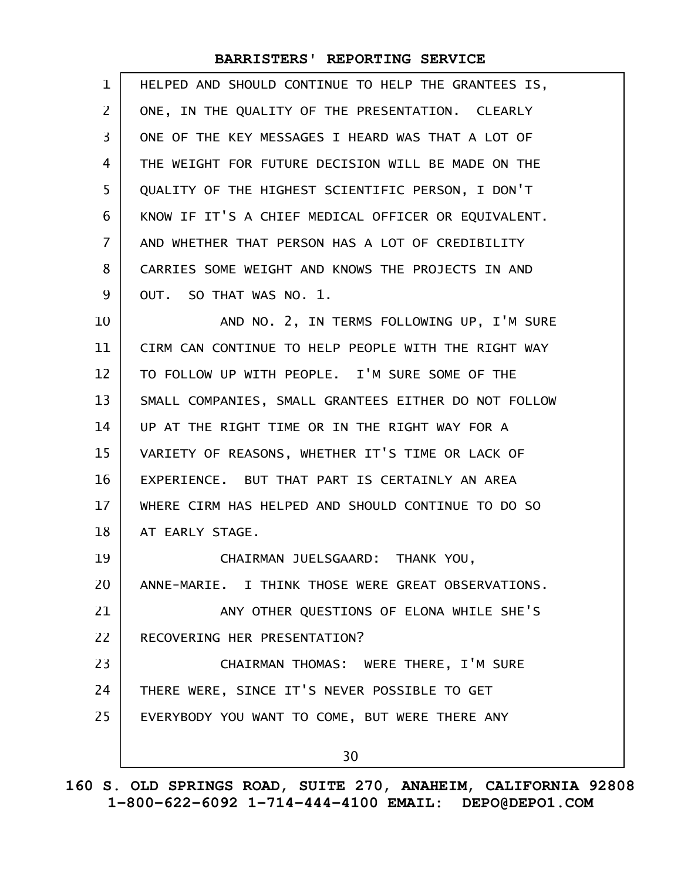HELPED AND SHOULD CONTINUE TO HELP THE GRANTEES IS, ONE, IN THE QUALITY OF THE PRESENTATION. CLEARLY ONE OF THE KEY MESSAGES I HEARD WAS THAT A LOT OF THE WEIGHT FOR FUTURE DECISION WILL BE MADE ON THE QUALITY OF THE HIGHEST SCIENTIFIC PERSON, I DON'T KNOW IF IT'S A CHIEF MEDICAL OFFICER OR EQUIVALENT. AND WHETHER THAT PERSON HAS A LOT OF CREDIBILITY CARRIES SOME WEIGHT AND KNOWS THE PROJECTS IN AND OUT. SO THAT WAS NO. 1.

AND NO. 2, IN TERMS FOLLOWING UP, I'M SURE CIRM CAN CONTINUE TO HELP PEOPLE WITH THE RIGHT WAY TO FOLLOW UP WITH PEOPLE. I'M SURE SOME OF THE SMALL COMPANIES, SMALL GRANTEES EITHER DO NOT FOLLOW UP AT THE RIGHT TIME OR IN THE RIGHT WAY FOR A VARIETY OF REASONS, WHETHER IT'S TIME OR LACK OF EXPERIENCE. BUT THAT PART IS CERTAINLY AN AREA WHERE CIRM HAS HELPED AND SHOULD CONTINUE TO DO SO AT EARLY STAGE.

CHAIRMAN JUELSGAARD: THANK YOU, ANNE-MARIE. I THINK THOSE WERE GREAT OBSERVATIONS.

ANY OTHER QUESTIONS OF ELONA WHILE SHE'S RECOVERING HER PRESENTATION?

CHAIRMAN THOMAS: WERE THERE, I'M SURE THERE WERE, SINCE IT'S NEVER POSSIBLE TO GET EVERYBODY YOU WANT TO COME, BUT WERE THERE ANY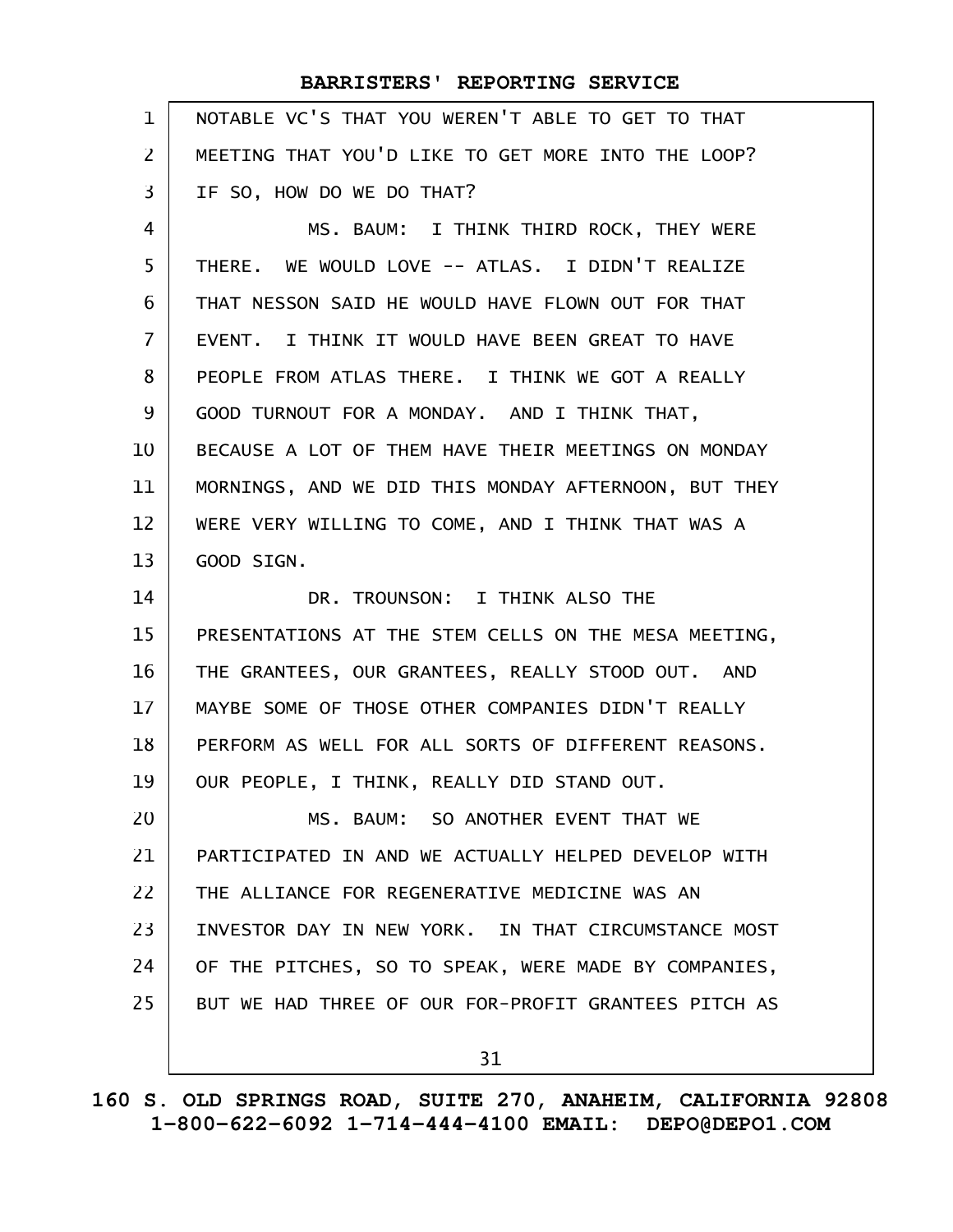NOTABLE VC'S THAT YOU WEREN'T ABLE TO GET TO THAT MEETING THAT YOU'D LIKE TO GET MORE INTO THE LOOP? IF SO, HOW DO WE DO THAT?

MS. BAUM: I THINK THIRD ROCK, THEY WERE THERE. WE WOULD LOVE -- ATLAS. I DIDN'T REALIZE THAT NESSON SAID HE WOULD HAVE FLOWN OUT FOR THAT EVENT. I THINK IT WOULD HAVE BEEN GREAT TO HAVE PEOPLE FROM ATLAS THERE. I THINK WE GOT A REALLY GOOD TURNOUT FOR A MONDAY. AND I THINK THAT, BECAUSE A LOT OF THEM HAVE THEIR MEETINGS ON MONDAY MORNINGS, AND WE DID THIS MONDAY AFTERNOON, BUT THEY WERE VERY WILLING TO COME, AND I THINK THAT WAS A GOOD SIGN.

DR. TROUNSON: I THINK ALSO THE PRESENTATIONS AT THE STEM CELLS ON THE MESA MEETING, THE GRANTEES, OUR GRANTEES, REALLY STOOD OUT. AND MAYBE SOME OF THOSE OTHER COMPANIES DIDN'T REALLY PERFORM AS WELL FOR ALL SORTS OF DIFFERENT REASONS. OUR PEOPLE, I THINK, REALLY DID STAND OUT.

MS. BAUM: SO ANOTHER EVENT THAT WE PARTICIPATED IN AND WE ACTUALLY HELPED DEVELOP WITH THE ALLIANCE FOR REGENERATIVE MEDICINE WAS AN INVESTOR DAY IN NEW YORK. IN THAT CIRCUMSTANCE MOST OF THE PITCHES, SO TO SPEAK, WERE MADE BY COMPANIES, BUT WE HAD THREE OF OUR FOR-PROFIT GRANTEES PITCH AS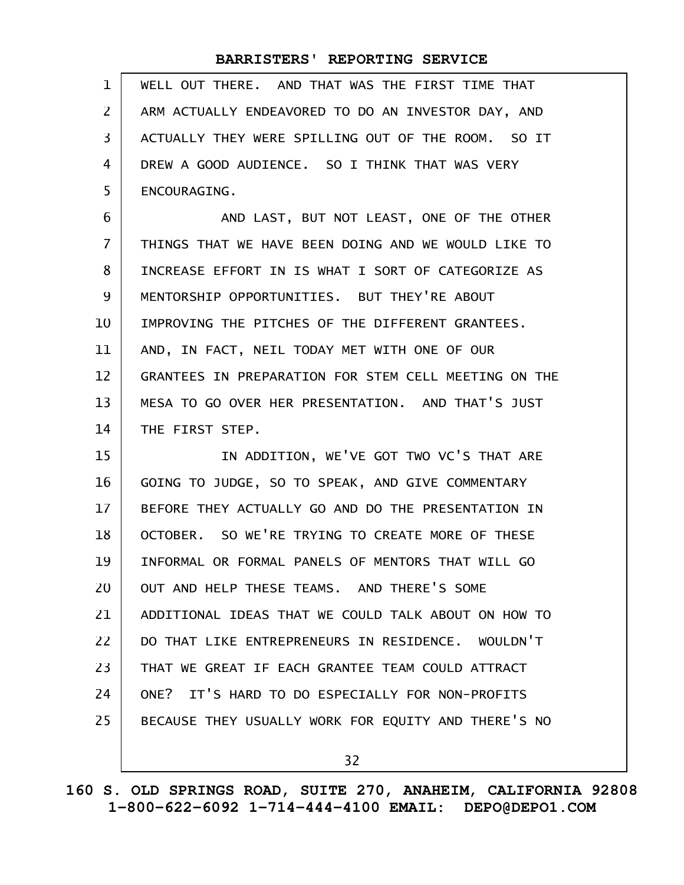WELL OUT THERE. AND THAT WAS THE FIRST TIME THAT ARM ACTUALLY ENDEAVORED TO DO AN INVESTOR DAY, AND ACTUALLY THEY WERE SPILLING OUT OF THE ROOM. SO IT DREW A GOOD AUDIENCE. SO I THINK THAT WAS VERY ENCOURAGING.

AND LAST, BUT NOT LEAST, ONE OF THE OTHER THINGS THAT WE HAVE BEEN DOING AND WE WOULD LIKE TO INCREASE EFFORT IN IS WHAT I SORT OF CATEGORIZE AS MENTORSHIP OPPORTUNITIES. BUT THEY'RE ABOUT IMPROVING THE PITCHES OF THE DIFFERENT GRANTEES. AND, IN FACT, NEIL TODAY MET WITH ONE OF OUR GRANTEES IN PREPARATION FOR STEM CELL MEETING ON THE MESA TO GO OVER HER PRESENTATION. AND THAT'S JUST THE FIRST STEP.

IN ADDITION, WE'VE GOT TWO VC'S THAT ARE GOING TO JUDGE, SO TO SPEAK, AND GIVE COMMENTARY BEFORE THEY ACTUALLY GO AND DO THE PRESENTATION IN OCTOBER. SO WE'RE TRYING TO CREATE MORE OF THESE INFORMAL OR FORMAL PANELS OF MENTORS THAT WILL GO OUT AND HELP THESE TEAMS. AND THERE'S SOME ADDITIONAL IDEAS THAT WE COULD TALK ABOUT ON HOW TO DO THAT LIKE ENTREPRENEURS IN RESIDENCE. WOULDN'T THAT WE GREAT IF EACH GRANTEE TEAM COULD ATTRACT ONE? IT'S HARD TO DO ESPECIALLY FOR NON-PROFITS BECAUSE THEY USUALLY WORK FOR EQUITY AND THERE'S NO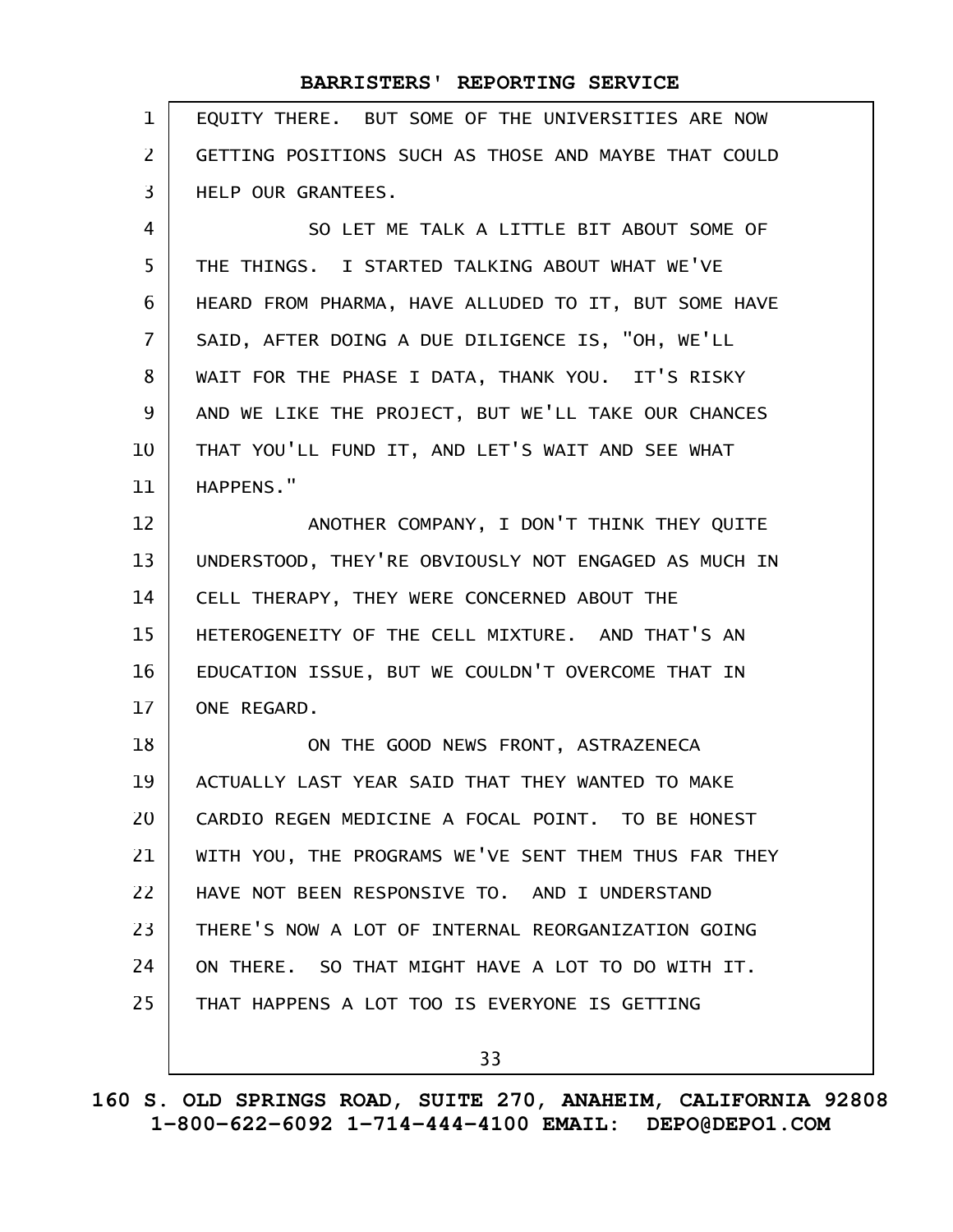EQUITY THERE. BUT SOME OF THE UNIVERSITIES ARE NOW GETTING POSITIONS SUCH AS THOSE AND MAYBE THAT COULD HELP OUR GRANTEES.

SO LET ME TALK A LITTLE BIT ABOUT SOME OF THE THINGS. I STARTED TALKING ABOUT WHAT WE'VE HEARD FROM PHARMA, HAVE ALLUDED TO IT, BUT SOME HAVE SAID, AFTER DOING A DUE DILIGENCE IS, "OH, WE'LL WAIT FOR THE PHASE I DATA, THANK YOU. IT'S RISKY AND WE LIKE THE PROJECT, BUT WE'LL TAKE OUR CHANCES THAT YOU'LL FUND IT, AND LET'S WAIT AND SEE WHAT HAPPENS."

ANOTHER COMPANY, I DON'T THINK THEY QUITE UNDERSTOOD, THEY'RE OBVIOUSLY NOT ENGAGED AS MUCH IN CELL THERAPY, THEY WERE CONCERNED ABOUT THE HETEROGENEITY OF THE CELL MIXTURE. AND THAT'S AN EDUCATION ISSUE, BUT WE COULDN'T OVERCOME THAT IN ONE REGARD.

ON THE GOOD NEWS FRONT, ASTRAZENECA ACTUALLY LAST YEAR SAID THAT THEY WANTED TO MAKE CARDIO REGEN MEDICINE A FOCAL POINT. TO BE HONEST WITH YOU, THE PROGRAMS WE'VE SENT THEM THUS FAR THEY HAVE NOT BEEN RESPONSIVE TO. AND I UNDERSTAND THERE'S NOW A LOT OF INTERNAL REORGANIZATION GOING ON THERE. SO THAT MIGHT HAVE A LOT TO DO WITH IT. THAT HAPPENS A LOT TOO IS EVERYONE IS GETTING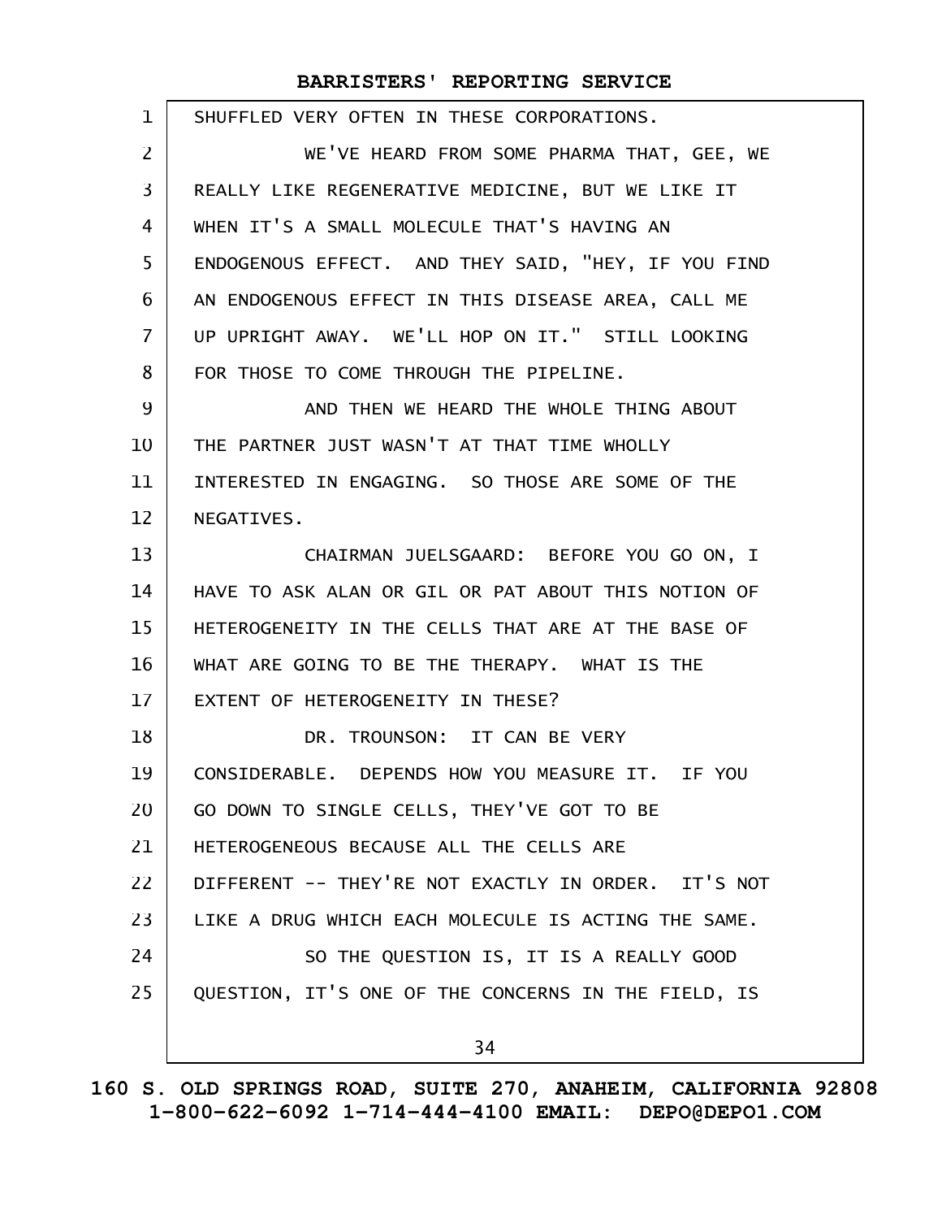SHUFFLED VERY OFTEN IN THESE CORPORATIONS.

WE'VE HEARD FROM SOME PHARMA THAT, GEE, WE REALLY LIKE REGENERATIVE MEDICINE, BUT WE LIKE IT WHEN IT'S A SMALL MOLECULE THAT'S HAVING AN ENDOGENOUS EFFECT. AND THEY SAID, "HEY, IF YOU FIND AN ENDOGENOUS EFFECT IN THIS DISEASE AREA, CALL ME UP UPRIGHT AWAY. WE'LL HOP ON IT." STILL LOOKING FOR THOSE TO COME THROUGH THE PIPELINE.

AND THEN WE HEARD THE WHOLE THING ABOUT THE PARTNER JUST WASN'T AT THAT TIME WHOLLY INTERESTED IN ENGAGING. SO THOSE ARE SOME OF THE NEGATIVES.

CHAIRMAN JUELSGAARD: BEFORE YOU GO ON, I HAVE TO ASK ALAN OR GIL OR PAT ABOUT THIS NOTION OF HETEROGENEITY IN THE CELLS THAT ARE AT THE BASE OF WHAT ARE GOING TO BE THE THERAPY. WHAT IS THE EXTENT OF HETEROGENEITY IN THESE?

DR. TROUNSON: IT CAN BE VERY CONSIDERABLE. DEPENDS HOW YOU MEASURE IT. IF YOU GO DOWN TO SINGLE CELLS, THEY'VE GOT TO BE HETEROGENEOUS BECAUSE ALL THE CELLS ARE DIFFERENT -- THEY'RE NOT EXACTLY IN ORDER. IT'S NOT LIKE A DRUG WHICH EACH MOLECULE IS ACTING THE SAME.

SO THE QUESTION IS, IT IS A REALLY GOOD QUESTION, IT'S ONE OF THE CONCERNS IN THE FIELD, IS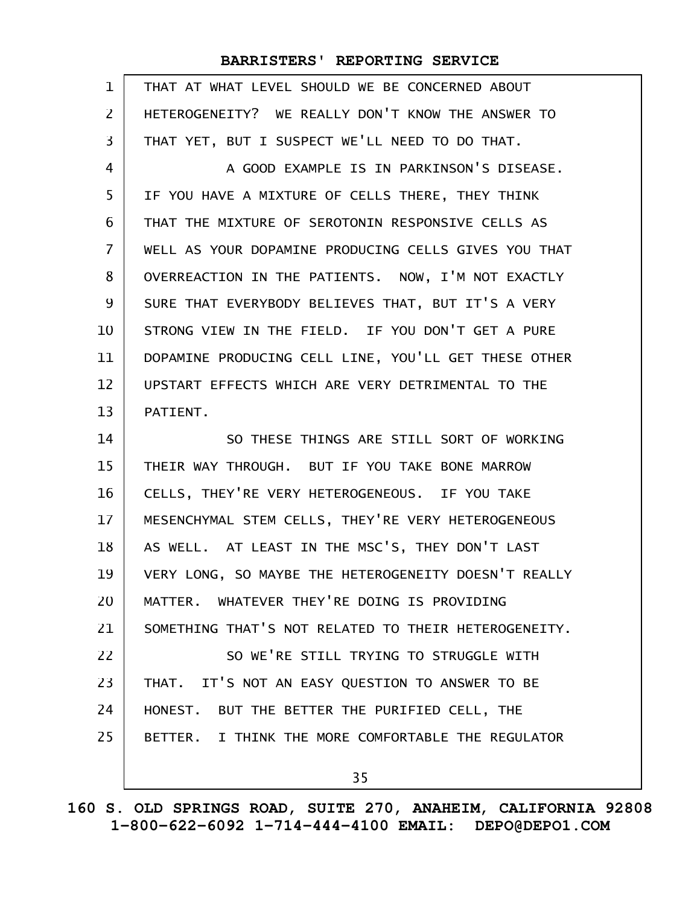THAT AT WHAT LEVEL SHOULD WE BE CONCERNED ABOUT HETEROGENEITY? WE REALLY DON'T KNOW THE ANSWER TO THAT YET, BUT I SUSPECT WE'LL NEED TO DO THAT.

A GOOD EXAMPLE IS IN PARKINSON'S DISEASE. IF YOU HAVE A MIXTURE OF CELLS THERE, THEY THINK THAT THE MIXTURE OF SEROTONIN RESPONSIVE CELLS AS WELL AS YOUR DOPAMINE PRODUCING CELLS GIVES YOU THAT OVERREACTION IN THE PATIENTS. NOW, I'M NOT EXACTLY SURE THAT EVERYBODY BELIEVES THAT, BUT IT'S A VERY STRONG VIEW IN THE FIELD. IF YOU DON'T GET A PURE DOPAMINE PRODUCING CELL LINE, YOU'LL GET THESE OTHER UPSTART EFFECTS WHICH ARE VERY DETRIMENTAL TO THE PATIENT.

SO THESE THINGS ARE STILL SORT OF WORKING THEIR WAY THROUGH. BUT IF YOU TAKE BONE MARROW CELLS, THEY'RE VERY HETEROGENEOUS. IF YOU TAKE MESENCHYMAL STEM CELLS, THEY'RE VERY HETEROGENEOUS AS WELL. AT LEAST IN THE MSC'S, THEY DON'T LAST VERY LONG, SO MAYBE THE HETEROGENEITY DOESN'T REALLY MATTER. WHATEVER THEY'RE DOING IS PROVIDING SOMETHING THAT'S NOT RELATED TO THEIR HETEROGENEITY.

SO WE'RE STILL TRYING TO STRUGGLE WITH THAT. IT'S NOT AN EASY QUESTION TO ANSWER TO BE HONEST. BUT THE BETTER THE PURIFIED CELL, THE BETTER. I THINK THE MORE COMFORTABLE THE REGULATOR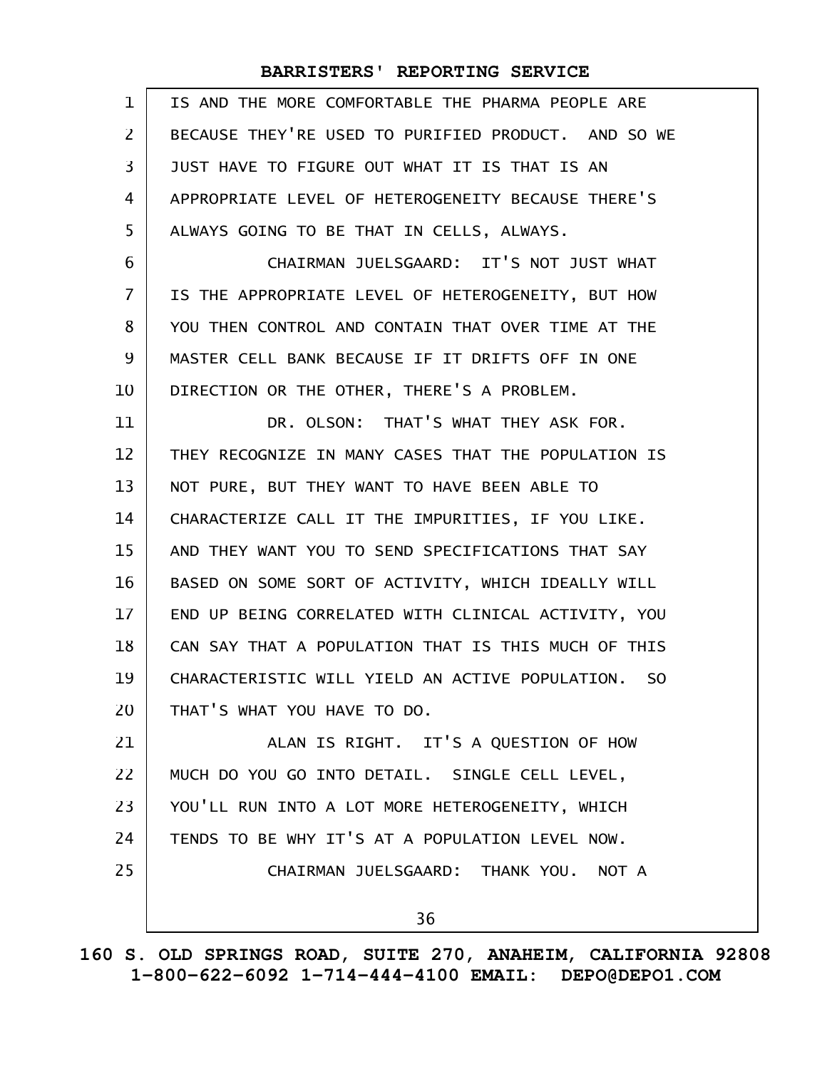IS AND THE MORE COMFORTABLE THE PHARMA PEOPLE ARE BECAUSE THEY'RE USED TO PURIFIED PRODUCT. AND SO WE JUST HAVE TO FIGURE OUT WHAT IT IS THAT IS AN APPROPRIATE LEVEL OF HETEROGENEITY BECAUSE THERE'S ALWAYS GOING TO BE THAT IN CELLS, ALWAYS.

CHAIRMAN JUELSGAARD: IT'S NOT JUST WHAT IS THE APPROPRIATE LEVEL OF HETEROGENEITY, BUT HOW YOU THEN CONTROL AND CONTAIN THAT OVER TIME AT THE MASTER CELL BANK BECAUSE IF IT DRIFTS OFF IN ONE DIRECTION OR THE OTHER, THERE'S A PROBLEM.

DR. OLSON: THAT'S WHAT THEY ASK FOR. THEY RECOGNIZE IN MANY CASES THAT THE POPULATION IS NOT PURE, BUT THEY WANT TO HAVE BEEN ABLE TO CHARACTERIZE CALL IT THE IMPURITIES, IF YOU LIKE. AND THEY WANT YOU TO SEND SPECIFICATIONS THAT SAY BASED ON SOME SORT OF ACTIVITY, WHICH IDEALLY WILL END UP BEING CORRELATED WITH CLINICAL ACTIVITY, YOU CAN SAY THAT A POPULATION THAT IS THIS MUCH OF THIS CHARACTERISTIC WILL YIELD AN ACTIVE POPULATION. SO THAT'S WHAT YOU HAVE TO DO.

ALAN IS RIGHT. IT'S A QUESTION OF HOW MUCH DO YOU GO INTO DETAIL. SINGLE CELL LEVEL, YOU'LL RUN INTO A LOT MORE HETEROGENEITY, WHICH TENDS TO BE WHY IT'S AT A POPULATION LEVEL NOW.

CHAIRMAN JUELSGAARD: THANK YOU. NOT A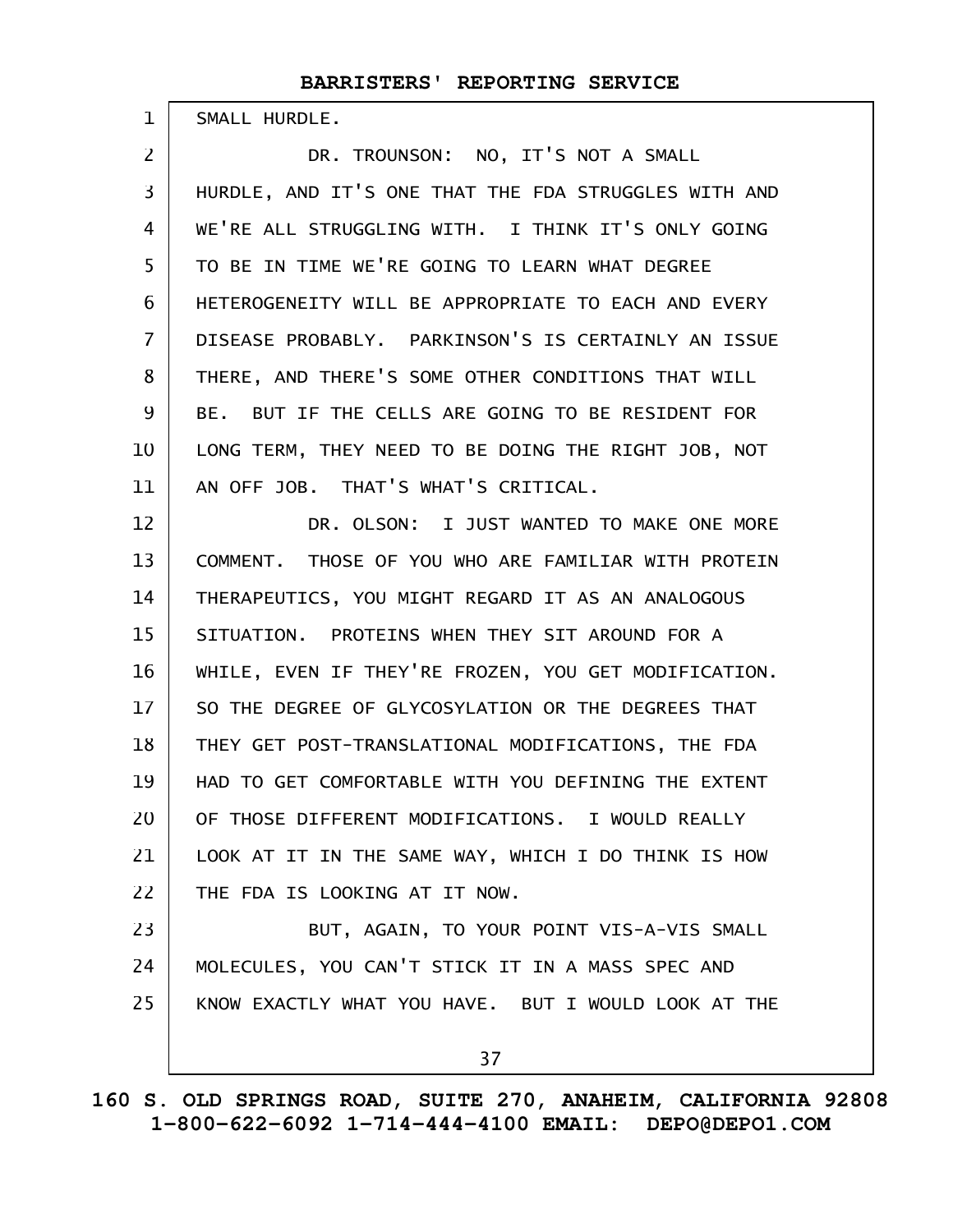SMALL HURDLE.

DR. TROUNSON: NO, IT'S NOT A SMALL HURDLE, AND IT'S ONE THAT THE FDA STRUGGLES WITH AND WE'RE ALL STRUGGLING WITH. I THINK IT'S ONLY GOING TO BE IN TIME WE'RE GOING TO LEARN WHAT DEGREE HETEROGENEITY WILL BE APPROPRIATE TO EACH AND EVERY DISEASE PROBABLY. PARKINSON'S IS CERTAINLY AN ISSUE THERE, AND THERE'S SOME OTHER CONDITIONS THAT WILL BE. BUT IF THE CELLS ARE GOING TO BE RESIDENT FOR LONG TERM, THEY NEED TO BE DOING THE RIGHT JOB, NOT AN OFF JOB. THAT'S WHAT'S CRITICAL.

DR. OLSON: I JUST WANTED TO MAKE ONE MORE COMMENT. THOSE OF YOU WHO ARE FAMILIAR WITH PROTEIN THERAPEUTICS, YOU MIGHT REGARD IT AS AN ANALOGOUS SITUATION. PROTEINS WHEN THEY SIT AROUND FOR A WHILE, EVEN IF THEY'RE FROZEN, YOU GET MODIFICATION. SO THE DEGREE OF GLYCOSYLATION OR THE DEGREES THAT THEY GET POST-TRANSLATIONAL MODIFICATIONS, THE FDA HAD TO GET COMFORTABLE WITH YOU DEFINING THE EXTENT OF THOSE DIFFERENT MODIFICATIONS. I WOULD REALLY LOOK AT IT IN THE SAME WAY, WHICH I DO THINK IS HOW THE FDA IS LOOKING AT IT NOW.

BUT, AGAIN, TO YOUR POINT VIS-A-VIS SMALL MOLECULES, YOU CAN'T STICK IT IN A MASS SPEC AND KNOW EXACTLY WHAT YOU HAVE. BUT I WOULD LOOK AT THE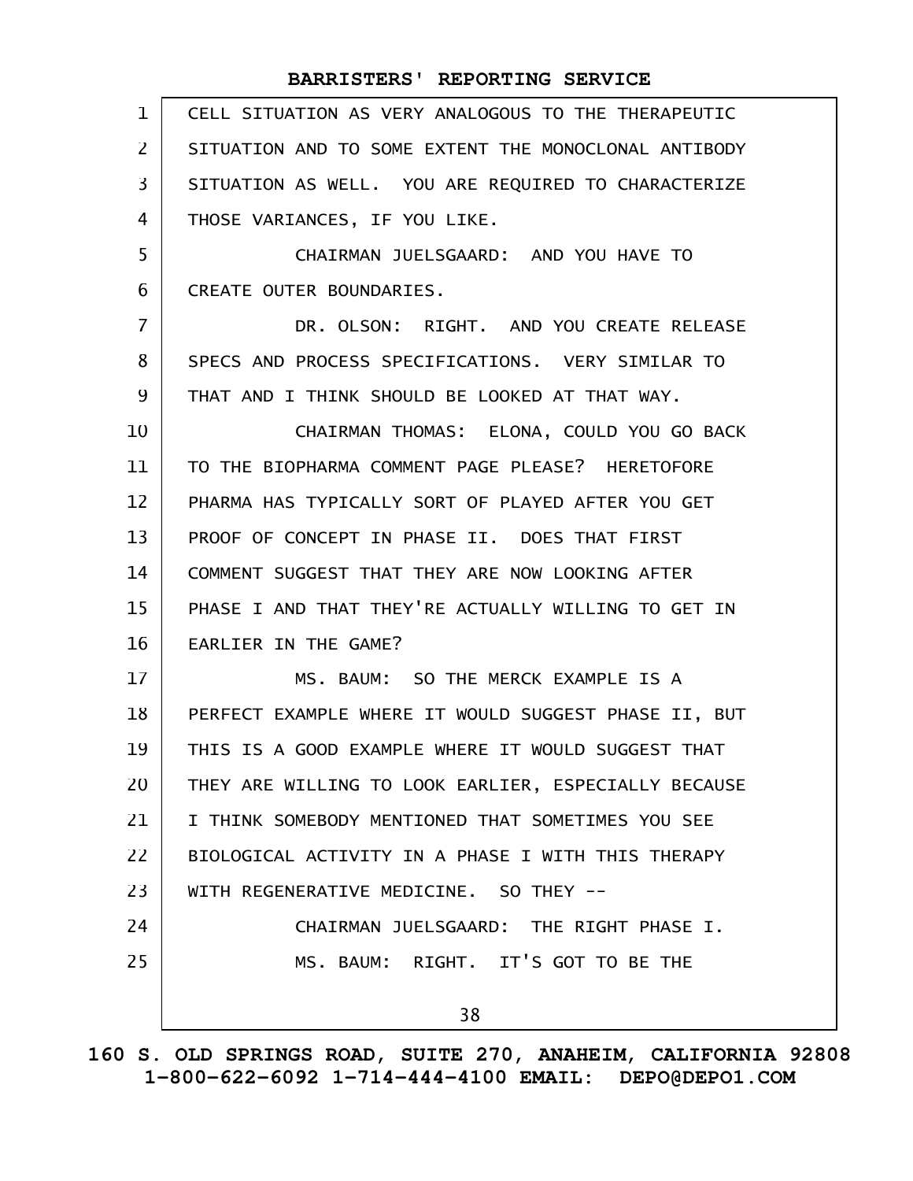CELL SITUATION AS VERY ANALOGOUS TO THE THERAPEUTIC SITUATION AND TO SOME EXTENT THE MONOCLONAL ANTIBODY SITUATION AS WELL. YOU ARE REQUIRED TO CHARACTERIZE THOSE VARIANCES, IF YOU LIKE.

CHAIRMAN JUELSGAARD: AND YOU HAVE TO CREATE OUTER BOUNDARIES.

DR. OLSON: RIGHT. AND YOU CREATE RELEASE SPECS AND PROCESS SPECIFICATIONS. VERY SIMILAR TO THAT AND I THINK SHOULD BE LOOKED AT THAT WAY.

CHAIRMAN THOMAS: ELONA, COULD YOU GO BACK TO THE BIOPHARMA COMMENT PAGE PLEASE? HERETOFORE PHARMA HAS TYPICALLY SORT OF PLAYED AFTER YOU GET PROOF OF CONCEPT IN PHASE II. DOES THAT FIRST COMMENT SUGGEST THAT THEY ARE NOW LOOKING AFTER PHASE I AND THAT THEY'RE ACTUALLY WILLING TO GET IN EARLIER IN THE GAME?

MS. BAUM: SO THE MERCK EXAMPLE IS A PERFECT EXAMPLE WHERE IT WOULD SUGGEST PHASE II, BUT THIS IS A GOOD EXAMPLE WHERE IT WOULD SUGGEST THAT THEY ARE WILLING TO LOOK EARLIER, ESPECIALLY BECAUSE I THINK SOMEBODY MENTIONED THAT SOMETIMES YOU SEE BIOLOGICAL ACTIVITY IN A PHASE I WITH THIS THERAPY WITH REGENERATIVE MEDICINE. SO THEY --

CHAIRMAN JUELSGAARD: THE RIGHT PHASE I.

MS. BAUM: RIGHT. IT'S GOT TO BE THE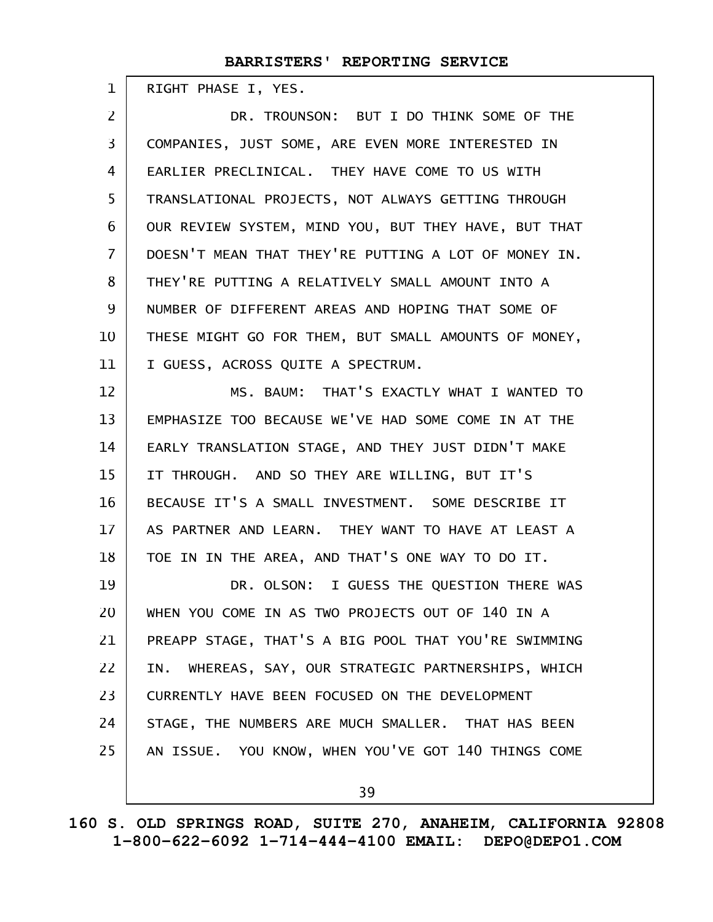RIGHT PHASE I, YES.

DR. TROUNSON: BUT I DO THINK SOME OF THE COMPANIES, JUST SOME, ARE EVEN MORE INTERESTED IN EARLIER PRECLINICAL. THEY HAVE COME TO US WITH TRANSLATIONAL PROJECTS, NOT ALWAYS GETTING THROUGH OUR REVIEW SYSTEM, MIND YOU, BUT THEY HAVE, BUT THAT DOESN'T MEAN THAT THEY'RE PUTTING A LOT OF MONEY IN. THEY'RE PUTTING A RELATIVELY SMALL AMOUNT INTO A NUMBER OF DIFFERENT AREAS AND HOPING THAT SOME OF THESE MIGHT GO FOR THEM, BUT SMALL AMOUNTS OF MONEY, I GUESS, ACROSS QUITE A SPECTRUM.

MS. BAUM: THAT'S EXACTLY WHAT I WANTED TO EMPHASIZE TOO BECAUSE WE'VE HAD SOME COME IN AT THE EARLY TRANSLATION STAGE, AND THEY JUST DIDN'T MAKE IT THROUGH. AND SO THEY ARE WILLING, BUT IT'S BECAUSE IT'S A SMALL INVESTMENT. SOME DESCRIBE IT AS PARTNER AND LEARN. THEY WANT TO HAVE AT LEAST A TOE IN IN THE AREA, AND THAT'S ONE WAY TO DO IT.

DR. OLSON: I GUESS THE QUESTION THERE WAS WHEN YOU COME IN AS TWO PROJECTS OUT OF 140 IN A PREAPP STAGE, THAT'S A BIG POOL THAT YOU'RE SWIMMING IN. WHEREAS, SAY, OUR STRATEGIC PARTNERSHIPS, WHICH CURRENTLY HAVE BEEN FOCUSED ON THE DEVELOPMENT STAGE, THE NUMBERS ARE MUCH SMALLER. THAT HAS BEEN AN ISSUE. YOU KNOW, WHEN YOU'VE GOT 140 THINGS COME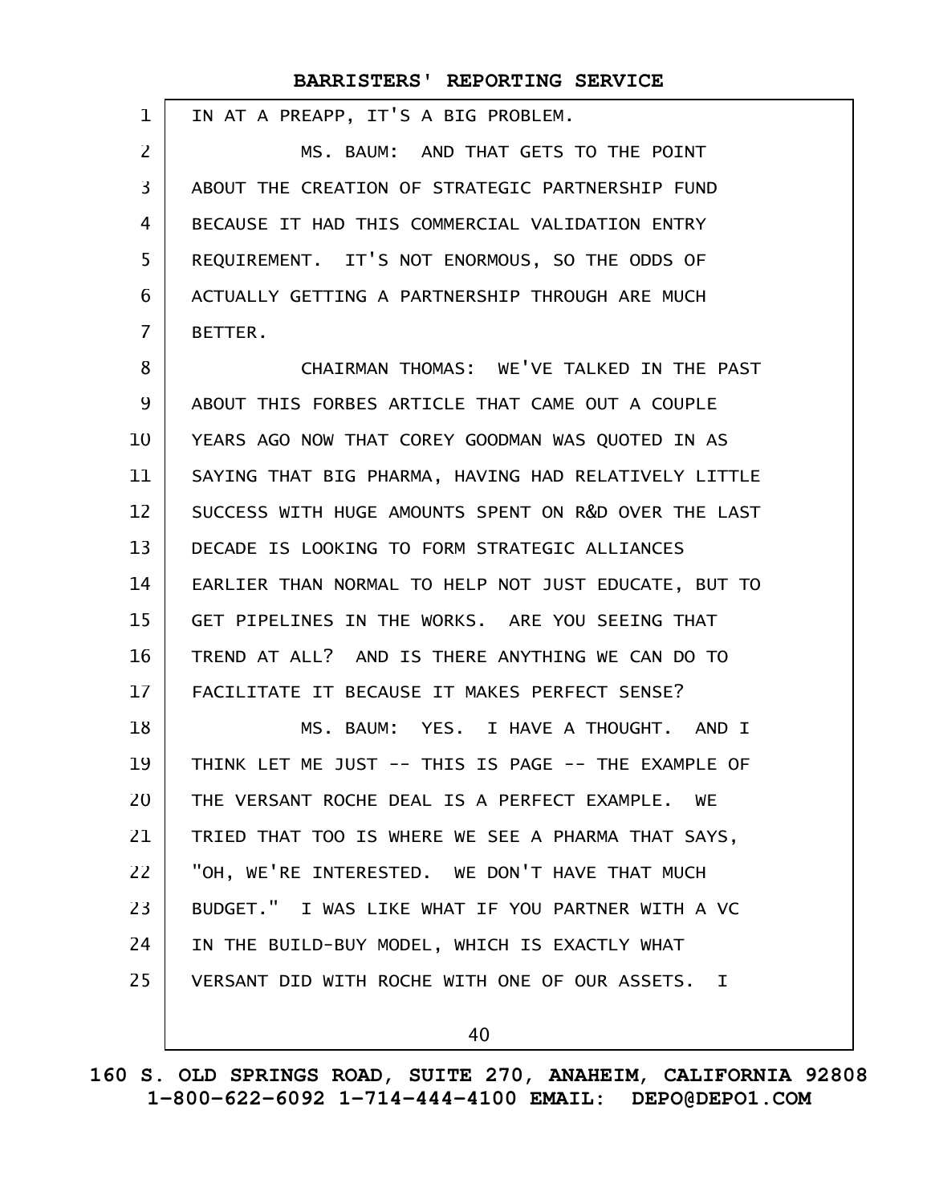IN AT A PREAPP, IT'S A BIG PROBLEM.

MS. BAUM: AND THAT GETS TO THE POINT ABOUT THE CREATION OF STRATEGIC PARTNERSHIP FUND BECAUSE IT HAD THIS COMMERCIAL VALIDATION ENTRY REQUIREMENT. IT'S NOT ENORMOUS, SO THE ODDS OF ACTUALLY GETTING A PARTNERSHIP THROUGH ARE MUCH BETTER.

CHAIRMAN THOMAS: WE'VE TALKED IN THE PAST ABOUT THIS FORBES ARTICLE THAT CAME OUT A COUPLE YEARS AGO NOW THAT COREY GOODMAN WAS QUOTED IN AS SAYING THAT BIG PHARMA, HAVING HAD RELATIVELY LITTLE SUCCESS WITH HUGE AMOUNTS SPENT ON R&D OVER THE LAST DECADE IS LOOKING TO FORM STRATEGIC ALLIANCES EARLIER THAN NORMAL TO HELP NOT JUST EDUCATE, BUT TO GET PIPELINES IN THE WORKS. ARE YOU SEEING THAT TREND AT ALL? AND IS THERE ANYTHING WE CAN DO TO FACILITATE IT BECAUSE IT MAKES PERFECT SENSE?

MS. BAUM: YES. I HAVE A THOUGHT. AND I THINK LET ME JUST -- THIS IS PAGE -- THE EXAMPLE OF THE VERSANT ROCHE DEAL IS A PERFECT EXAMPLE. WE TRIED THAT TOO IS WHERE WE SEE A PHARMA THAT SAYS, "OH, WE'RE INTERESTED. WE DON'T HAVE THAT MUCH BUDGET." I WAS LIKE WHAT IF YOU PARTNER WITH A VC IN THE BUILD-BUY MODEL, WHICH IS EXACTLY WHAT VERSANT DID WITH ROCHE WITH ONE OF OUR ASSETS. I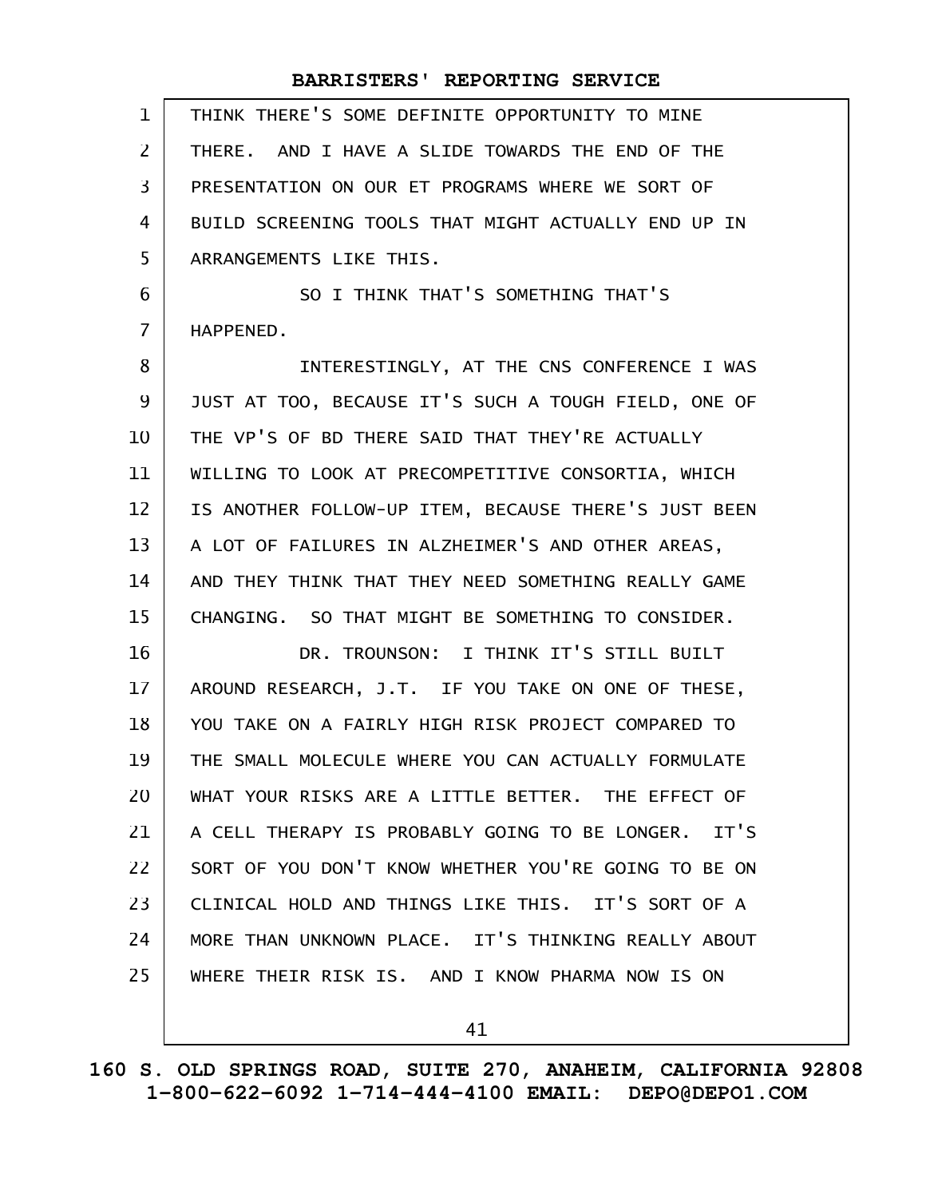THINK THERE'S SOME DEFINITE OPPORTUNITY TO MINE THERE. AND I HAVE A SLIDE TOWARDS THE END OF THE PRESENTATION ON OUR ET PROGRAMS WHERE WE SORT OF BUILD SCREENING TOOLS THAT MIGHT ACTUALLY END UP IN ARRANGEMENTS LIKE THIS.

SO I THINK THAT'S SOMETHING THAT'S HAPPENED.

INTERESTINGLY, AT THE CNS CONFERENCE I WAS JUST AT TOO, BECAUSE IT'S SUCH A TOUGH FIELD, ONE OF THE VP'S OF BD THERE SAID THAT THEY'RE ACTUALLY WILLING TO LOOK AT PRECOMPETITIVE CONSORTIA, WHICH IS ANOTHER FOLLOW-UP ITEM, BECAUSE THERE'S JUST BEEN A LOT OF FAILURES IN ALZHEIMER'S AND OTHER AREAS, AND THEY THINK THAT THEY NEED SOMETHING REALLY GAME CHANGING. SO THAT MIGHT BE SOMETHING TO CONSIDER.

DR. TROUNSON: I THINK IT'S STILL BUILT AROUND RESEARCH, J.T. IF YOU TAKE ON ONE OF THESE, YOU TAKE ON A FAIRLY HIGH RISK PROJECT COMPARED TO THE SMALL MOLECULE WHERE YOU CAN ACTUALLY FORMULATE WHAT YOUR RISKS ARE A LITTLE BETTER. THE EFFECT OF A CELL THERAPY IS PROBABLY GOING TO BE LONGER. IT'S SORT OF YOU DON'T KNOW WHETHER YOU'RE GOING TO BE ON CLINICAL HOLD AND THINGS LIKE THIS. IT'S SORT OF A MORE THAN UNKNOWN PLACE. IT'S THINKING REALLY ABOUT WHERE THEIR RISK IS. AND I KNOW PHARMA NOW IS ON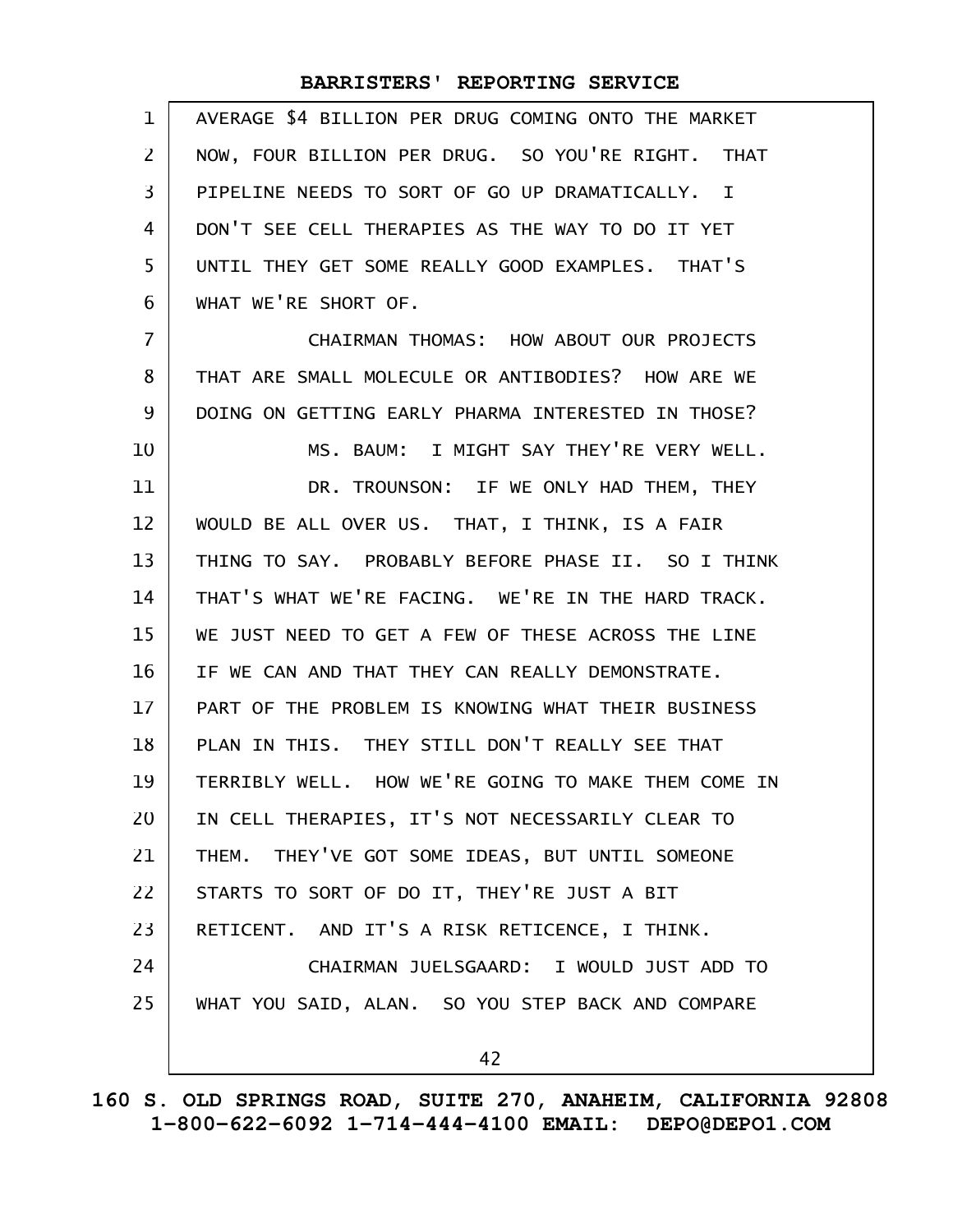AVERAGE $4 BILLION PER DRUG COMING ONTO THE MARKET NOW, FOUR BILLION PER DRUG. SO YOU'RE RIGHT. THAT PIPELINE NEEDS TO SORT OF GO UP DRAMATICALLY. I DON'T SEE CELL THERAPIES AS THE WAY TO DO IT YET UNTIL THEY GET SOME REALLY GOOD EXAMPLES. THAT'S WHAT WE'RE SHORT OF.

CHAIRMAN THOMAS: HOW ABOUT OUR PROJECTS THAT ARE SMALL MOLECULE OR ANTIBODIES? HOW ARE WE DOING ON GETTING EARLY PHARMA INTERESTED IN THOSE?

MS. BAUM: I MIGHT SAY THEY'RE VERY WELL.

DR. TROUNSON: IF WE ONLY HAD THEM, THEY WOULD BE ALL OVER US. THAT, I THINK, IS A FAIR THING TO SAY. PROBABLY BEFORE PHASE II. SO I THINK THAT'S WHAT WE'RE FACING. WE'RE IN THE HARD TRACK. WE JUST NEED TO GET A FEW OF THESE ACROSS THE LINE IF WE CAN AND THAT THEY CAN REALLY DEMONSTRATE. PART OF THE PROBLEM IS KNOWING WHAT THEIR BUSINESS PLAN IN THIS. THEY STILL DON'T REALLY SEE THAT TERRIBLY WELL. HOW WE'RE GOING TO MAKE THEM COME IN IN CELL THERAPIES, IT'S NOT NECESSARILY CLEAR TO THEM. THEY'VE GOT SOME IDEAS, BUT UNTIL SOMEONE STARTS TO SORT OF DO IT, THEY'RE JUST A BIT RETICENT. AND IT'S A RISK RETICENCE, I THINK.

CHAIRMAN JUELSGAARD: I WOULD JUST ADD TO WHAT YOU SAID, ALAN. SO YOU STEP BACK AND COMPARE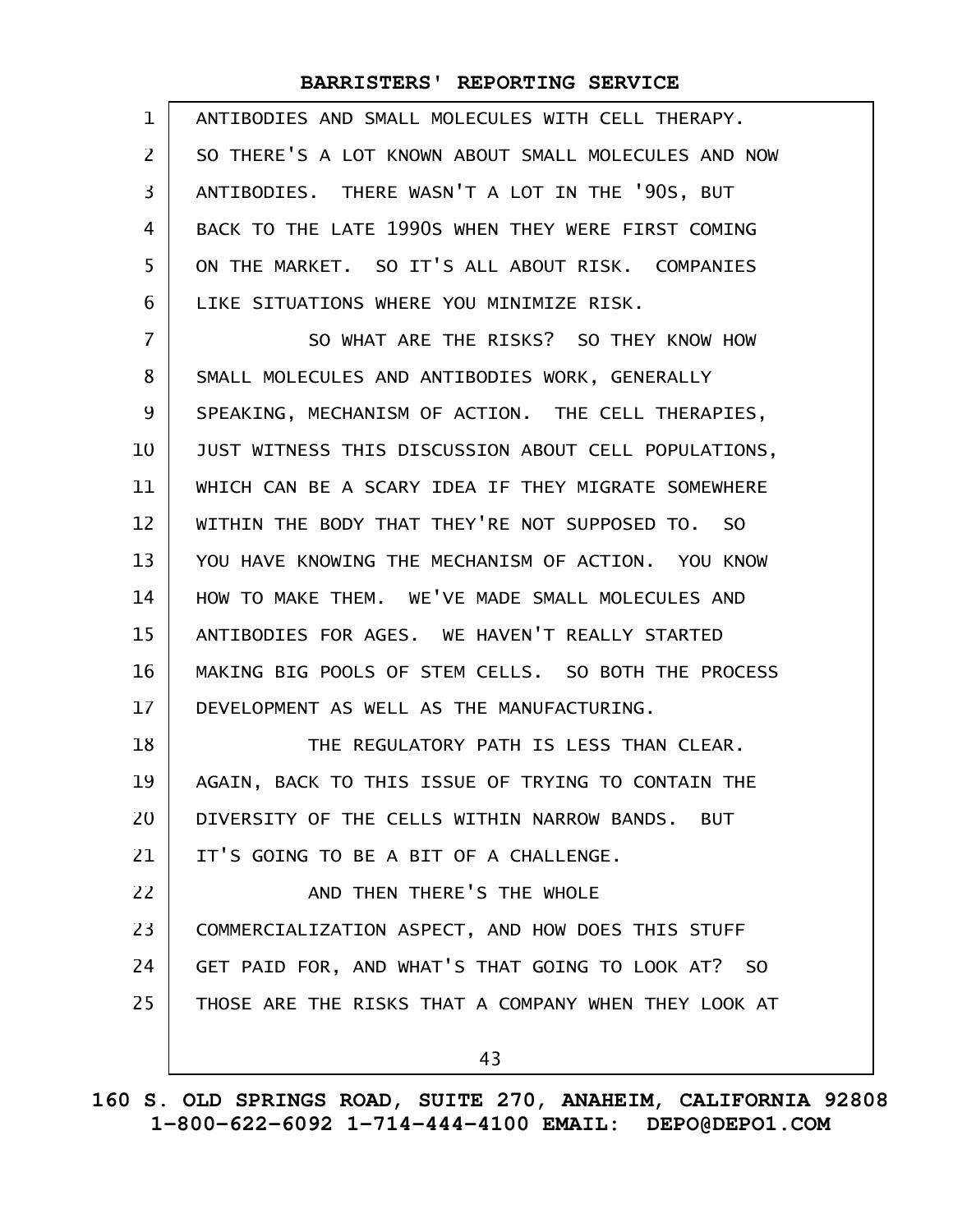ANTIBODIES AND SMALL MOLECULES WITH CELL THERAPY. SO THERE'S A LOT KNOWN ABOUT SMALL MOLECULES AND NOW ANTIBODIES. THERE WASN'T A LOT IN THE '90S, BUT BACK TO THE LATE 1990S WHEN THEY WERE FIRST COMING ON THE MARKET. SO IT'S ALL ABOUT RISK. COMPANIES LIKE SITUATIONS WHERE YOU MINIMIZE RISK.

SO WHAT ARE THE RISKS? SO THEY KNOW HOW SMALL MOLECULES AND ANTIBODIES WORK, GENERALLY SPEAKING, MECHANISM OF ACTION. THE CELL THERAPIES, JUST WITNESS THIS DISCUSSION ABOUT CELL POPULATIONS, WHICH CAN BE A SCARY IDEA IF THEY MIGRATE SOMEWHERE WITHIN THE BODY THAT THEY'RE NOT SUPPOSED TO. SO YOU HAVE KNOWING THE MECHANISM OF ACTION. YOU KNOW HOW TO MAKE THEM. WE'VE MADE SMALL MOLECULES AND ANTIBODIES FOR AGES. WE HAVEN'T REALLY STARTED MAKING BIG POOLS OF STEM CELLS. SO BOTH THE PROCESS DEVELOPMENT AS WELL AS THE MANUFACTURING.

THE REGULATORY PATH IS LESS THAN CLEAR. AGAIN, BACK TO THIS ISSUE OF TRYING TO CONTAIN THE DIVERSITY OF THE CELLS WITHIN NARROW BANDS. BUT IT'S GOING TO BE A BIT OF A CHALLENGE.

AND THEN THERE'S THE WHOLE COMMERCIALIZATION ASPECT, AND HOW DOES THIS STUFF GET PAID FOR, AND WHAT'S THAT GOING TO LOOK AT? SO THOSE ARE THE RISKS THAT A COMPANY WHEN THEY LOOK AT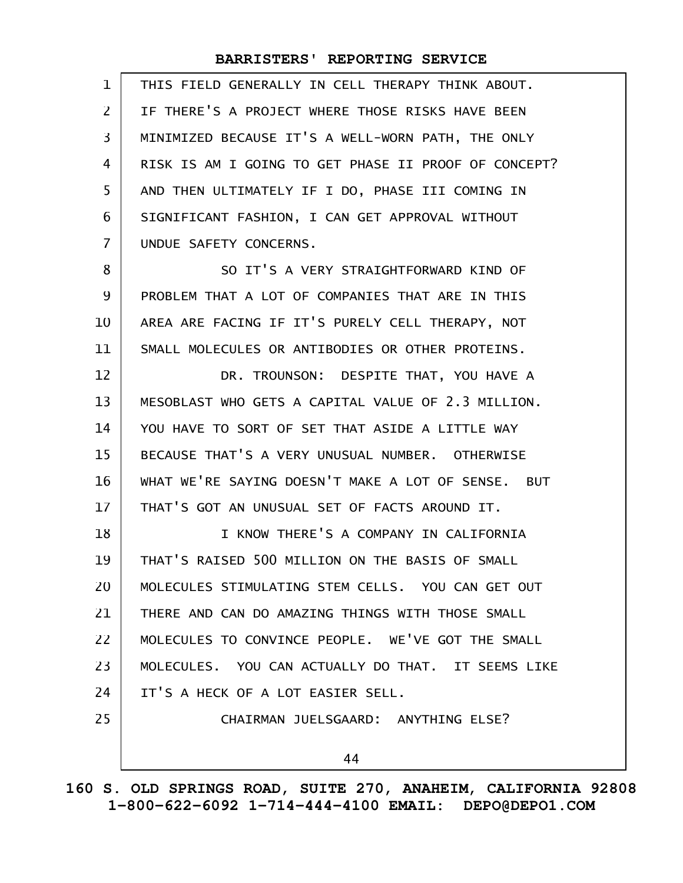THIS FIELD GENERALLY IN CELL THERAPY THINK ABOUT. IF THERE'S A PROJECT WHERE THOSE RISKS HAVE BEEN MINIMIZED BECAUSE IT'S A WELL-WORN PATH, THE ONLY RISK IS AM I GOING TO GET PHASE II PROOF OF CONCEPT? AND THEN ULTIMATELY IF I DO, PHASE III COMING IN SIGNIFICANT FASHION, I CAN GET APPROVAL WITHOUT UNDUE SAFETY CONCERNS.

SO IT'S A VERY STRAIGHTFORWARD KIND OF PROBLEM THAT A LOT OF COMPANIES THAT ARE IN THIS AREA ARE FACING IF IT'S PURELY CELL THERAPY, NOT SMALL MOLECULES OR ANTIBODIES OR OTHER PROTEINS.

DR. TROUNSON: DESPITE THAT, YOU HAVE A MESOBLAST WHO GETS A CAPITAL VALUE OF 2.3 MILLION. YOU HAVE TO SORT OF SET THAT ASIDE A LITTLE WAY BECAUSE THAT'S A VERY UNUSUAL NUMBER. OTHERWISE WHAT WE'RE SAYING DOESN'T MAKE A LOT OF SENSE. BUT THAT'S GOT AN UNUSUAL SET OF FACTS AROUND IT.

I KNOW THERE'S A COMPANY IN CALIFORNIA THAT'S RAISED 500 MILLION ON THE BASIS OF SMALL MOLECULES STIMULATING STEM CELLS. YOU CAN GET OUT THERE AND CAN DO AMAZING THINGS WITH THOSE SMALL MOLECULES TO CONVINCE PEOPLE. WE'VE GOT THE SMALL MOLECULES. YOU CAN ACTUALLY DO THAT. IT SEEMS LIKE IT'S A HECK OF A LOT EASIER SELL.

CHAIRMAN JUELSGAARD: ANYTHING ELSE?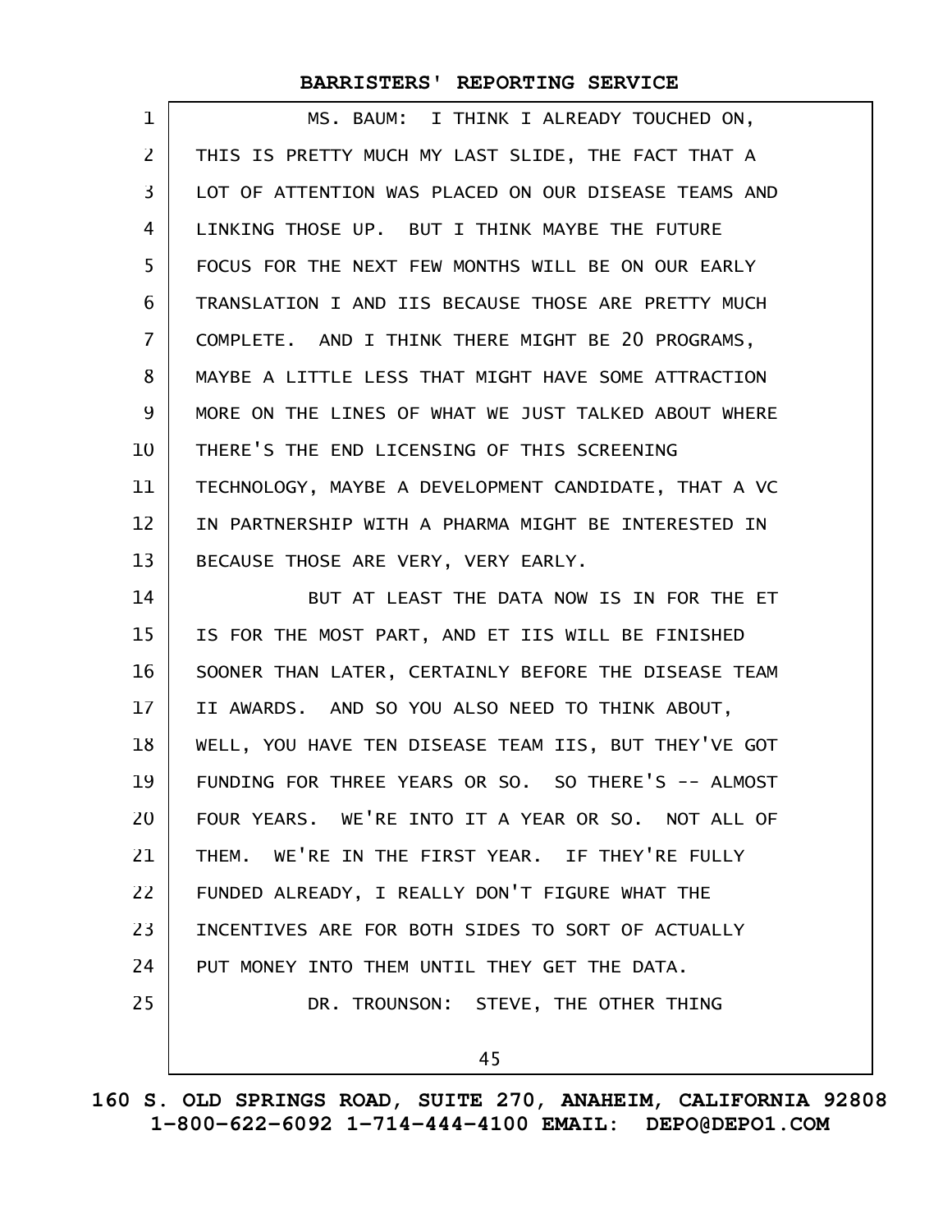MS. BAUM: I THINK I ALREADY TOUCHED ON, THIS IS PRETTY MUCH MY LAST SLIDE, THE FACT THAT A LOT OF ATTENTION WAS PLACED ON OUR DISEASE TEAMS AND LINKING THOSE UP. BUT I THINK MAYBE THE FUTURE FOCUS FOR THE NEXT FEW MONTHS WILL BE ON OUR EARLY TRANSLATION I AND IIS BECAUSE THOSE ARE PRETTY MUCH COMPLETE. AND I THINK THERE MIGHT BE 20 PROGRAMS, MAYBE A LITTLE LESS THAT MIGHT HAVE SOME ATTRACTION MORE ON THE LINES OF WHAT WE JUST TALKED ABOUT WHERE THERE'S THE END LICENSING OF THIS SCREENING TECHNOLOGY, MAYBE A DEVELOPMENT CANDIDATE, THAT A VC IN PARTNERSHIP WITH A PHARMA MIGHT BE INTERESTED IN BECAUSE THOSE ARE VERY, VERY EARLY.

BUT AT LEAST THE DATA NOW IS IN FOR THE ET IS FOR THE MOST PART, AND ET IIS WILL BE FINISHED SOONER THAN LATER, CERTAINLY BEFORE THE DISEASE TEAM II AWARDS. AND SO YOU ALSO NEED TO THINK ABOUT, WELL, YOU HAVE TEN DISEASE TEAM IIS, BUT THEY'VE GOT FUNDING FOR THREE YEARS OR SO. SO THERE'S -- ALMOST FOUR YEARS. WE'RE INTO IT A YEAR OR SO. NOT ALL OF THEM. WE'RE IN THE FIRST YEAR. IF THEY'RE FULLY FUNDED ALREADY, I REALLY DON'T FIGURE WHAT THE INCENTIVES ARE FOR BOTH SIDES TO SORT OF ACTUALLY PUT MONEY INTO THEM UNTIL THEY GET THE DATA.

DR. TROUNSON: STEVE, THE OTHER THING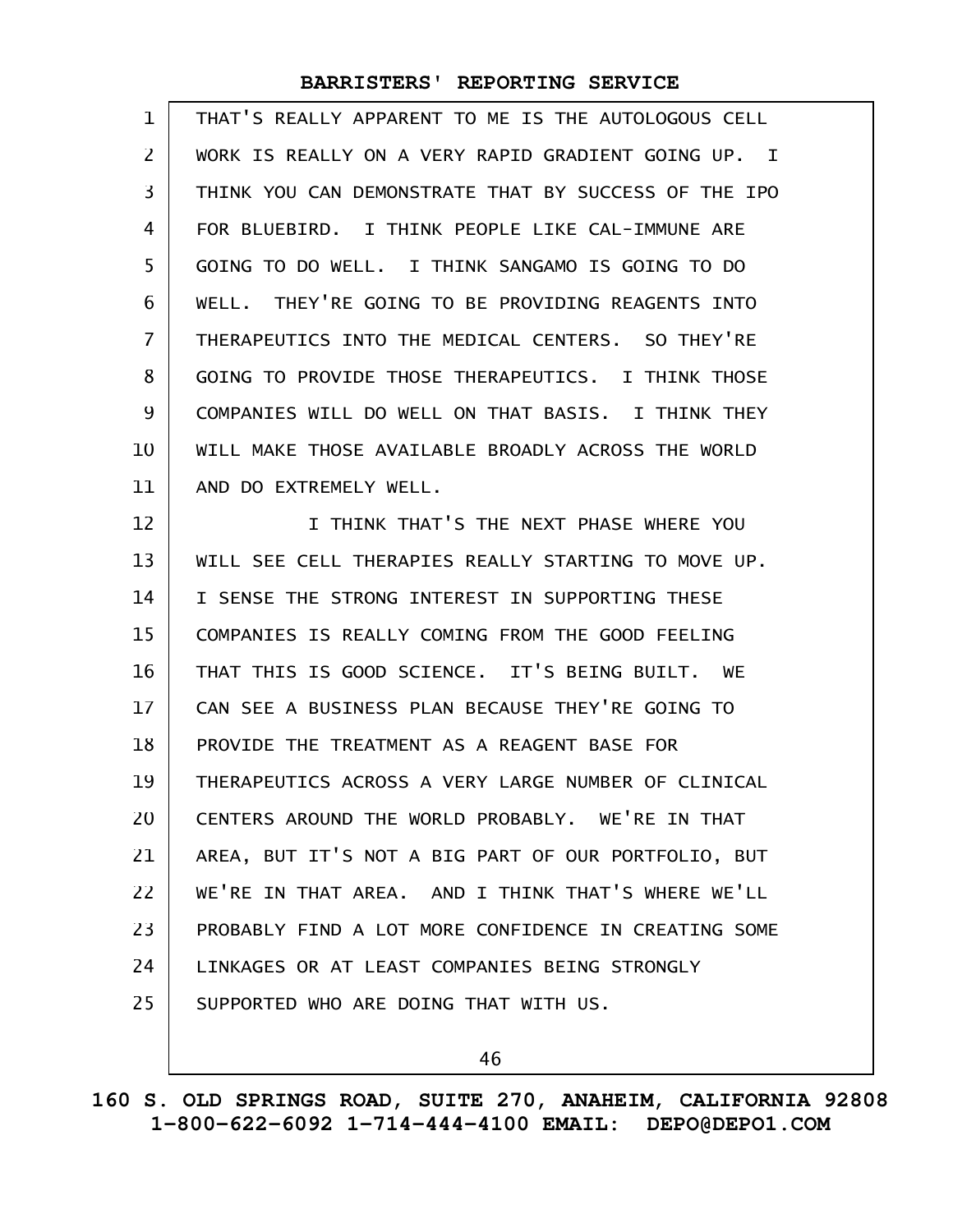THAT'S REALLY APPARENT TO ME IS THE AUTOLOGOUS CELL WORK IS REALLY ON A VERY RAPID GRADIENT GOING UP. I THINK YOU CAN DEMONSTRATE THAT BY SUCCESS OF THE IPO FOR BLUEBIRD. I THINK PEOPLE LIKE CAL-IMMUNE ARE GOING TO DO WELL. I THINK SANGAMO IS GOING TO DO WELL. THEY'RE GOING TO BE PROVIDING REAGENTS INTO THERAPEUTICS INTO THE MEDICAL CENTERS. SO THEY'RE GOING TO PROVIDE THOSE THERAPEUTICS. I THINK THOSE COMPANIES WILL DO WELL ON THAT BASIS. I THINK THEY WILL MAKE THOSE AVAILABLE BROADLY ACROSS THE WORLD AND DO EXTREMELY WELL.

I THINK THAT'S THE NEXT PHASE WHERE YOU WILL SEE CELL THERAPIES REALLY STARTING TO MOVE UP. I SENSE THE STRONG INTEREST IN SUPPORTING THESE COMPANIES IS REALLY COMING FROM THE GOOD FEELING THAT THIS IS GOOD SCIENCE. IT'S BEING BUILT. WE CAN SEE A BUSINESS PLAN BECAUSE THEY'RE GOING TO PROVIDE THE TREATMENT AS A REAGENT BASE FOR THERAPEUTICS ACROSS A VERY LARGE NUMBER OF CLINICAL CENTERS AROUND THE WORLD PROBABLY. WE'RE IN THAT AREA, BUT IT'S NOT A BIG PART OF OUR PORTFOLIO, BUT WE'RE IN THAT AREA. AND I THINK THAT'S WHERE WE'LL PROBABLY FIND A LOT MORE CONFIDENCE IN CREATING SOME LINKAGES OR AT LEAST COMPANIES BEING STRONGLY SUPPORTED WHO ARE DOING THAT WITH US.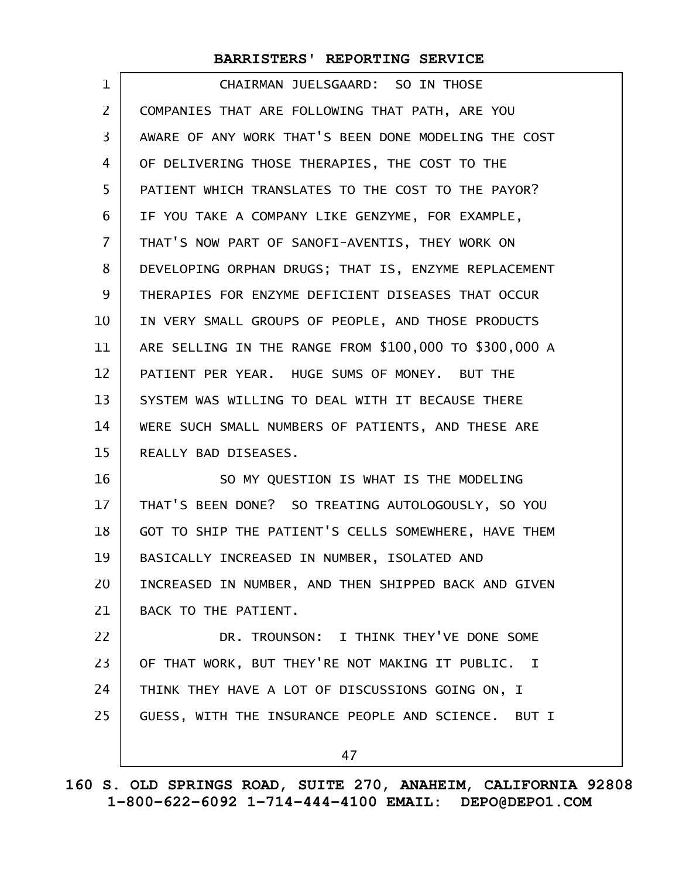CHAIRMAN JUELSGAARD: SO IN THOSE COMPANIES THAT ARE FOLLOWING THAT PATH, ARE YOU AWARE OF ANY WORK THAT'S BEEN DONE MODELING THE COST OF DELIVERING THOSE THERAPIES, THE COST TO THE PATIENT WHICH TRANSLATES TO THE COST TO THE PAYOR? IF YOU TAKE A COMPANY LIKE GENZYME, FOR EXAMPLE, THAT'S NOW PART OF SANOFI-AVENTIS, THEY WORK ON DEVELOPING ORPHAN DRUGS; THAT IS, ENZYME REPLACEMENT THERAPIES FOR ENZYME DEFICIENT DISEASES THAT OCCUR IN VERY SMALL GROUPS OF PEOPLE, AND THOSE PRODUCTS ARE SELLING IN THE RANGE FROM $100,000 TO $300,000 A PATIENT PER YEAR. HUGE SUMS OF MONEY. BUT THE SYSTEM WAS WILLING TO DEAL WITH IT BECAUSE THERE WERE SUCH SMALL NUMBERS OF PATIENTS, AND THESE ARE REALLY BAD DISEASES.

SO MY QUESTION IS WHAT IS THE MODELING THAT'S BEEN DONE? SO TREATING AUTOLOGOUSLY, SO YOU GOT TO SHIP THE PATIENT'S CELLS SOMEWHERE, HAVE THEM BASICALLY INCREASED IN NUMBER, ISOLATED AND INCREASED IN NUMBER, AND THEN SHIPPED BACK AND GIVEN BACK TO THE PATIENT.

DR. TROUNSON: I THINK THEY'VE DONE SOME OF THAT WORK, BUT THEY'RE NOT MAKING IT PUBLIC. I THINK THEY HAVE A LOT OF DISCUSSIONS GOING ON, I GUESS, WITH THE INSURANCE PEOPLE AND SCIENCE. BUT I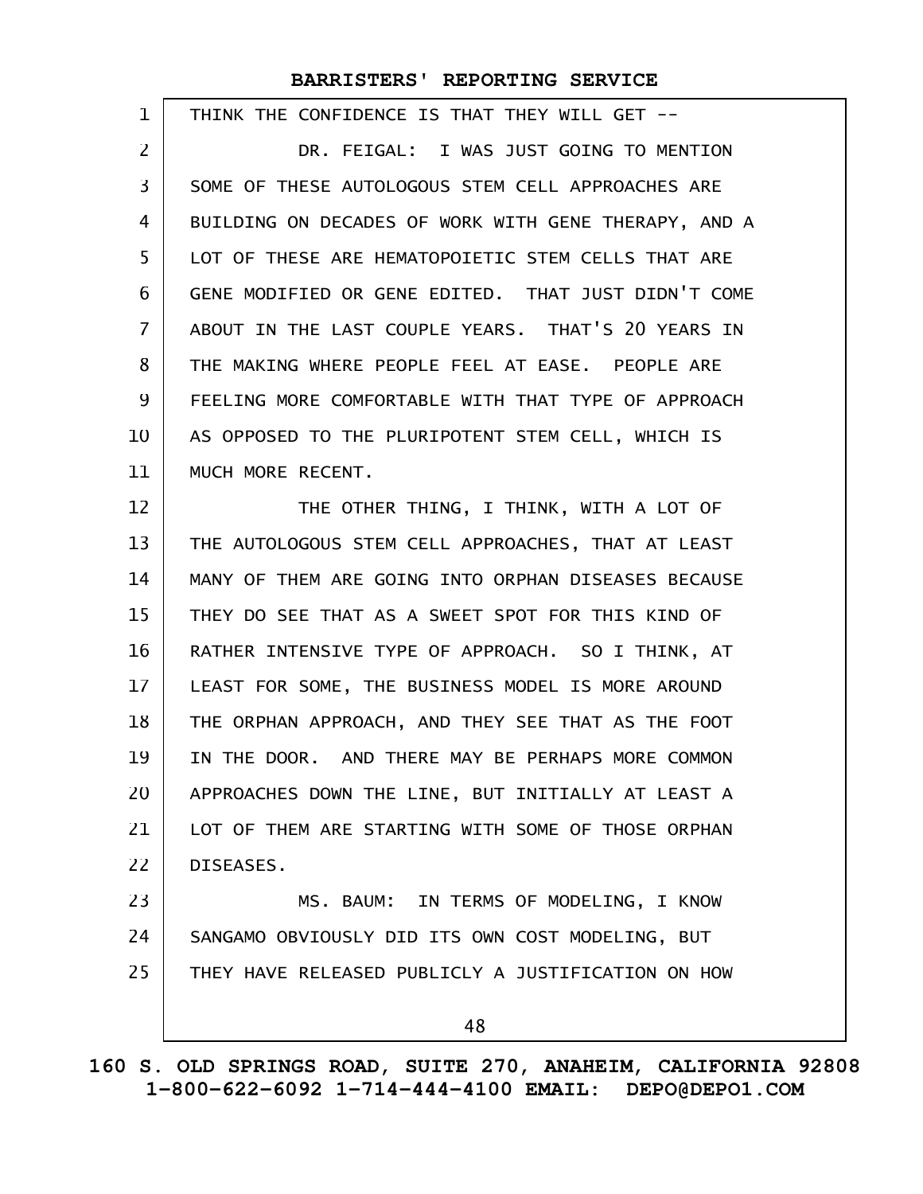THINK THE CONFIDENCE IS THAT THEY WILL GET --

DR. FEIGAL: I WAS JUST GOING TO MENTION SOME OF THESE AUTOLOGOUS STEM CELL APPROACHES ARE BUILDING ON DECADES OF WORK WITH GENE THERAPY, AND A LOT OF THESE ARE HEMATOPOIETIC STEM CELLS THAT ARE GENE MODIFIED OR GENE EDITED. THAT JUST DIDN'T COME ABOUT IN THE LAST COUPLE YEARS. THAT'S 20 YEARS IN THE MAKING WHERE PEOPLE FEEL AT EASE. PEOPLE ARE FEELING MORE COMFORTABLE WITH THAT TYPE OF APPROACH AS OPPOSED TO THE PLURIPOTENT STEM CELL, WHICH IS MUCH MORE RECENT.

THE OTHER THING, I THINK, WITH A LOT OF THE AUTOLOGOUS STEM CELL APPROACHES, THAT AT LEAST MANY OF THEM ARE GOING INTO ORPHAN DISEASES BECAUSE THEY DO SEE THAT AS A SWEET SPOT FOR THIS KIND OF RATHER INTENSIVE TYPE OF APPROACH. SO I THINK, AT LEAST FOR SOME, THE BUSINESS MODEL IS MORE AROUND THE ORPHAN APPROACH, AND THEY SEE THAT AS THE FOOT IN THE DOOR. AND THERE MAY BE PERHAPS MORE COMMON APPROACHES DOWN THE LINE, BUT INITIALLY AT LEAST A LOT OF THEM ARE STARTING WITH SOME OF THOSE ORPHAN DISEASES.

MS. BAUM: IN TERMS OF MODELING, I KNOW SANGAMO OBVIOUSLY DID ITS OWN COST MODELING, BUT THEY HAVE RELEASED PUBLICLY A JUSTIFICATION ON HOW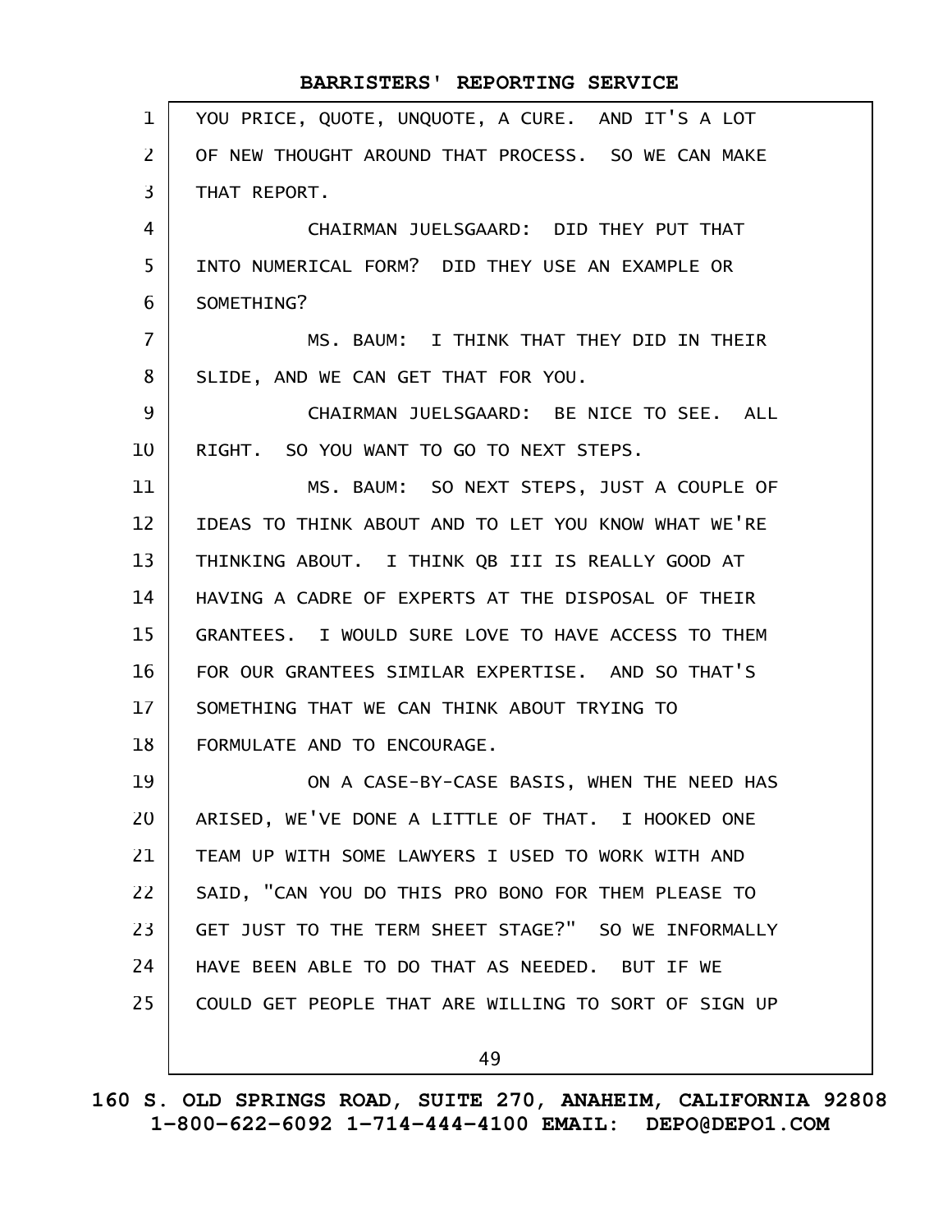YOU PRICE, QUOTE, UNQUOTE, A CURE. AND IT'S A LOT OF NEW THOUGHT AROUND THAT PROCESS. SO WE CAN MAKE THAT REPORT.

CHAIRMAN JUELSGAARD: DID THEY PUT THAT INTO NUMERICAL FORM? DID THEY USE AN EXAMPLE OR SOMETHING?

MS. BAUM: I THINK THAT THEY DID IN THEIR SLIDE, AND WE CAN GET THAT FOR YOU.

CHAIRMAN JUELSGAARD: BE NICE TO SEE. ALL RIGHT. SO YOU WANT TO GO TO NEXT STEPS.

MS. BAUM: SO NEXT STEPS, JUST A COUPLE OF IDEAS TO THINK ABOUT AND TO LET YOU KNOW WHAT WE'RE THINKING ABOUT. I THINK QB III IS REALLY GOOD AT HAVING A CADRE OF EXPERTS AT THE DISPOSAL OF THEIR GRANTEES. I WOULD SURE LOVE TO HAVE ACCESS TO THEM FOR OUR GRANTEES SIMILAR EXPERTISE. AND SO THAT'S SOMETHING THAT WE CAN THINK ABOUT TRYING TO FORMULATE AND TO ENCOURAGE.

ON A CASE-BY-CASE BASIS, WHEN THE NEED HAS ARISED, WE'VE DONE A LITTLE OF THAT. I HOOKED ONE TEAM UP WITH SOME LAWYERS I USED TO WORK WITH AND SAID, "CAN YOU DO THIS PRO BONO FOR THEM PLEASE TO GET JUST TO THE TERM SHEET STAGE?" SO WE INFORMALLY HAVE BEEN ABLE TO DO THAT AS NEEDED. BUT IF WE COULD GET PEOPLE THAT ARE WILLING TO SORT OF SIGN UP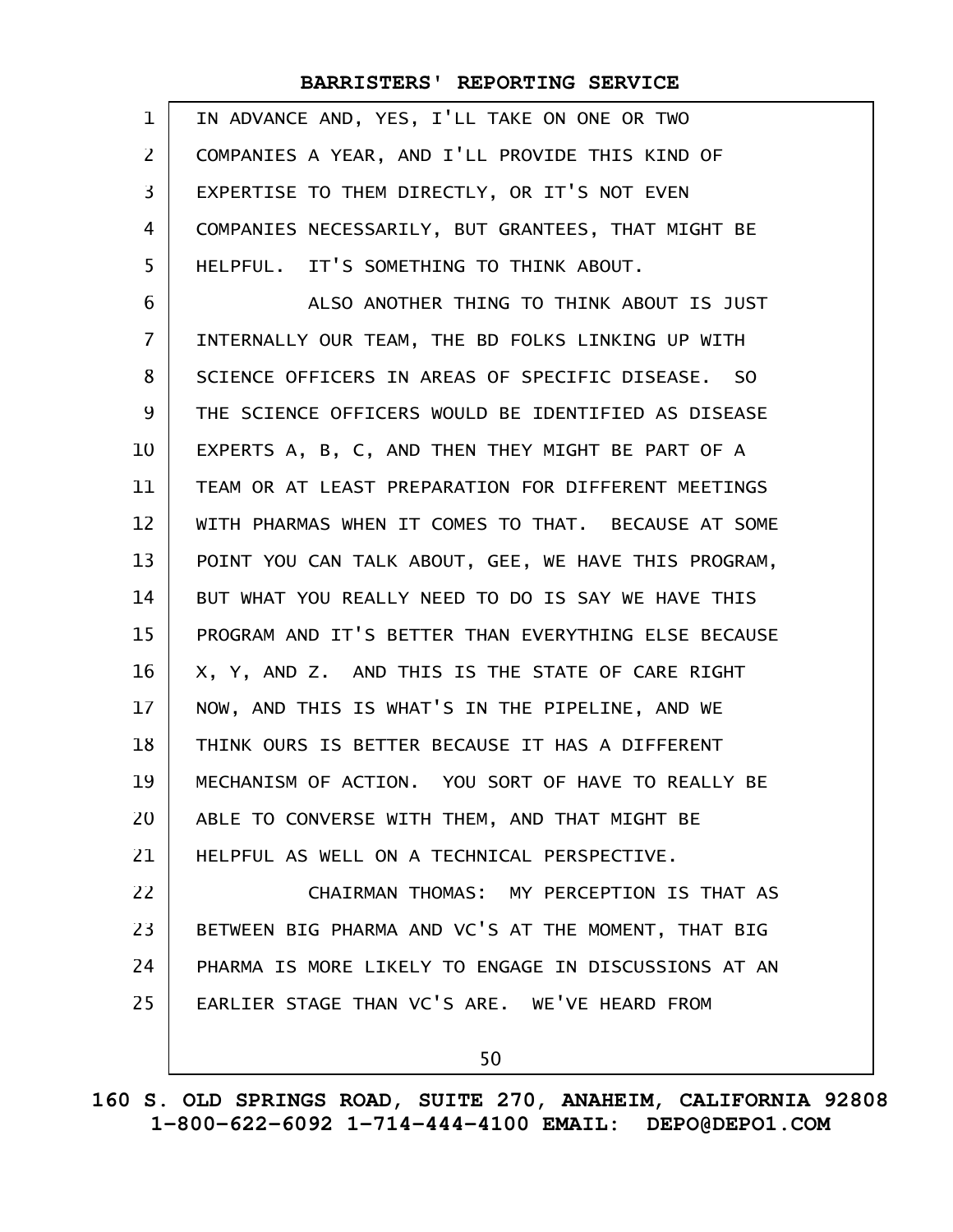IN ADVANCE AND, YES, I'LL TAKE ON ONE OR TWO COMPANIES A YEAR, AND I'LL PROVIDE THIS KIND OF EXPERTISE TO THEM DIRECTLY, OR IT'S NOT EVEN COMPANIES NECESSARILY, BUT GRANTEES, THAT MIGHT BE HELPFUL. IT'S SOMETHING TO THINK ABOUT.

ALSO ANOTHER THING TO THINK ABOUT IS JUST INTERNALLY OUR TEAM, THE BD FOLKS LINKING UP WITH SCIENCE OFFICERS IN AREAS OF SPECIFIC DISEASE. SO THE SCIENCE OFFICERS WOULD BE IDENTIFIED AS DISEASE EXPERTS A, B, C, AND THEN THEY MIGHT BE PART OF A TEAM OR AT LEAST PREPARATION FOR DIFFERENT MEETINGS WITH PHARMAS WHEN IT COMES TO THAT. BECAUSE AT SOME POINT YOU CAN TALK ABOUT, GEE, WE HAVE THIS PROGRAM, BUT WHAT YOU REALLY NEED TO DO IS SAY WE HAVE THIS PROGRAM AND IT'S BETTER THAN EVERYTHING ELSE BECAUSE X, Y, AND Z. AND THIS IS THE STATE OF CARE RIGHT NOW, AND THIS IS WHAT'S IN THE PIPELINE, AND WE THINK OURS IS BETTER BECAUSE IT HAS A DIFFERENT MECHANISM OF ACTION. YOU SORT OF HAVE TO REALLY BE ABLE TO CONVERSE WITH THEM, AND THAT MIGHT BE HELPFUL AS WELL ON A TECHNICAL PERSPECTIVE.

CHAIRMAN THOMAS: MY PERCEPTION IS THAT AS BETWEEN BIG PHARMA AND VC'S AT THE MOMENT, THAT BIG PHARMA IS MORE LIKELY TO ENGAGE IN DISCUSSIONS AT AN EARLIER STAGE THAN VC'S ARE. WE'VE HEARD FROM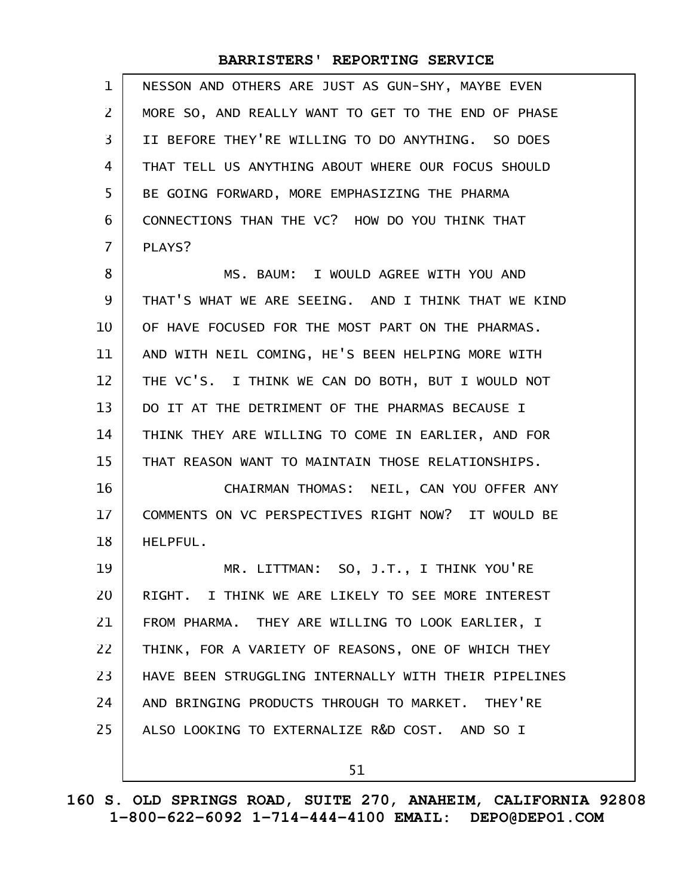NESSON AND OTHERS ARE JUST AS GUN-SHY, MAYBE EVEN MORE SO, AND REALLY WANT TO GET TO THE END OF PHASE II BEFORE THEY'RE WILLING TO DO ANYTHING. SO DOES THAT TELL US ANYTHING ABOUT WHERE OUR FOCUS SHOULD BE GOING FORWARD, MORE EMPHASIZING THE PHARMA CONNECTIONS THAN THE VC? HOW DO YOU THINK THAT PLAYS?

MS. BAUM: I WOULD AGREE WITH YOU AND THAT'S WHAT WE ARE SEEING. AND I THINK THAT WE KIND OF HAVE FOCUSED FOR THE MOST PART ON THE PHARMAS. AND WITH NEIL COMING, HE'S BEEN HELPING MORE WITH THE VC'S. I THINK WE CAN DO BOTH, BUT I WOULD NOT DO IT AT THE DETRIMENT OF THE PHARMAS BECAUSE I THINK THEY ARE WILLING TO COME IN EARLIER, AND FOR THAT REASON WANT TO MAINTAIN THOSE RELATIONSHIPS.

CHAIRMAN THOMAS: NEIL, CAN YOU OFFER ANY COMMENTS ON VC PERSPECTIVES RIGHT NOW? IT WOULD BE HELPFUL.

MR. LITTMAN: SO, J.T., I THINK YOU'RE RIGHT. I THINK WE ARE LIKELY TO SEE MORE INTEREST FROM PHARMA. THEY ARE WILLING TO LOOK EARLIER, I THINK, FOR A VARIETY OF REASONS, ONE OF WHICH THEY HAVE BEEN STRUGGLING INTERNALLY WITH THEIR PIPELINES AND BRINGING PRODUCTS THROUGH TO MARKET. THEY'RE ALSO LOOKING TO EXTERNALIZE R&D COST. AND SO I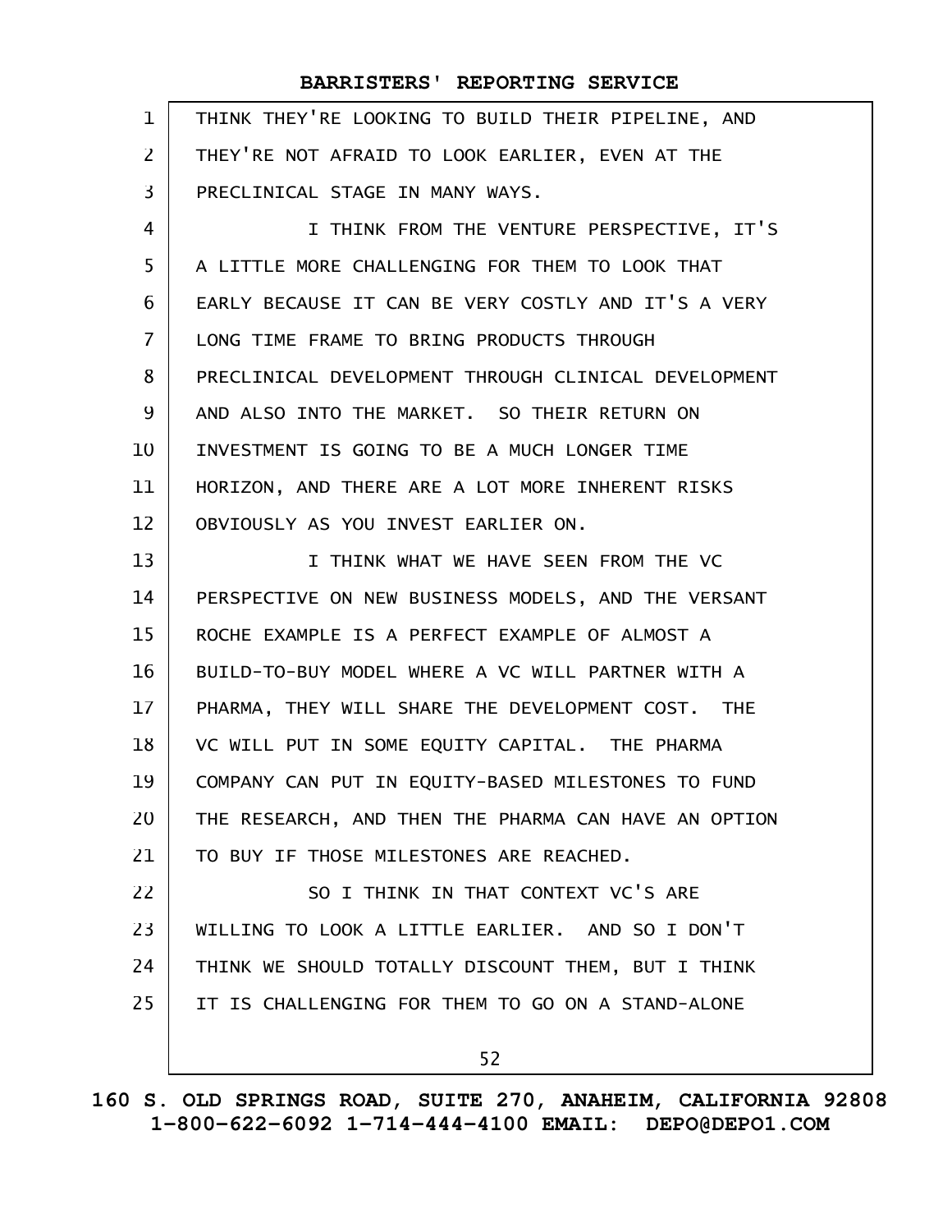THINK THEY'RE LOOKING TO BUILD THEIR PIPELINE, AND THEY'RE NOT AFRAID TO LOOK EARLIER, EVEN AT THE PRECLINICAL STAGE IN MANY WAYS.

I THINK FROM THE VENTURE PERSPECTIVE, IT'S A LITTLE MORE CHALLENGING FOR THEM TO LOOK THAT EARLY BECAUSE IT CAN BE VERY COSTLY AND IT'S A VERY LONG TIME FRAME TO BRING PRODUCTS THROUGH PRECLINICAL DEVELOPMENT THROUGH CLINICAL DEVELOPMENT AND ALSO INTO THE MARKET. SO THEIR RETURN ON INVESTMENT IS GOING TO BE A MUCH LONGER TIME HORIZON, AND THERE ARE A LOT MORE INHERENT RISKS OBVIOUSLY AS YOU INVEST EARLIER ON.

I THINK WHAT WE HAVE SEEN FROM THE VC PERSPECTIVE ON NEW BUSINESS MODELS, AND THE VERSANT ROCHE EXAMPLE IS A PERFECT EXAMPLE OF ALMOST A BUILD-TO-BUY MODEL WHERE A VC WILL PARTNER WITH A PHARMA, THEY WILL SHARE THE DEVELOPMENT COST. THE VC WILL PUT IN SOME EQUITY CAPITAL. THE PHARMA COMPANY CAN PUT IN EQUITY-BASED MILESTONES TO FUND THE RESEARCH, AND THEN THE PHARMA CAN HAVE AN OPTION TO BUY IF THOSE MILESTONES ARE REACHED.

SO I THINK IN THAT CONTEXT VC'S ARE WILLING TO LOOK A LITTLE EARLIER. AND SO I DON'T THINK WE SHOULD TOTALLY DISCOUNT THEM, BUT I THINK IT IS CHALLENGING FOR THEM TO GO ON A STAND-ALONE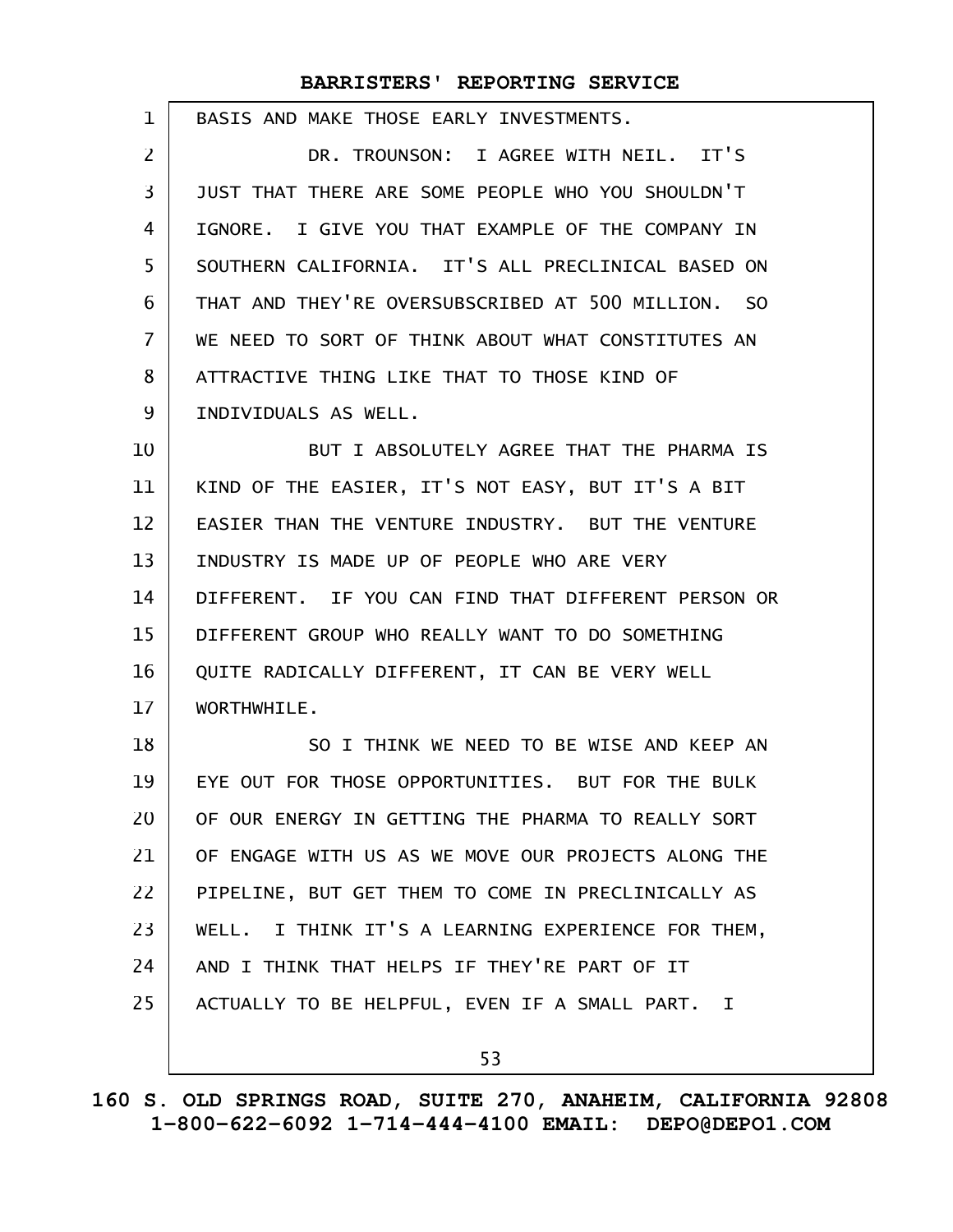BASIS AND MAKE THOSE EARLY INVESTMENTS.

DR. TROUNSON: I AGREE WITH NEIL. IT'S JUST THAT THERE ARE SOME PEOPLE WHO YOU SHOULDN'T IGNORE. I GIVE YOU THAT EXAMPLE OF THE COMPANY IN SOUTHERN CALIFORNIA. IT'S ALL PRECLINICAL BASED ON THAT AND THEY'RE OVERSUBSCRIBED AT 500 MILLION. SO WE NEED TO SORT OF THINK ABOUT WHAT CONSTITUTES AN ATTRACTIVE THING LIKE THAT TO THOSE KIND OF INDIVIDUALS AS WELL.

BUT I ABSOLUTELY AGREE THAT THE PHARMA IS KIND OF THE EASIER, IT'S NOT EASY, BUT IT'S A BIT EASIER THAN THE VENTURE INDUSTRY. BUT THE VENTURE INDUSTRY IS MADE UP OF PEOPLE WHO ARE VERY DIFFERENT. IF YOU CAN FIND THAT DIFFERENT PERSON OR DIFFERENT GROUP WHO REALLY WANT TO DO SOMETHING QUITE RADICALLY DIFFERENT, IT CAN BE VERY WELL WORTHWHILE.

SO I THINK WE NEED TO BE WISE AND KEEP AN EYE OUT FOR THOSE OPPORTUNITIES. BUT FOR THE BULK OF OUR ENERGY IN GETTING THE PHARMA TO REALLY SORT OF ENGAGE WITH US AS WE MOVE OUR PROJECTS ALONG THE PIPELINE, BUT GET THEM TO COME IN PRECLINICALLY AS WELL. I THINK IT'S A LEARNING EXPERIENCE FOR THEM, AND I THINK THAT HELPS IF THEY'RE PART OF IT ACTUALLY TO BE HELPFUL, EVEN IF A SMALL PART. I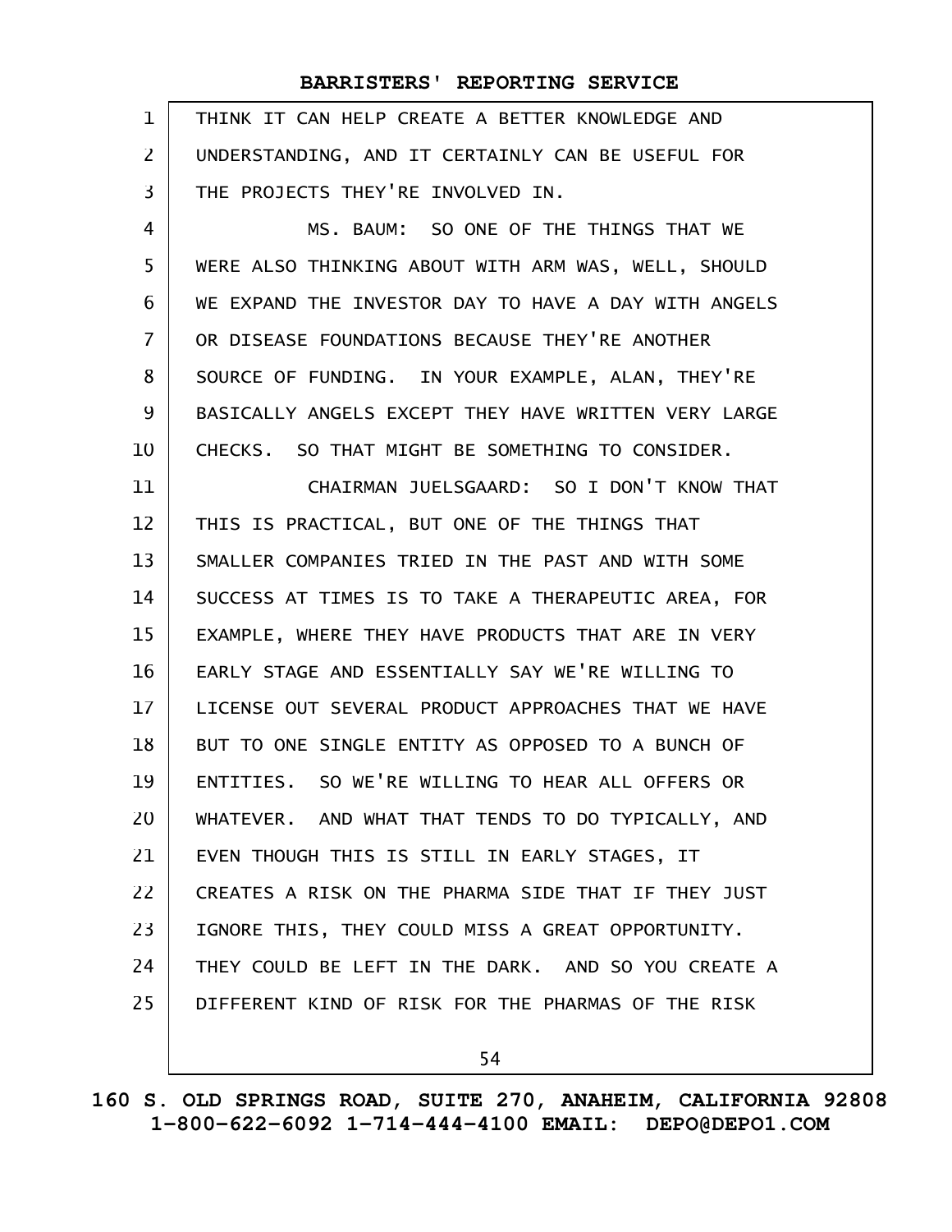THINK IT CAN HELP CREATE A BETTER KNOWLEDGE AND UNDERSTANDING, AND IT CERTAINLY CAN BE USEFUL FOR THE PROJECTS THEY'RE INVOLVED IN.

MS. BAUM: SO ONE OF THE THINGS THAT WE WERE ALSO THINKING ABOUT WITH ARM WAS, WELL, SHOULD WE EXPAND THE INVESTOR DAY TO HAVE A DAY WITH ANGELS OR DISEASE FOUNDATIONS BECAUSE THEY'RE ANOTHER SOURCE OF FUNDING. IN YOUR EXAMPLE, ALAN, THEY'RE BASICALLY ANGELS EXCEPT THEY HAVE WRITTEN VERY LARGE CHECKS. SO THAT MIGHT BE SOMETHING TO CONSIDER.

CHAIRMAN JUELSGAARD: SO I DON'T KNOW THAT THIS IS PRACTICAL, BUT ONE OF THE THINGS THAT SMALLER COMPANIES TRIED IN THE PAST AND WITH SOME SUCCESS AT TIMES IS TO TAKE A THERAPEUTIC AREA, FOR EXAMPLE, WHERE THEY HAVE PRODUCTS THAT ARE IN VERY EARLY STAGE AND ESSENTIALLY SAY WE'RE WILLING TO LICENSE OUT SEVERAL PRODUCT APPROACHES THAT WE HAVE BUT TO ONE SINGLE ENTITY AS OPPOSED TO A BUNCH OF ENTITIES. SO WE'RE WILLING TO HEAR ALL OFFERS OR WHATEVER. AND WHAT THAT TENDS TO DO TYPICALLY, AND EVEN THOUGH THIS IS STILL IN EARLY STAGES, IT CREATES A RISK ON THE PHARMA SIDE THAT IF THEY JUST IGNORE THIS, THEY COULD MISS A GREAT OPPORTUNITY. THEY COULD BE LEFT IN THE DARK. AND SO YOU CREATE A DIFFERENT KIND OF RISK FOR THE PHARMAS OF THE RISK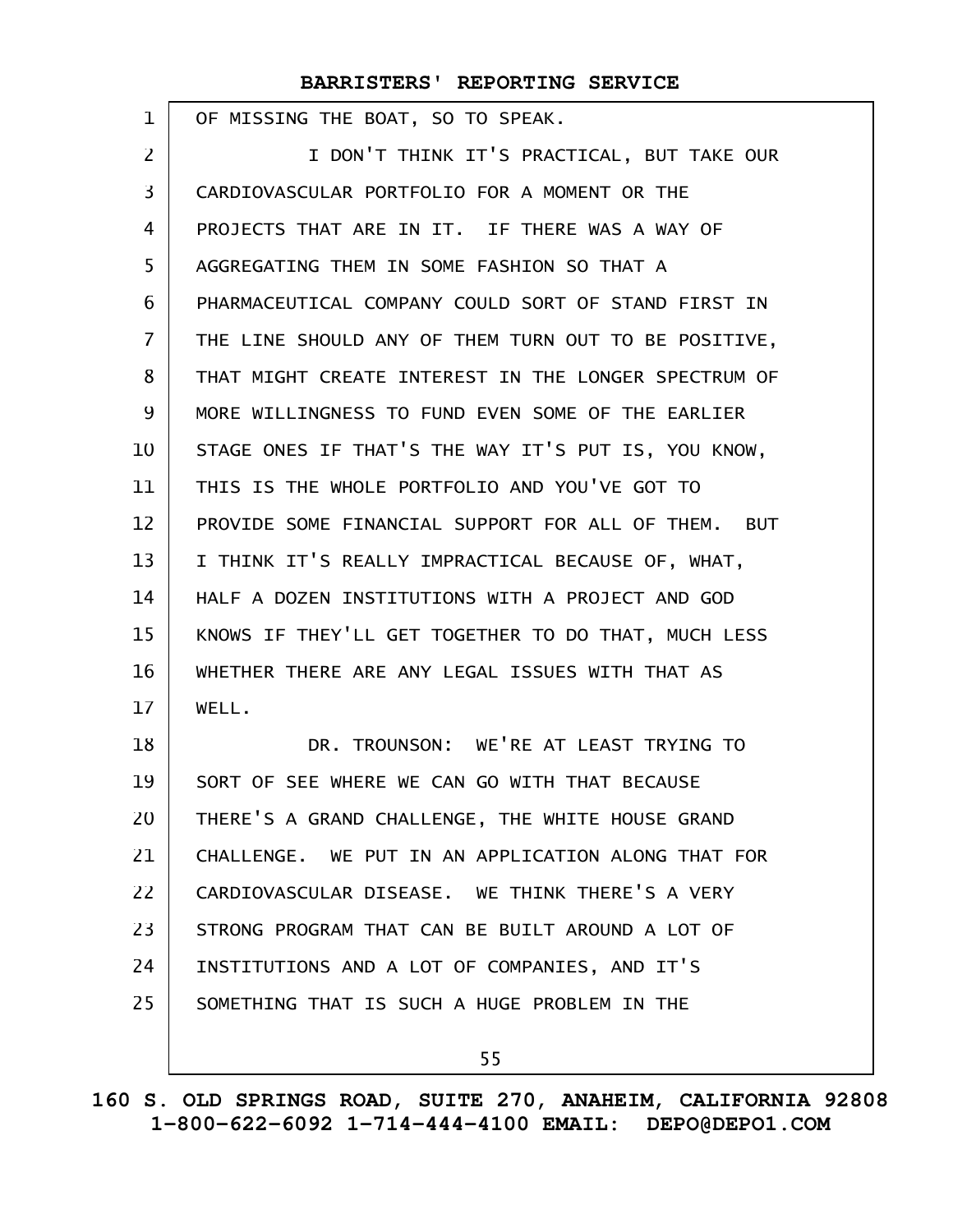OF MISSING THE BOAT, SO TO SPEAK.

I DON'T THINK IT'S PRACTICAL, BUT TAKE OUR CARDIOVASCULAR PORTFOLIO FOR A MOMENT OR THE PROJECTS THAT ARE IN IT. IF THERE WAS A WAY OF AGGREGATING THEM IN SOME FASHION SO THAT A PHARMACEUTICAL COMPANY COULD SORT OF STAND FIRST IN THE LINE SHOULD ANY OF THEM TURN OUT TO BE POSITIVE, THAT MIGHT CREATE INTEREST IN THE LONGER SPECTRUM OF MORE WILLINGNESS TO FUND EVEN SOME OF THE EARLIER STAGE ONES IF THAT'S THE WAY IT'S PUT IS, YOU KNOW, THIS IS THE WHOLE PORTFOLIO AND YOU'VE GOT TO PROVIDE SOME FINANCIAL SUPPORT FOR ALL OF THEM. BUT I THINK IT'S REALLY IMPRACTICAL BECAUSE OF, WHAT, HALF A DOZEN INSTITUTIONS WITH A PROJECT AND GOD KNOWS IF THEY'LL GET TOGETHER TO DO THAT, MUCH LESS WHETHER THERE ARE ANY LEGAL ISSUES WITH THAT AS WELL.

DR. TROUNSON: WE'RE AT LEAST TRYING TO SORT OF SEE WHERE WE CAN GO WITH THAT BECAUSE THERE'S A GRAND CHALLENGE, THE WHITE HOUSE GRAND CHALLENGE. WE PUT IN AN APPLICATION ALONG THAT FOR CARDIOVASCULAR DISEASE. WE THINK THERE'S A VERY STRONG PROGRAM THAT CAN BE BUILT AROUND A LOT OF INSTITUTIONS AND A LOT OF COMPANIES, AND IT'S SOMETHING THAT IS SUCH A HUGE PROBLEM IN THE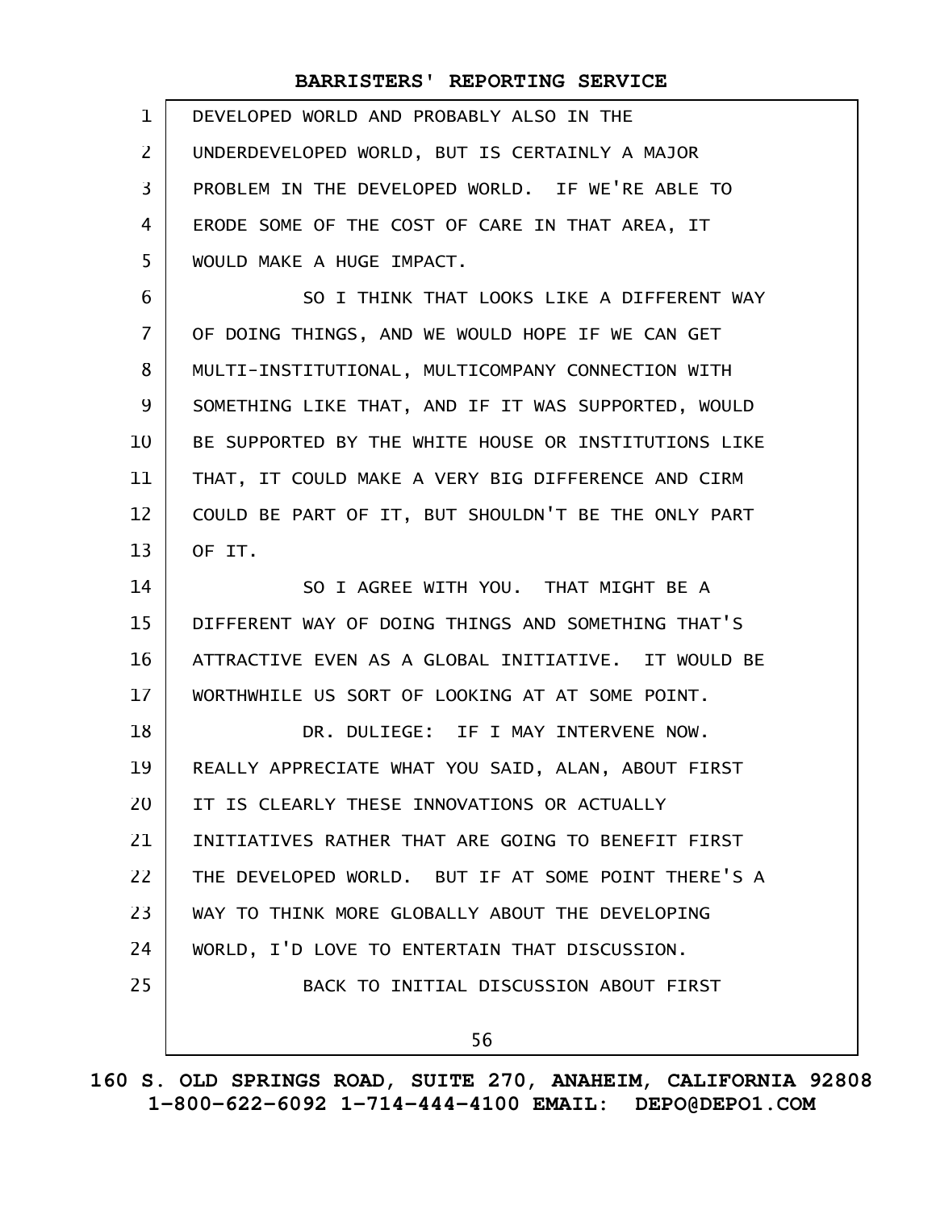DEVELOPED WORLD AND PROBABLY ALSO IN THE UNDERDEVELOPED WORLD, BUT IS CERTAINLY A MAJOR PROBLEM IN THE DEVELOPED WORLD. IF WE'RE ABLE TO ERODE SOME OF THE COST OF CARE IN THAT AREA, IT WOULD MAKE A HUGE IMPACT.

SO I THINK THAT LOOKS LIKE A DIFFERENT WAY OF DOING THINGS, AND WE WOULD HOPE IF WE CAN GET MULTI-INSTITUTIONAL, MULTICOMPANY CONNECTION WITH SOMETHING LIKE THAT, AND IF IT WAS SUPPORTED, WOULD BE SUPPORTED BY THE WHITE HOUSE OR INSTITUTIONS LIKE THAT, IT COULD MAKE A VERY BIG DIFFERENCE AND CIRM COULD BE PART OF IT, BUT SHOULDN'T BE THE ONLY PART OF IT.

SO I AGREE WITH YOU. THAT MIGHT BE A DIFFERENT WAY OF DOING THINGS AND SOMETHING THAT'S ATTRACTIVE EVEN AS A GLOBAL INITIATIVE. IT WOULD BE WORTHWHILE US SORT OF LOOKING AT AT SOME POINT.

DR. DULIEGE: IF I MAY INTERVENE NOW. REALLY APPRECIATE WHAT YOU SAID, ALAN, ABOUT FIRST IT IS CLEARLY THESE INNOVATIONS OR ACTUALLY INITIATIVES RATHER THAT ARE GOING TO BENEFIT FIRST THE DEVELOPED WORLD. BUT IF AT SOME POINT THERE'S A WAY TO THINK MORE GLOBALLY ABOUT THE DEVELOPING WORLD, I'D LOVE TO ENTERTAIN THAT DISCUSSION.

BACK TO INITIAL DISCUSSION ABOUT FIRST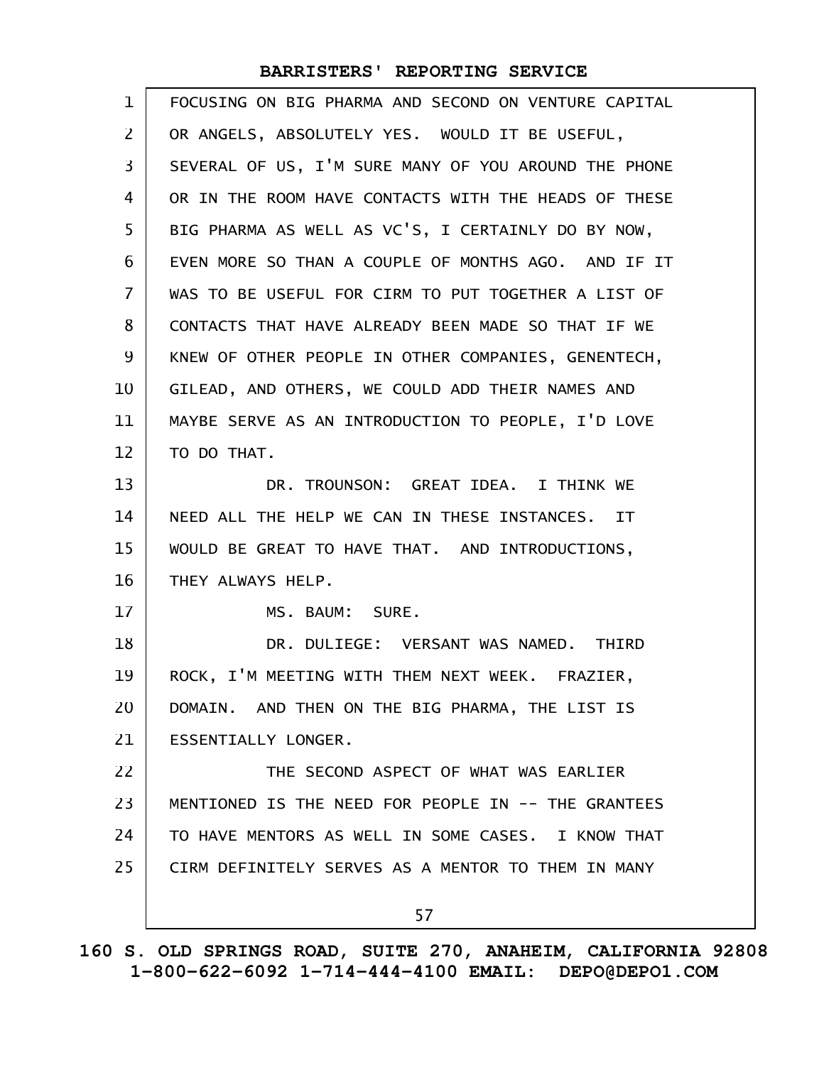FOCUSING ON BIG PHARMA AND SECOND ON VENTURE CAPITAL OR ANGELS, ABSOLUTELY YES. WOULD IT BE USEFUL, SEVERAL OF US, I'M SURE MANY OF YOU AROUND THE PHONE OR IN THE ROOM HAVE CONTACTS WITH THE HEADS OF THESE BIG PHARMA AS WELL AS VC'S, I CERTAINLY DO BY NOW, EVEN MORE SO THAN A COUPLE OF MONTHS AGO. AND IF IT WAS TO BE USEFUL FOR CIRM TO PUT TOGETHER A LIST OF CONTACTS THAT HAVE ALREADY BEEN MADE SO THAT IF WE KNEW OF OTHER PEOPLE IN OTHER COMPANIES, GENENTECH, GILEAD, AND OTHERS, WE COULD ADD THEIR NAMES AND MAYBE SERVE AS AN INTRODUCTION TO PEOPLE, I'D LOVE TO DO THAT.

DR. TROUNSON: GREAT IDEA. I THINK WE NEED ALL THE HELP WE CAN IN THESE INSTANCES. IT WOULD BE GREAT TO HAVE THAT. AND INTRODUCTIONS, THEY ALWAYS HELP.

MS. BAUM: SURE.

DR. DULIEGE: VERSANT WAS NAMED. THIRD ROCK, I'M MEETING WITH THEM NEXT WEEK. FRAZIER, DOMAIN. AND THEN ON THE BIG PHARMA, THE LIST IS ESSENTIALLY LONGER.

THE SECOND ASPECT OF WHAT WAS EARLIER MENTIONED IS THE NEED FOR PEOPLE IN -- THE GRANTEES TO HAVE MENTORS AS WELL IN SOME CASES. I KNOW THAT CIRM DEFINITELY SERVES AS A MENTOR TO THEM IN MANY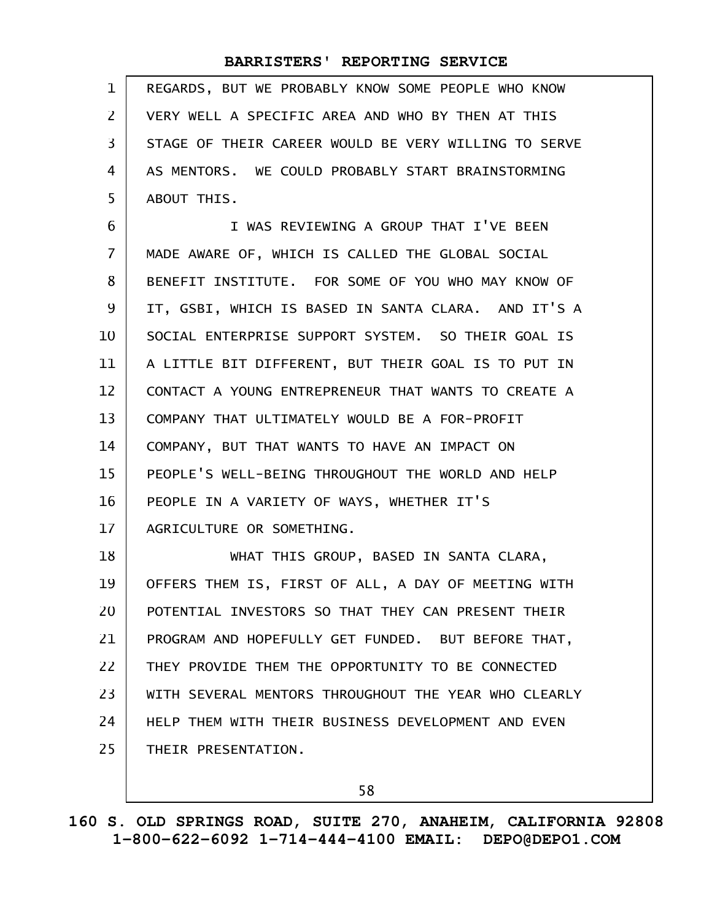REGARDS, BUT WE PROBABLY KNOW SOME PEOPLE WHO KNOW VERY WELL A SPECIFIC AREA AND WHO BY THEN AT THIS STAGE OF THEIR CAREER WOULD BE VERY WILLING TO SERVE AS MENTORS. WE COULD PROBABLY START BRAINSTORMING ABOUT THIS.

I WAS REVIEWING A GROUP THAT I'VE BEEN MADE AWARE OF, WHICH IS CALLED THE GLOBAL SOCIAL BENEFIT INSTITUTE. FOR SOME OF YOU WHO MAY KNOW OF IT, GSBI, WHICH IS BASED IN SANTA CLARA. AND IT'S A SOCIAL ENTERPRISE SUPPORT SYSTEM. SO THEIR GOAL IS A LITTLE BIT DIFFERENT, BUT THEIR GOAL IS TO PUT IN CONTACT A YOUNG ENTREPRENEUR THAT WANTS TO CREATE A COMPANY THAT ULTIMATELY WOULD BE A FOR-PROFIT COMPANY, BUT THAT WANTS TO HAVE AN IMPACT ON PEOPLE'S WELL-BEING THROUGHOUT THE WORLD AND HELP PEOPLE IN A VARIETY OF WAYS, WHETHER IT'S AGRICULTURE OR SOMETHING.

WHAT THIS GROUP, BASED IN SANTA CLARA, OFFERS THEM IS, FIRST OF ALL, A DAY OF MEETING WITH POTENTIAL INVESTORS SO THAT THEY CAN PRESENT THEIR PROGRAM AND HOPEFULLY GET FUNDED. BUT BEFORE THAT, THEY PROVIDE THEM THE OPPORTUNITY TO BE CONNECTED WITH SEVERAL MENTORS THROUGHOUT THE YEAR WHO CLEARLY HELP THEM WITH THEIR BUSINESS DEVELOPMENT AND EVEN THEIR PRESENTATION.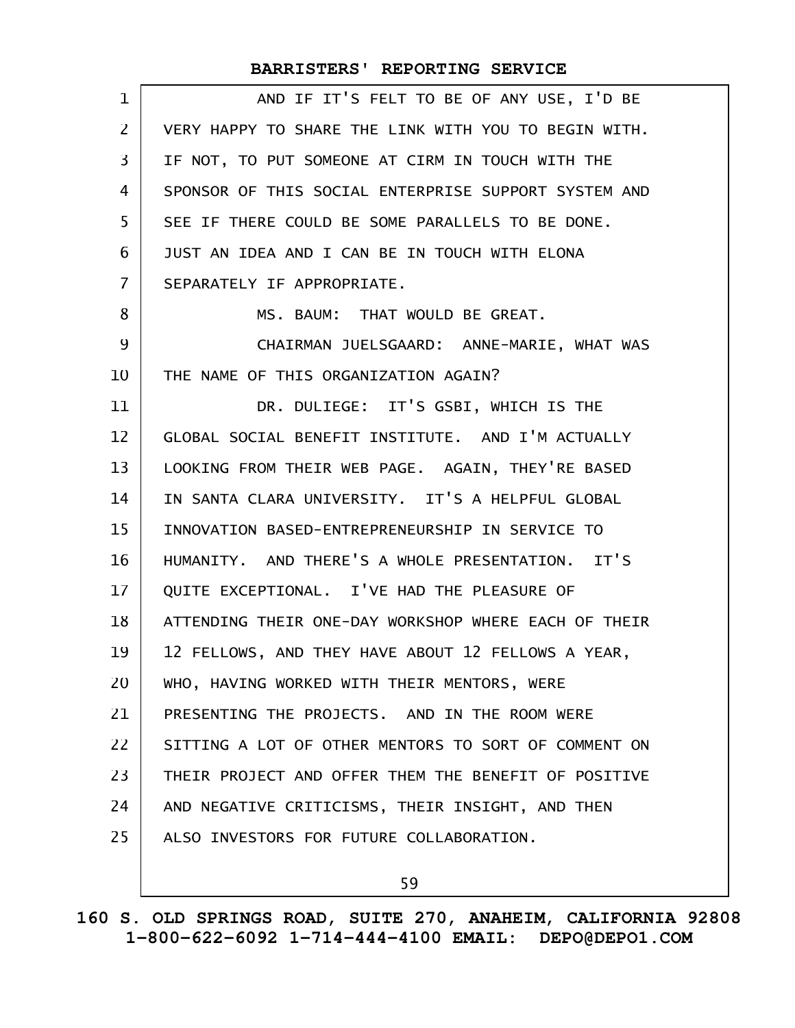AND IF IT'S FELT TO BE OF ANY USE, I'D BE VERY HAPPY TO SHARE THE LINK WITH YOU TO BEGIN WITH. IF NOT, TO PUT SOMEONE AT CIRM IN TOUCH WITH THE SPONSOR OF THIS SOCIAL ENTERPRISE SUPPORT SYSTEM AND SEE IF THERE COULD BE SOME PARALLELS TO BE DONE. JUST AN IDEA AND I CAN BE IN TOUCH WITH ELONA SEPARATELY IF APPROPRIATE.

MS. BAUM: THAT WOULD BE GREAT.

CHAIRMAN JUELSGAARD: ANNE-MARIE, WHAT WAS THE NAME OF THIS ORGANIZATION AGAIN?

DR. DULIEGE: IT'S GSBI, WHICH IS THE GLOBAL SOCIAL BENEFIT INSTITUTE. AND I'M ACTUALLY LOOKING FROM THEIR WEB PAGE. AGAIN, THEY'RE BASED IN SANTA CLARA UNIVERSITY. IT'S A HELPFUL GLOBAL INNOVATION BASED-ENTREPRENEURSHIP IN SERVICE TO HUMANITY. AND THERE'S A WHOLE PRESENTATION. IT'S QUITE EXCEPTIONAL. I'VE HAD THE PLEASURE OF ATTENDING THEIR ONE-DAY WORKSHOP WHERE EACH OF THEIR 12 FELLOWS, AND THEY HAVE ABOUT 12 FELLOWS A YEAR, WHO, HAVING WORKED WITH THEIR MENTORS, WERE PRESENTING THE PROJECTS. AND IN THE ROOM WERE SITTING A LOT OF OTHER MENTORS TO SORT OF COMMENT ON THEIR PROJECT AND OFFER THEM THE BENEFIT OF POSITIVE AND NEGATIVE CRITICISMS, THEIR INSIGHT, AND THEN ALSO INVESTORS FOR FUTURE COLLABORATION.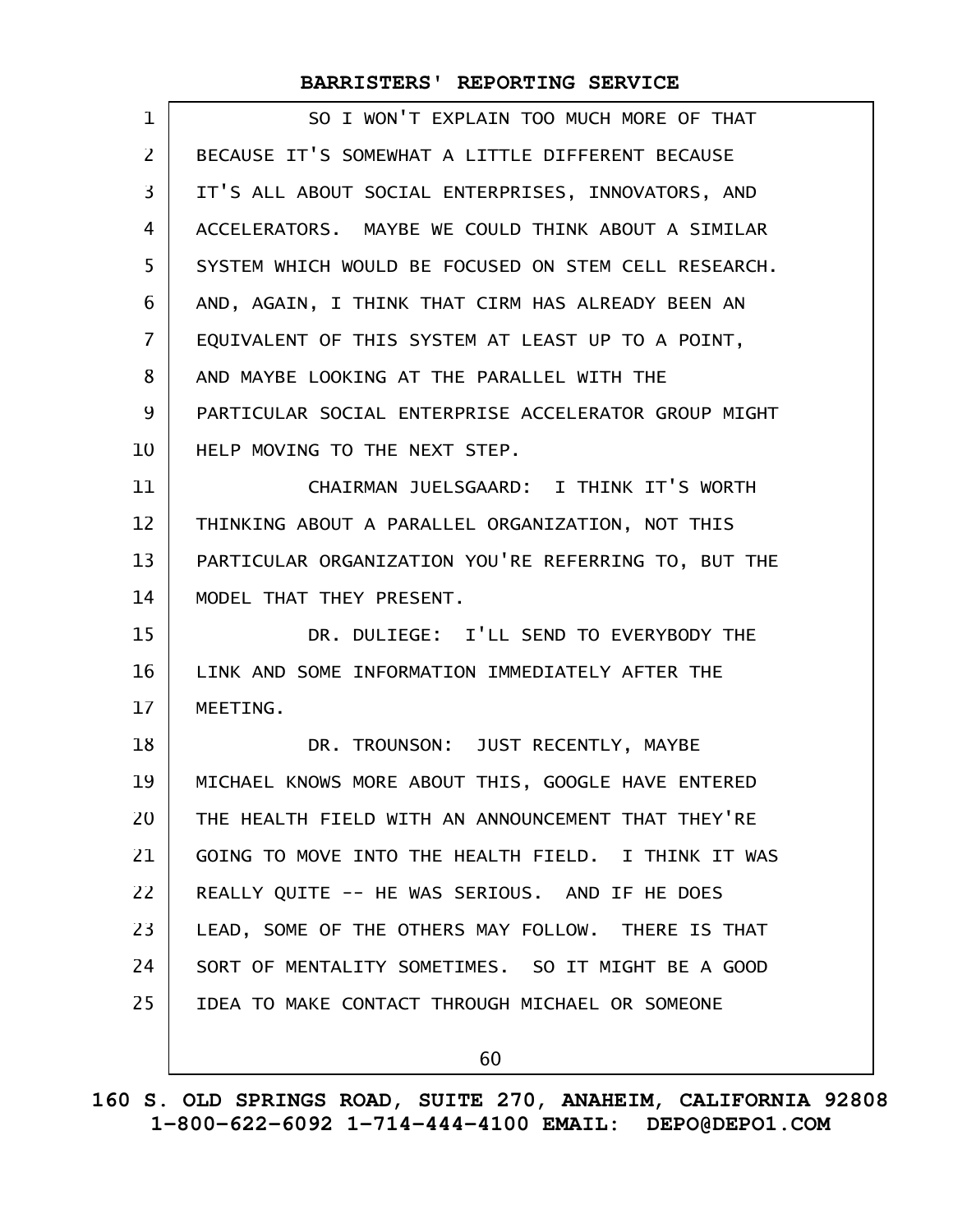SO I WON'T EXPLAIN TOO MUCH MORE OF THAT BECAUSE IT'S SOMEWHAT A LITTLE DIFFERENT BECAUSE IT'S ALL ABOUT SOCIAL ENTERPRISES, INNOVATORS, AND ACCELERATORS. MAYBE WE COULD THINK ABOUT A SIMILAR SYSTEM WHICH WOULD BE FOCUSED ON STEM CELL RESEARCH. AND, AGAIN, I THINK THAT CIRM HAS ALREADY BEEN AN EQUIVALENT OF THIS SYSTEM AT LEAST UP TO A POINT, AND MAYBE LOOKING AT THE PARALLEL WITH THE PARTICULAR SOCIAL ENTERPRISE ACCELERATOR GROUP MIGHT HELP MOVING TO THE NEXT STEP.

CHAIRMAN JUELSGAARD: I THINK IT'S WORTH THINKING ABOUT A PARALLEL ORGANIZATION, NOT THIS PARTICULAR ORGANIZATION YOU'RE REFERRING TO, BUT THE MODEL THAT THEY PRESENT.

DR. DULIEGE: I'LL SEND TO EVERYBODY THE LINK AND SOME INFORMATION IMMEDIATELY AFTER THE MEETING.

DR. TROUNSON: JUST RECENTLY, MAYBE MICHAEL KNOWS MORE ABOUT THIS, GOOGLE HAVE ENTERED THE HEALTH FIELD WITH AN ANNOUNCEMENT THAT THEY'RE GOING TO MOVE INTO THE HEALTH FIELD. I THINK IT WAS REALLY QUITE -- HE WAS SERIOUS. AND IF HE DOES LEAD, SOME OF THE OTHERS MAY FOLLOW. THERE IS THAT SORT OF MENTALITY SOMETIMES. SO IT MIGHT BE A GOOD IDEA TO MAKE CONTACT THROUGH MICHAEL OR SOMEONE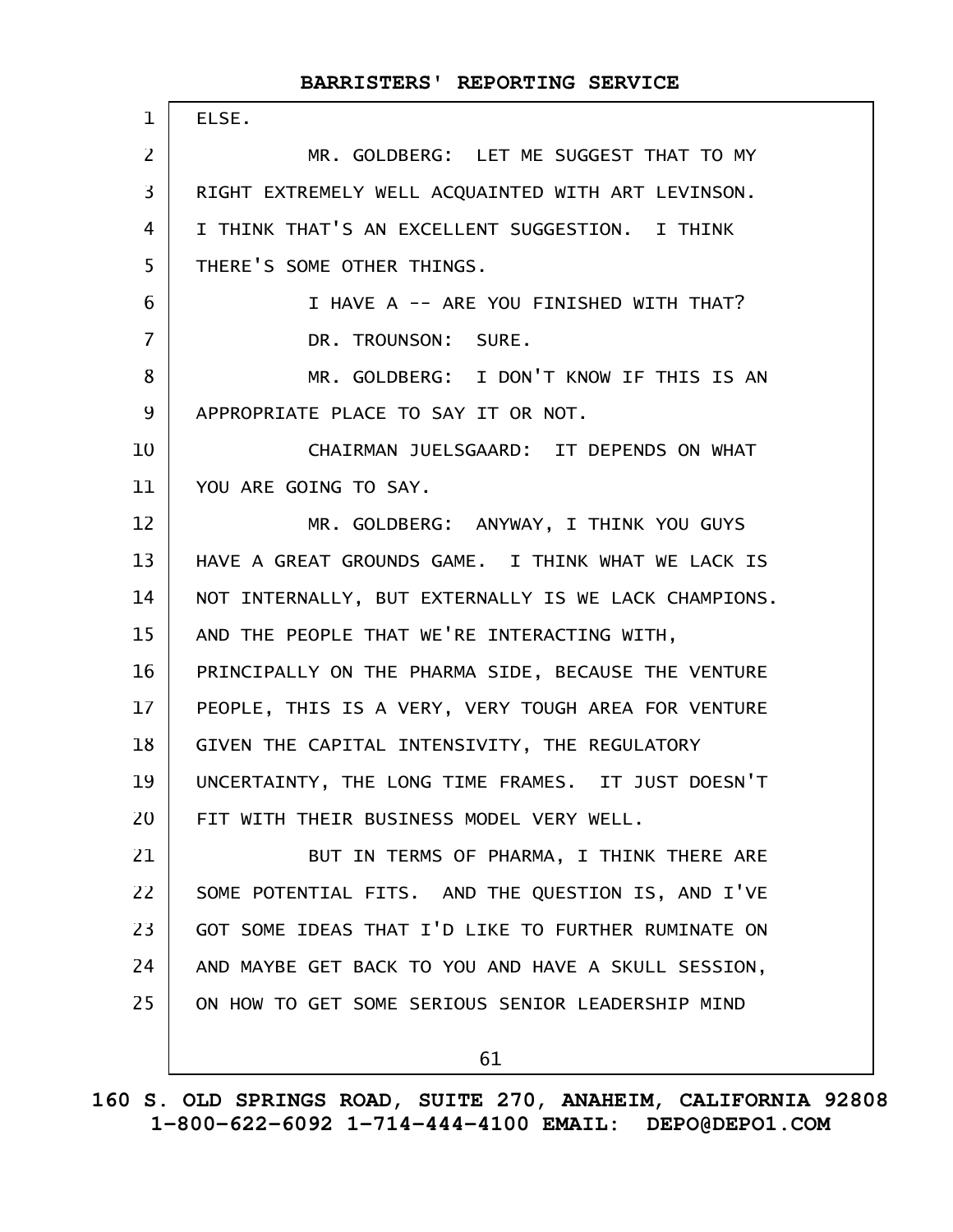ELSE.

MR. GOLDBERG: LET ME SUGGEST THAT TO MY RIGHT EXTREMELY WELL ACQUAINTED WITH ART LEVINSON. I THINK THAT'S AN EXCELLENT SUGGESTION. I THINK THERE'S SOME OTHER THINGS.

I HAVE A -- ARE YOU FINISHED WITH THAT?

DR. TROUNSON: SURE.

MR. GOLDBERG: I DON'T KNOW IF THIS IS AN APPROPRIATE PLACE TO SAY IT OR NOT.

CHAIRMAN JUELSGAARD: IT DEPENDS ON WHAT YOU ARE GOING TO SAY.

MR. GOLDBERG: ANYWAY, I THINK YOU GUYS HAVE A GREAT GROUNDS GAME. I THINK WHAT WE LACK IS NOT INTERNALLY, BUT EXTERNALLY IS WE LACK CHAMPIONS. AND THE PEOPLE THAT WE'RE INTERACTING WITH, PRINCIPALLY ON THE PHARMA SIDE, BECAUSE THE VENTURE PEOPLE, THIS IS A VERY, VERY TOUGH AREA FOR VENTURE GIVEN THE CAPITAL INTENSIVITY, THE REGULATORY UNCERTAINTY, THE LONG TIME FRAMES. IT JUST DOESN'T FIT WITH THEIR BUSINESS MODEL VERY WELL.

BUT IN TERMS OF PHARMA, I THINK THERE ARE SOME POTENTIAL FITS. AND THE QUESTION IS, AND I'VE GOT SOME IDEAS THAT I'D LIKE TO FURTHER RUMINATE ON AND MAYBE GET BACK TO YOU AND HAVE A SKULL SESSION, ON HOW TO GET SOME SERIOUS SENIOR LEADERSHIP MIND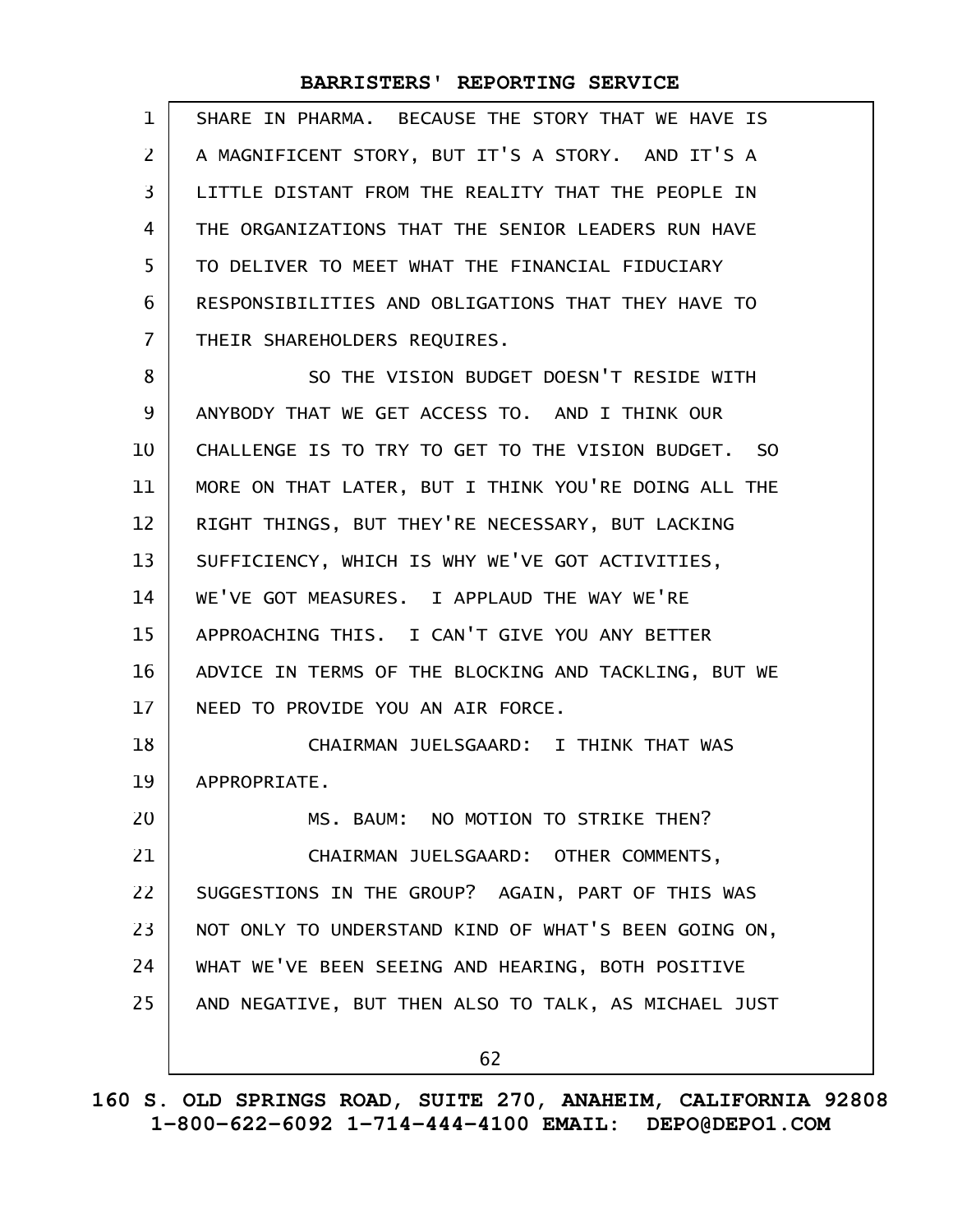SHARE IN PHARMA. BECAUSE THE STORY THAT WE HAVE IS A MAGNIFICENT STORY, BUT IT'S A STORY. AND IT'S A LITTLE DISTANT FROM THE REALITY THAT THE PEOPLE IN THE ORGANIZATIONS THAT THE SENIOR LEADERS RUN HAVE TO DELIVER TO MEET WHAT THE FINANCIAL FIDUCIARY RESPONSIBILITIES AND OBLIGATIONS THAT THEY HAVE TO THEIR SHAREHOLDERS REQUIRES.

SO THE VISION BUDGET DOESN'T RESIDE WITH ANYBODY THAT WE GET ACCESS TO. AND I THINK OUR CHALLENGE IS TO TRY TO GET TO THE VISION BUDGET. SO MORE ON THAT LATER, BUT I THINK YOU'RE DOING ALL THE RIGHT THINGS, BUT THEY'RE NECESSARY, BUT LACKING SUFFICIENCY, WHICH IS WHY WE'VE GOT ACTIVITIES, WE'VE GOT MEASURES. I APPLAUD THE WAY WE'RE APPROACHING THIS. I CAN'T GIVE YOU ANY BETTER ADVICE IN TERMS OF THE BLOCKING AND TACKLING, BUT WE NEED TO PROVIDE YOU AN AIR FORCE.

CHAIRMAN JUELSGAARD: I THINK THAT WAS APPROPRIATE.

MS. BAUM: NO MOTION TO STRIKE THEN?

CHAIRMAN JUELSGAARD: OTHER COMMENTS, SUGGESTIONS IN THE GROUP? AGAIN, PART OF THIS WAS NOT ONLY TO UNDERSTAND KIND OF WHAT'S BEEN GOING ON, WHAT WE'VE BEEN SEEING AND HEARING, BOTH POSITIVE AND NEGATIVE, BUT THEN ALSO TO TALK, AS MICHAEL JUST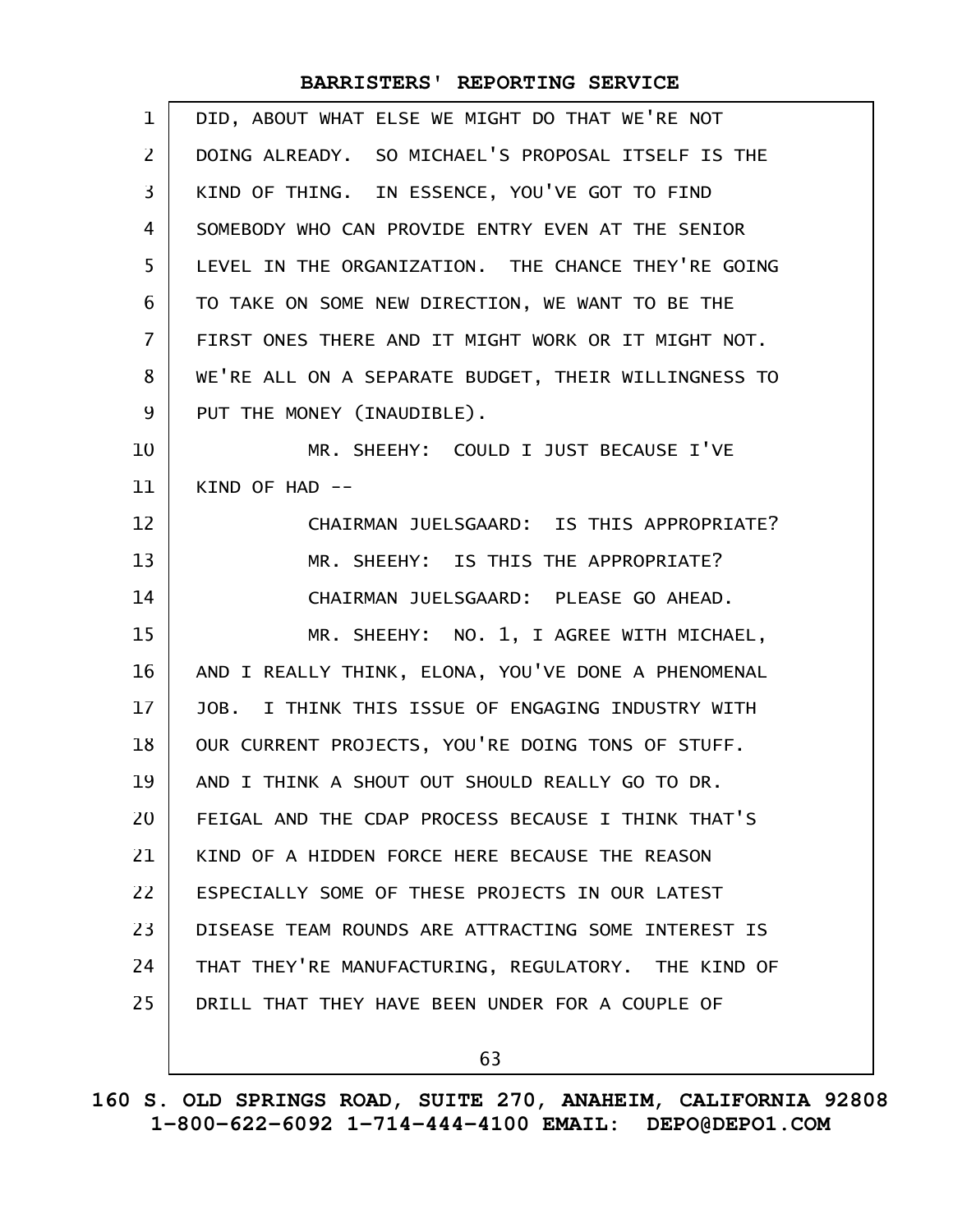DID, ABOUT WHAT ELSE WE MIGHT DO THAT WE'RE NOT DOING ALREADY. SO MICHAEL'S PROPOSAL ITSELF IS THE KIND OF THING. IN ESSENCE, YOU'VE GOT TO FIND SOMEBODY WHO CAN PROVIDE ENTRY EVEN AT THE SENIOR LEVEL IN THE ORGANIZATION. THE CHANCE THEY'RE GOING TO TAKE ON SOME NEW DIRECTION, WE WANT TO BE THE FIRST ONES THERE AND IT MIGHT WORK OR IT MIGHT NOT. WE'RE ALL ON A SEPARATE BUDGET, THEIR WILLINGNESS TO PUT THE MONEY (INAUDIBLE).

MR. SHEEHY: COULD I JUST BECAUSE I'VE KIND OF HAD --

CHAIRMAN JUELSGAARD: IS THIS APPROPRIATE?

MR. SHEEHY: IS THIS THE APPROPRIATE?

CHAIRMAN JUELSGAARD: PLEASE GO AHEAD.

MR. SHEEHY: NO. 1, I AGREE WITH MICHAEL, AND I REALLY THINK, ELONA, YOU'VE DONE A PHENOMENAL JOB. I THINK THIS ISSUE OF ENGAGING INDUSTRY WITH OUR CURRENT PROJECTS, YOU'RE DOING TONS OF STUFF. AND I THINK A SHOUT OUT SHOULD REALLY GO TO DR. FEIGAL AND THE CDAP PROCESS BECAUSE I THINK THAT'S KIND OF A HIDDEN FORCE HERE BECAUSE THE REASON ESPECIALLY SOME OF THESE PROJECTS IN OUR LATEST DISEASE TEAM ROUNDS ARE ATTRACTING SOME INTEREST IS THAT THEY'RE MANUFACTURING, REGULATORY. THE KIND OF DRILL THAT THEY HAVE BEEN UNDER FOR A COUPLE OF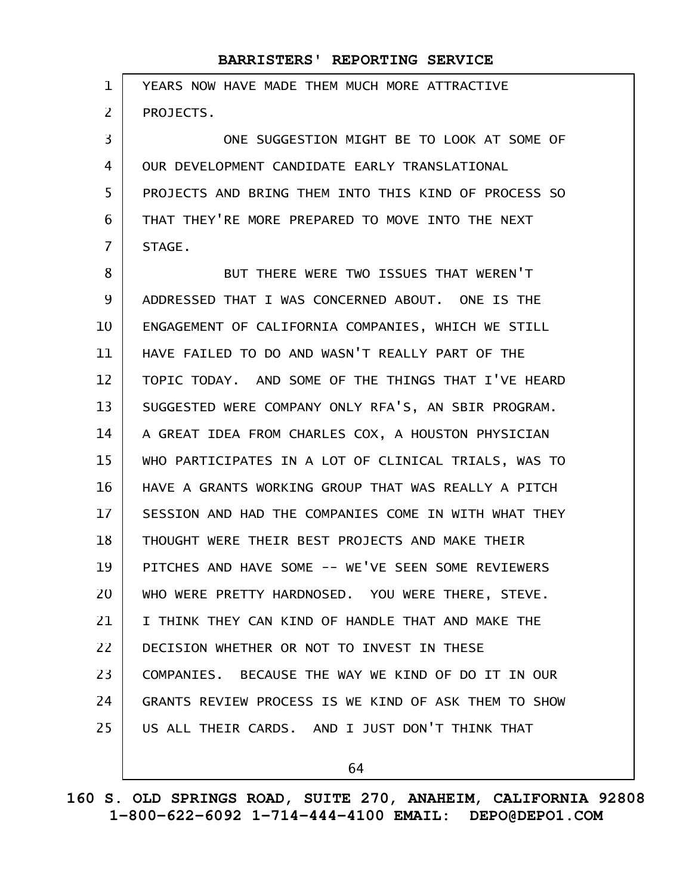YEARS NOW HAVE MADE THEM MUCH MORE ATTRACTIVE PROJECTS.

ONE SUGGESTION MIGHT BE TO LOOK AT SOME OF OUR DEVELOPMENT CANDIDATE EARLY TRANSLATIONAL PROJECTS AND BRING THEM INTO THIS KIND OF PROCESS SO THAT THEY'RE MORE PREPARED TO MOVE INTO THE NEXT STAGE.

BUT THERE WERE TWO ISSUES THAT WEREN'T ADDRESSED THAT I WAS CONCERNED ABOUT. ONE IS THE ENGAGEMENT OF CALIFORNIA COMPANIES, WHICH WE STILL HAVE FAILED TO DO AND WASN'T REALLY PART OF THE TOPIC TODAY. AND SOME OF THE THINGS THAT I'VE HEARD SUGGESTED WERE COMPANY ONLY RFA'S, AN SBIR PROGRAM. A GREAT IDEA FROM CHARLES COX, A HOUSTON PHYSICIAN WHO PARTICIPATES IN A LOT OF CLINICAL TRIALS, WAS TO HAVE A GRANTS WORKING GROUP THAT WAS REALLY A PITCH SESSION AND HAD THE COMPANIES COME IN WITH WHAT THEY THOUGHT WERE THEIR BEST PROJECTS AND MAKE THEIR PITCHES AND HAVE SOME -- WE'VE SEEN SOME REVIEWERS WHO WERE PRETTY HARDNOSED. YOU WERE THERE, STEVE. I THINK THEY CAN KIND OF HANDLE THAT AND MAKE THE DECISION WHETHER OR NOT TO INVEST IN THESE COMPANIES. BECAUSE THE WAY WE KIND OF DO IT IN OUR GRANTS REVIEW PROCESS IS WE KIND OF ASK THEM TO SHOW US ALL THEIR CARDS. AND I JUST DON'T THINK THAT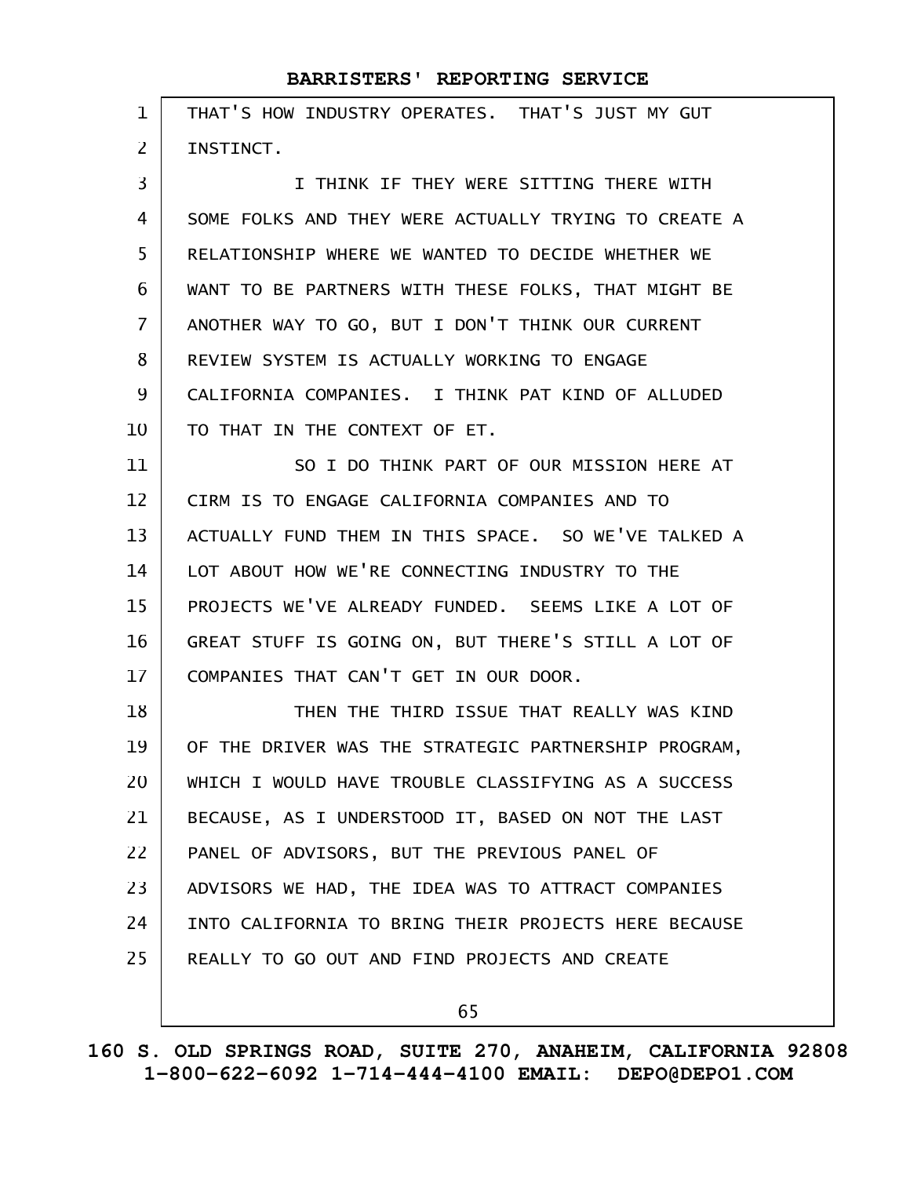THAT'S HOW INDUSTRY OPERATES. THAT'S JUST MY GUT INSTINCT.

I THINK IF THEY WERE SITTING THERE WITH SOME FOLKS AND THEY WERE ACTUALLY TRYING TO CREATE A RELATIONSHIP WHERE WE WANTED TO DECIDE WHETHER WE WANT TO BE PARTNERS WITH THESE FOLKS, THAT MIGHT BE ANOTHER WAY TO GO, BUT I DON'T THINK OUR CURRENT REVIEW SYSTEM IS ACTUALLY WORKING TO ENGAGE CALIFORNIA COMPANIES. I THINK PAT KIND OF ALLUDED TO THAT IN THE CONTEXT OF ET.

SO I DO THINK PART OF OUR MISSION HERE AT CIRM IS TO ENGAGE CALIFORNIA COMPANIES AND TO ACTUALLY FUND THEM IN THIS SPACE. SO WE'VE TALKED A LOT ABOUT HOW WE'RE CONNECTING INDUSTRY TO THE PROJECTS WE'VE ALREADY FUNDED. SEEMS LIKE A LOT OF GREAT STUFF IS GOING ON, BUT THERE'S STILL A LOT OF COMPANIES THAT CAN'T GET IN OUR DOOR.

THEN THE THIRD ISSUE THAT REALLY WAS KIND OF THE DRIVER WAS THE STRATEGIC PARTNERSHIP PROGRAM, WHICH I WOULD HAVE TROUBLE CLASSIFYING AS A SUCCESS BECAUSE, AS I UNDERSTOOD IT, BASED ON NOT THE LAST PANEL OF ADVISORS, BUT THE PREVIOUS PANEL OF ADVISORS WE HAD, THE IDEA WAS TO ATTRACT COMPANIES INTO CALIFORNIA TO BRING THEIR PROJECTS HERE BECAUSE REALLY TO GO OUT AND FIND PROJECTS AND CREATE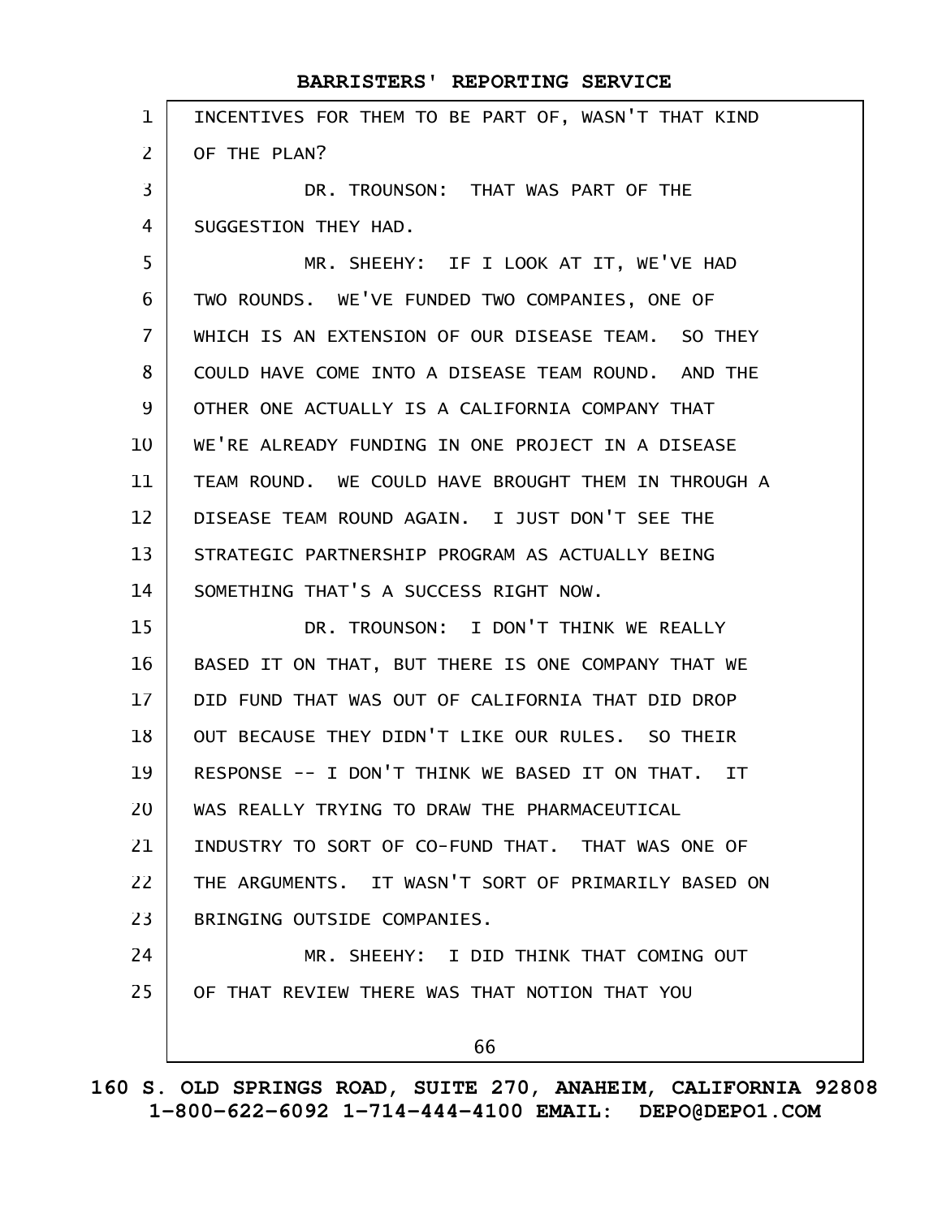INCENTIVES FOR THEM TO BE PART OF, WASN'T THAT KIND OF THE PLAN?

DR. TROUNSON: THAT WAS PART OF THE SUGGESTION THEY HAD.

MR. SHEEHY: IF I LOOK AT IT, WE'VE HAD TWO ROUNDS. WE'VE FUNDED TWO COMPANIES, ONE OF WHICH IS AN EXTENSION OF OUR DISEASE TEAM. SO THEY COULD HAVE COME INTO A DISEASE TEAM ROUND. AND THE OTHER ONE ACTUALLY IS A CALIFORNIA COMPANY THAT WE'RE ALREADY FUNDING IN ONE PROJECT IN A DISEASE TEAM ROUND. WE COULD HAVE BROUGHT THEM IN THROUGH A DISEASE TEAM ROUND AGAIN. I JUST DON'T SEE THE STRATEGIC PARTNERSHIP PROGRAM AS ACTUALLY BEING SOMETHING THAT'S A SUCCESS RIGHT NOW.

DR. TROUNSON: I DON'T THINK WE REALLY BASED IT ON THAT, BUT THERE IS ONE COMPANY THAT WE DID FUND THAT WAS OUT OF CALIFORNIA THAT DID DROP OUT BECAUSE THEY DIDN'T LIKE OUR RULES. SO THEIR RESPONSE -- I DON'T THINK WE BASED IT ON THAT. IT WAS REALLY TRYING TO DRAW THE PHARMACEUTICAL INDUSTRY TO SORT OF CO-FUND THAT. THAT WAS ONE OF THE ARGUMENTS. IT WASN'T SORT OF PRIMARILY BASED ON BRINGING OUTSIDE COMPANIES.

MR. SHEEHY: I DID THINK THAT COMING OUT OF THAT REVIEW THERE WAS THAT NOTION THAT YOU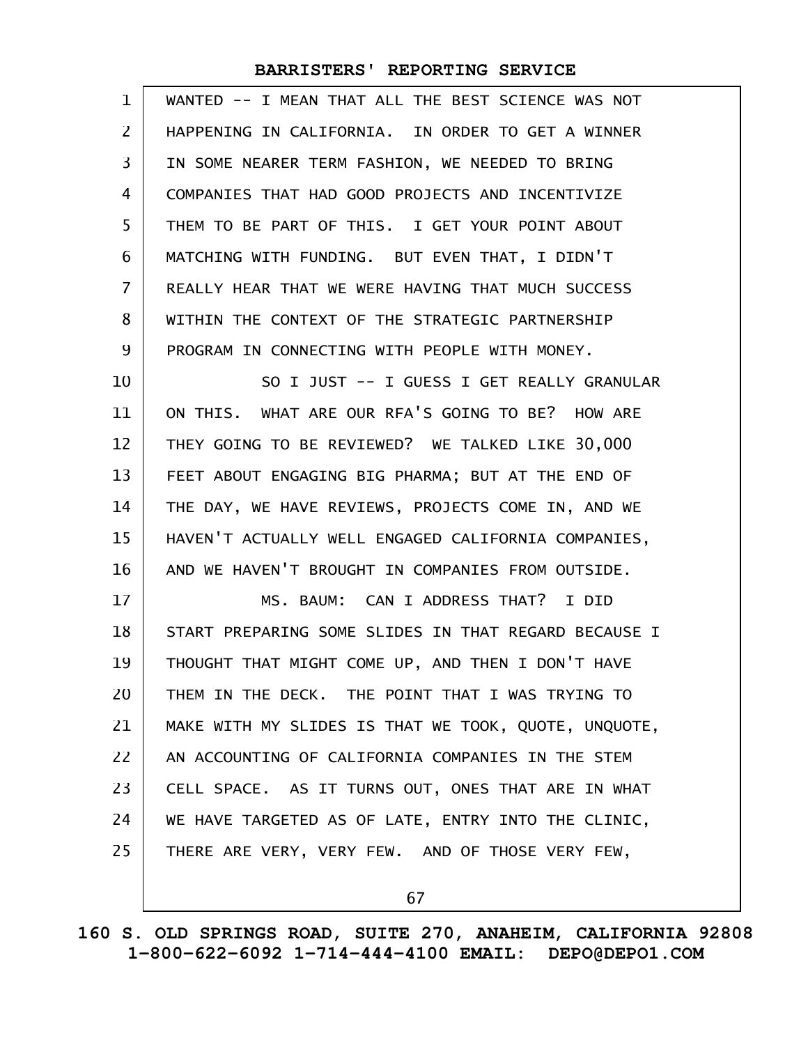WANTED -- I MEAN THAT ALL THE BEST SCIENCE WAS NOT HAPPENING IN CALIFORNIA. IN ORDER TO GET A WINNER IN SOME NEARER TERM FASHION, WE NEEDED TO BRING COMPANIES THAT HAD GOOD PROJECTS AND INCENTIVIZE THEM TO BE PART OF THIS. I GET YOUR POINT ABOUT MATCHING WITH FUNDING. BUT EVEN THAT, I DIDN'T REALLY HEAR THAT WE WERE HAVING THAT MUCH SUCCESS WITHIN THE CONTEXT OF THE STRATEGIC PARTNERSHIP PROGRAM IN CONNECTING WITH PEOPLE WITH MONEY.

SO I JUST -- I GUESS I GET REALLY GRANULAR ON THIS. WHAT ARE OUR RFA'S GOING TO BE? HOW ARE THEY GOING TO BE REVIEWED? WE TALKED LIKE 30,000 FEET ABOUT ENGAGING BIG PHARMA; BUT AT THE END OF THE DAY, WE HAVE REVIEWS, PROJECTS COME IN, AND WE HAVEN'T ACTUALLY WELL ENGAGED CALIFORNIA COMPANIES, AND WE HAVEN'T BROUGHT IN COMPANIES FROM OUTSIDE.

MS. BAUM: CAN I ADDRESS THAT? I DID START PREPARING SOME SLIDES IN THAT REGARD BECAUSE I THOUGHT THAT MIGHT COME UP, AND THEN I DON'T HAVE THEM IN THE DECK. THE POINT THAT I WAS TRYING TO MAKE WITH MY SLIDES IS THAT WE TOOK, QUOTE, UNQUOTE, AN ACCOUNTING OF CALIFORNIA COMPANIES IN THE STEM CELL SPACE. AS IT TURNS OUT, ONES THAT ARE IN WHAT WE HAVE TARGETED AS OF LATE, ENTRY INTO THE CLINIC, THERE ARE VERY, VERY FEW. AND OF THOSE VERY FEW,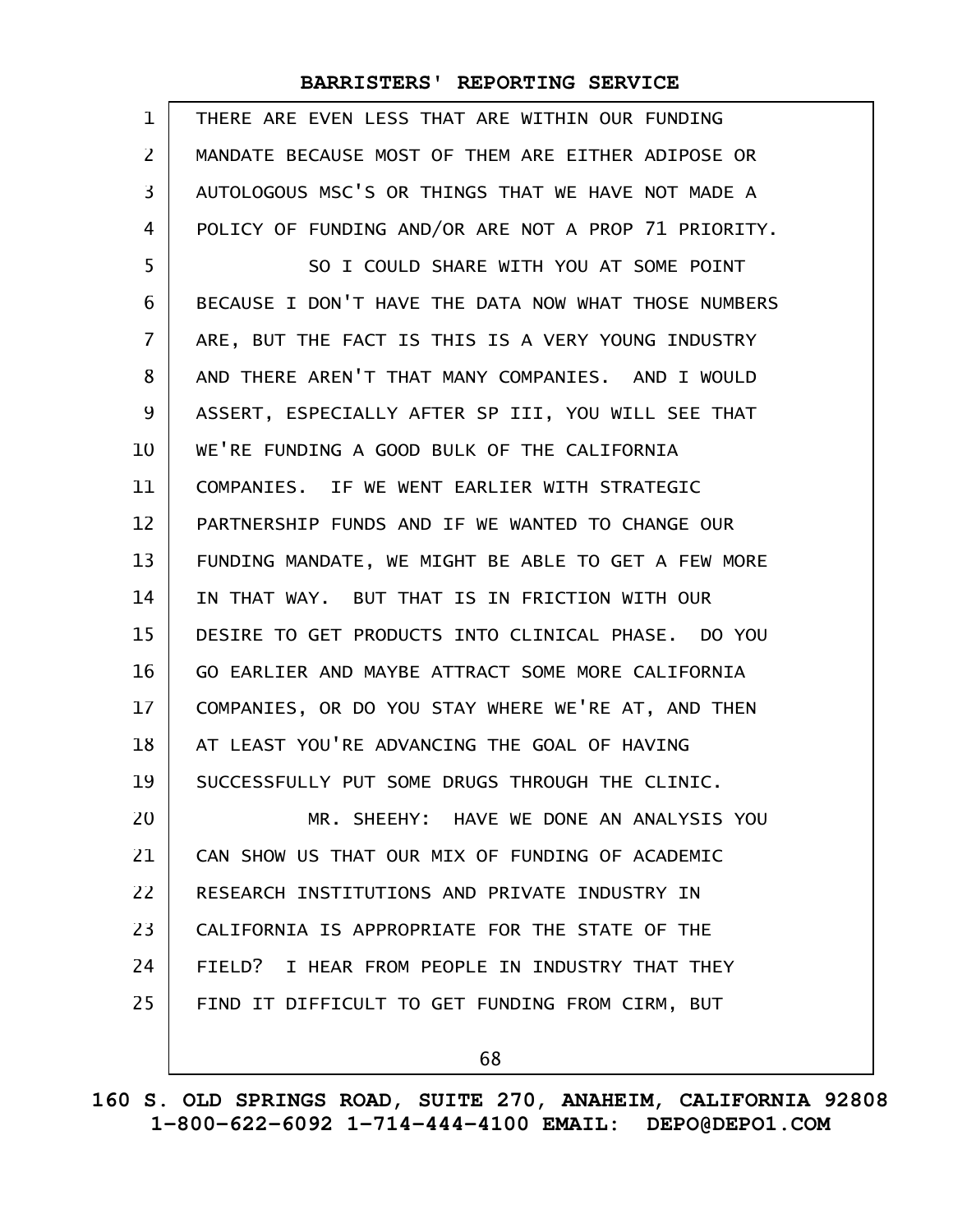THERE ARE EVEN LESS THAT ARE WITHIN OUR FUNDING MANDATE BECAUSE MOST OF THEM ARE EITHER ADIPOSE OR AUTOLOGOUS MSC'S OR THINGS THAT WE HAVE NOT MADE A POLICY OF FUNDING AND/OR ARE NOT A PROP 71 PRIORITY.

SO I COULD SHARE WITH YOU AT SOME POINT BECAUSE I DON'T HAVE THE DATA NOW WHAT THOSE NUMBERS ARE, BUT THE FACT IS THIS IS A VERY YOUNG INDUSTRY AND THERE AREN'T THAT MANY COMPANIES. AND I WOULD ASSERT, ESPECIALLY AFTER SP III, YOU WILL SEE THAT WE'RE FUNDING A GOOD BULK OF THE CALIFORNIA COMPANIES. IF WE WENT EARLIER WITH STRATEGIC PARTNERSHIP FUNDS AND IF WE WANTED TO CHANGE OUR FUNDING MANDATE, WE MIGHT BE ABLE TO GET A FEW MORE IN THAT WAY. BUT THAT IS IN FRICTION WITH OUR DESIRE TO GET PRODUCTS INTO CLINICAL PHASE. DO YOU GO EARLIER AND MAYBE ATTRACT SOME MORE CALIFORNIA COMPANIES, OR DO YOU STAY WHERE WE'RE AT, AND THEN AT LEAST YOU'RE ADVANCING THE GOAL OF HAVING SUCCESSFULLY PUT SOME DRUGS THROUGH THE CLINIC.

MR. SHEEHY: HAVE WE DONE AN ANALYSIS YOU CAN SHOW US THAT OUR MIX OF FUNDING OF ACADEMIC RESEARCH INSTITUTIONS AND PRIVATE INDUSTRY IN CALIFORNIA IS APPROPRIATE FOR THE STATE OF THE FIELD? I HEAR FROM PEOPLE IN INDUSTRY THAT THEY FIND IT DIFFICULT TO GET FUNDING FROM CIRM, BUT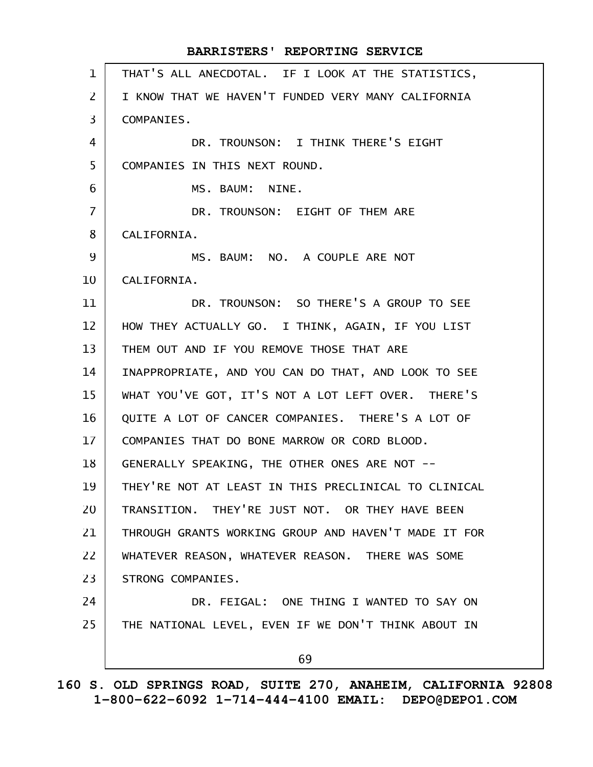THAT'S ALL ANECDOTAL. IF I LOOK AT THE STATISTICS, I KNOW THAT WE HAVEN'T FUNDED VERY MANY CALIFORNIA COMPANIES.

DR. TROUNSON: I THINK THERE'S EIGHT COMPANIES IN THIS NEXT ROUND.

MS. BAUM: NINE.

DR. TROUNSON: EIGHT OF THEM ARE CALIFORNIA.

MS. BAUM: NO. A COUPLE ARE NOT CALIFORNIA.

DR. TROUNSON: SO THERE'S A GROUP TO SEE HOW THEY ACTUALLY GO. I THINK, AGAIN, IF YOU LIST THEM OUT AND IF YOU REMOVE THOSE THAT ARE INAPPROPRIATE, AND YOU CAN DO THAT, AND LOOK TO SEE WHAT YOU'VE GOT, IT'S NOT A LOT LEFT OVER. THERE'S QUITE A LOT OF CANCER COMPANIES. THERE'S A LOT OF COMPANIES THAT DO BONE MARROW OR CORD BLOOD. GENERALLY SPEAKING, THE OTHER ONES ARE NOT -- THEY'RE NOT AT LEAST IN THIS PRECLINICAL TO CLINICAL TRANSITION. THEY'RE JUST NOT. OR THEY HAVE BEEN THROUGH GRANTS WORKING GROUP AND HAVEN'T MADE IT FOR WHATEVER REASON, WHATEVER REASON. THERE WAS SOME STRONG COMPANIES.

DR. FEIGAL: ONE THING I WANTED TO SAY ON THE NATIONAL LEVEL, EVEN IF WE DON'T THINK ABOUT IN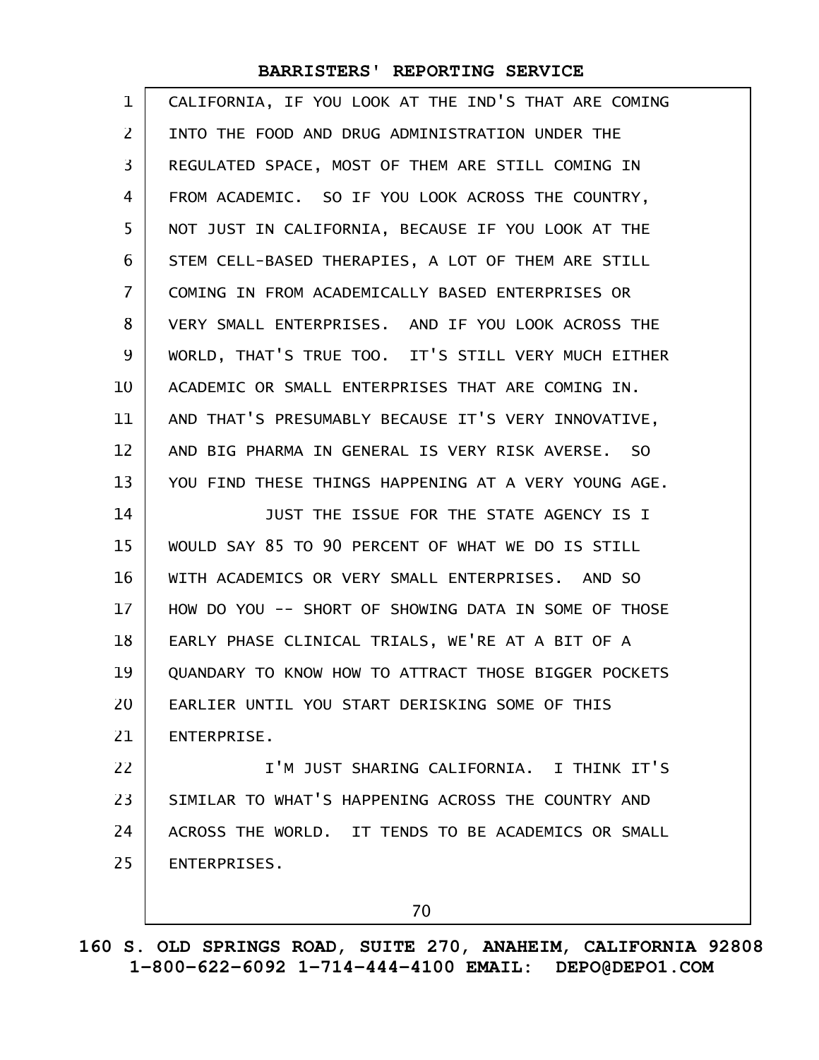CALIFORNIA, IF YOU LOOK AT THE IND'S THAT ARE COMING INTO THE FOOD AND DRUG ADMINISTRATION UNDER THE REGULATED SPACE, MOST OF THEM ARE STILL COMING IN FROM ACADEMIC. SO IF YOU LOOK ACROSS THE COUNTRY, NOT JUST IN CALIFORNIA, BECAUSE IF YOU LOOK AT THE STEM CELL-BASED THERAPIES, A LOT OF THEM ARE STILL COMING IN FROM ACADEMICALLY BASED ENTERPRISES OR VERY SMALL ENTERPRISES. AND IF YOU LOOK ACROSS THE WORLD, THAT'S TRUE TOO. IT'S STILL VERY MUCH EITHER ACADEMIC OR SMALL ENTERPRISES THAT ARE COMING IN. AND THAT'S PRESUMABLY BECAUSE IT'S VERY INNOVATIVE, AND BIG PHARMA IN GENERAL IS VERY RISK AVERSE. SO YOU FIND THESE THINGS HAPPENING AT A VERY YOUNG AGE.

JUST THE ISSUE FOR THE STATE AGENCY IS I WOULD SAY 85 TO 90 PERCENT OF WHAT WE DO IS STILL WITH ACADEMICS OR VERY SMALL ENTERPRISES. AND SO HOW DO YOU -- SHORT OF SHOWING DATA IN SOME OF THOSE EARLY PHASE CLINICAL TRIALS, WE'RE AT A BIT OF A QUANDARY TO KNOW HOW TO ATTRACT THOSE BIGGER POCKETS EARLIER UNTIL YOU START DERISKING SOME OF THIS ENTERPRISE.

I'M JUST SHARING CALIFORNIA. I THINK IT'S SIMILAR TO WHAT'S HAPPENING ACROSS THE COUNTRY AND ACROSS THE WORLD. IT TENDS TO BE ACADEMICS OR SMALL ENTERPRISES.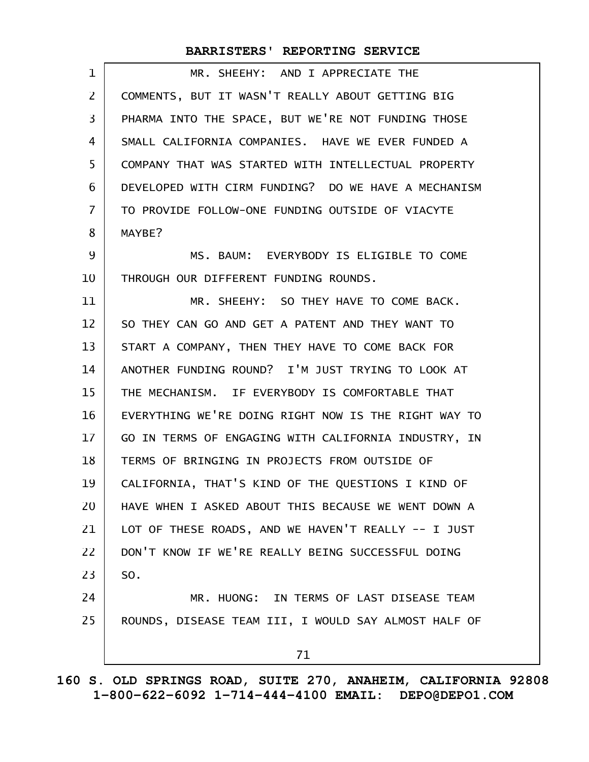MR. SHEEHY: AND I APPRECIATE THE COMMENTS, BUT IT WASN'T REALLY ABOUT GETTING BIG PHARMA INTO THE SPACE, BUT WE'RE NOT FUNDING THOSE SMALL CALIFORNIA COMPANIES. HAVE WE EVER FUNDED A COMPANY THAT WAS STARTED WITH INTELLECTUAL PROPERTY DEVELOPED WITH CIRM FUNDING? DO WE HAVE A MECHANISM TO PROVIDE FOLLOW-ONE FUNDING OUTSIDE OF VIACYTE MAYBE?

MS. BAUM: EVERYBODY IS ELIGIBLE TO COME THROUGH OUR DIFFERENT FUNDING ROUNDS.

MR. SHEEHY: SO THEY HAVE TO COME BACK. SO THEY CAN GO AND GET A PATENT AND THEY WANT TO START A COMPANY, THEN THEY HAVE TO COME BACK FOR ANOTHER FUNDING ROUND? I'M JUST TRYING TO LOOK AT THE MECHANISM. IF EVERYBODY IS COMFORTABLE THAT EVERYTHING WE'RE DOING RIGHT NOW IS THE RIGHT WAY TO GO IN TERMS OF ENGAGING WITH CALIFORNIA INDUSTRY, IN TERMS OF BRINGING IN PROJECTS FROM OUTSIDE OF CALIFORNIA, THAT'S KIND OF THE QUESTIONS I KIND OF HAVE WHEN I ASKED ABOUT THIS BECAUSE WE WENT DOWN A LOT OF THESE ROADS, AND WE HAVEN'T REALLY -- I JUST DON'T KNOW IF WE'RE REALLY BEING SUCCESSFUL DOING SO.

MR. HUONG: IN TERMS OF LAST DISEASE TEAM ROUNDS, DISEASE TEAM III, I WOULD SAY ALMOST HALF OF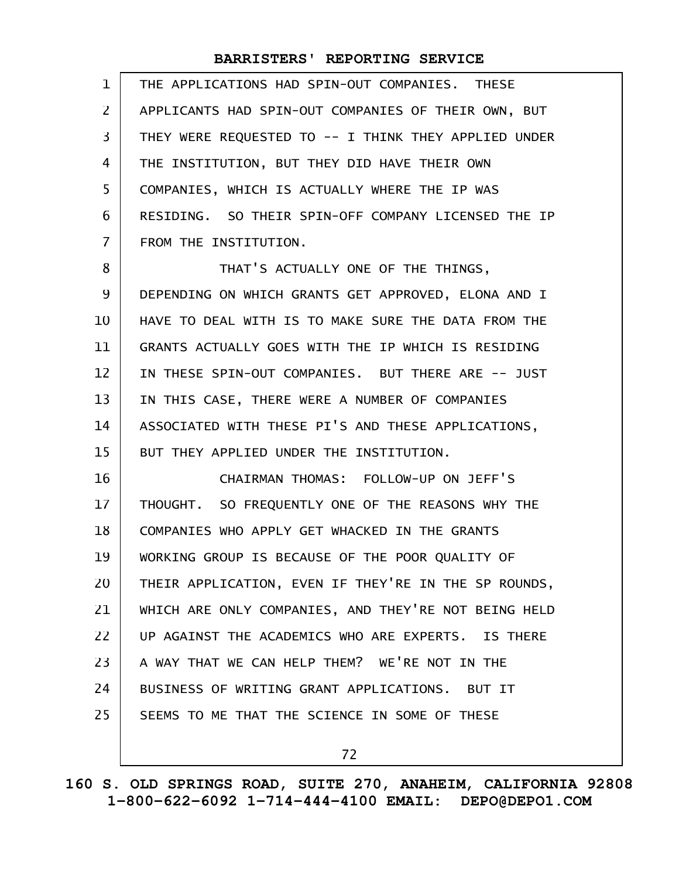THE APPLICATIONS HAD SPIN-OUT COMPANIES. THESE APPLICANTS HAD SPIN-OUT COMPANIES OF THEIR OWN, BUT THEY WERE REQUESTED TO -- I THINK THEY APPLIED UNDER THE INSTITUTION, BUT THEY DID HAVE THEIR OWN COMPANIES, WHICH IS ACTUALLY WHERE THE IP WAS RESIDING. SO THEIR SPIN-OFF COMPANY LICENSED THE IP FROM THE INSTITUTION.

THAT'S ACTUALLY ONE OF THE THINGS, DEPENDING ON WHICH GRANTS GET APPROVED, ELONA AND I HAVE TO DEAL WITH IS TO MAKE SURE THE DATA FROM THE GRANTS ACTUALLY GOES WITH THE IP WHICH IS RESIDING IN THESE SPIN-OUT COMPANIES. BUT THERE ARE -- JUST IN THIS CASE, THERE WERE A NUMBER OF COMPANIES ASSOCIATED WITH THESE PI'S AND THESE APPLICATIONS, BUT THEY APPLIED UNDER THE INSTITUTION.

CHAIRMAN THOMAS: FOLLOW-UP ON JEFF'S THOUGHT. SO FREQUENTLY ONE OF THE REASONS WHY THE COMPANIES WHO APPLY GET WHACKED IN THE GRANTS WORKING GROUP IS BECAUSE OF THE POOR QUALITY OF THEIR APPLICATION, EVEN IF THEY'RE IN THE SP ROUNDS, WHICH ARE ONLY COMPANIES, AND THEY'RE NOT BEING HELD UP AGAINST THE ACADEMICS WHO ARE EXPERTS. IS THERE A WAY THAT WE CAN HELP THEM? WE'RE NOT IN THE BUSINESS OF WRITING GRANT APPLICATIONS. BUT IT SEEMS TO ME THAT THE SCIENCE IN SOME OF THESE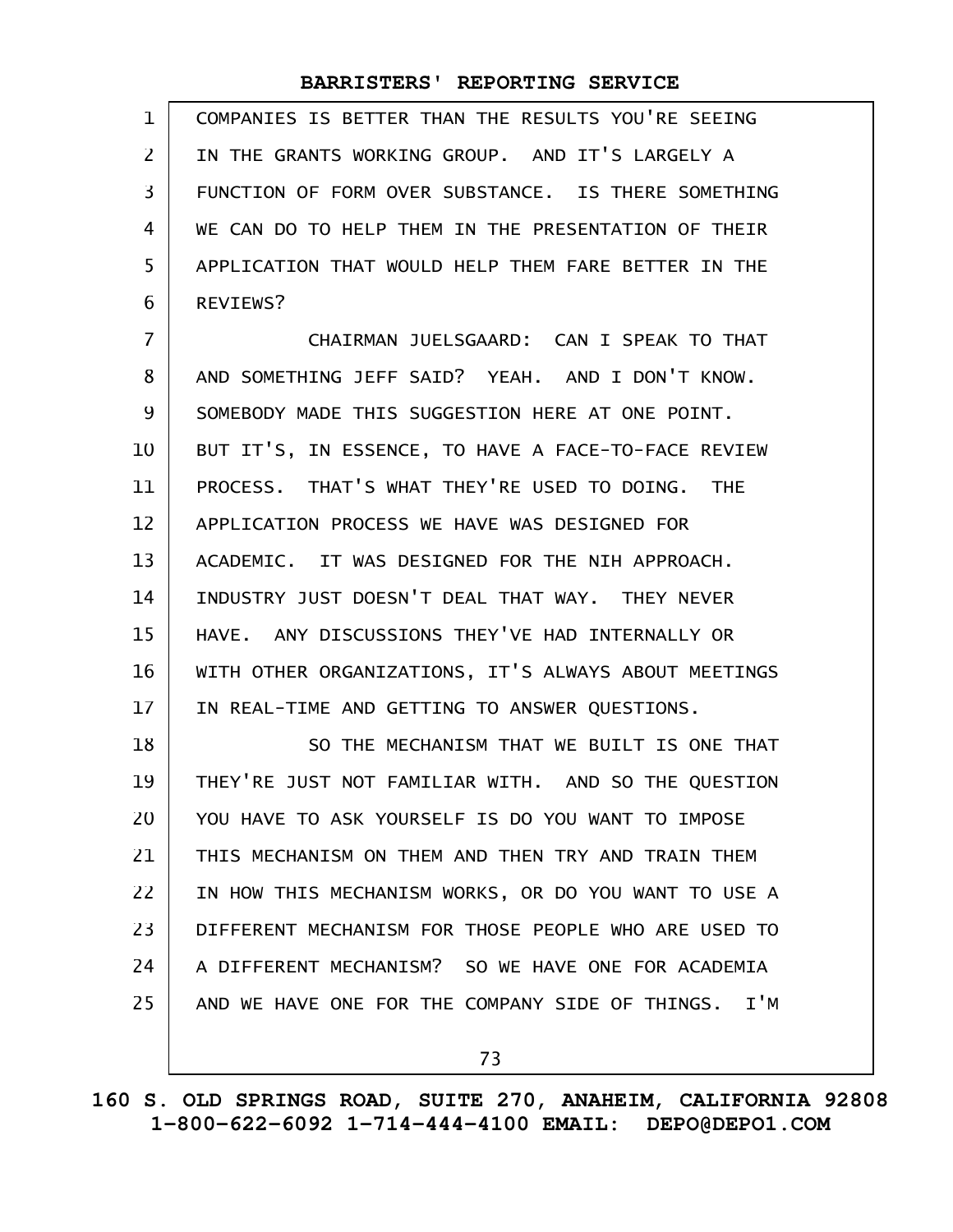COMPANIES IS BETTER THAN THE RESULTS YOU'RE SEEING IN THE GRANTS WORKING GROUP. AND IT'S LARGELY A FUNCTION OF FORM OVER SUBSTANCE. IS THERE SOMETHING WE CAN DO TO HELP THEM IN THE PRESENTATION OF THEIR APPLICATION THAT WOULD HELP THEM FARE BETTER IN THE REVIEWS?

CHAIRMAN JUELSGAARD: CAN I SPEAK TO THAT AND SOMETHING JEFF SAID? YEAH. AND I DON'T KNOW. SOMEBODY MADE THIS SUGGESTION HERE AT ONE POINT. BUT IT'S, IN ESSENCE, TO HAVE A FACE-TO-FACE REVIEW PROCESS. THAT'S WHAT THEY'RE USED TO DOING. THE APPLICATION PROCESS WE HAVE WAS DESIGNED FOR ACADEMIC. IT WAS DESIGNED FOR THE NIH APPROACH. INDUSTRY JUST DOESN'T DEAL THAT WAY. THEY NEVER HAVE. ANY DISCUSSIONS THEY'VE HAD INTERNALLY OR WITH OTHER ORGANIZATIONS, IT'S ALWAYS ABOUT MEETINGS IN REAL-TIME AND GETTING TO ANSWER QUESTIONS.

SO THE MECHANISM THAT WE BUILT IS ONE THAT THEY'RE JUST NOT FAMILIAR WITH. AND SO THE QUESTION YOU HAVE TO ASK YOURSELF IS DO YOU WANT TO IMPOSE THIS MECHANISM ON THEM AND THEN TRY AND TRAIN THEM IN HOW THIS MECHANISM WORKS, OR DO YOU WANT TO USE A DIFFERENT MECHANISM FOR THOSE PEOPLE WHO ARE USED TO A DIFFERENT MECHANISM? SO WE HAVE ONE FOR ACADEMIA AND WE HAVE ONE FOR THE COMPANY SIDE OF THINGS. I'M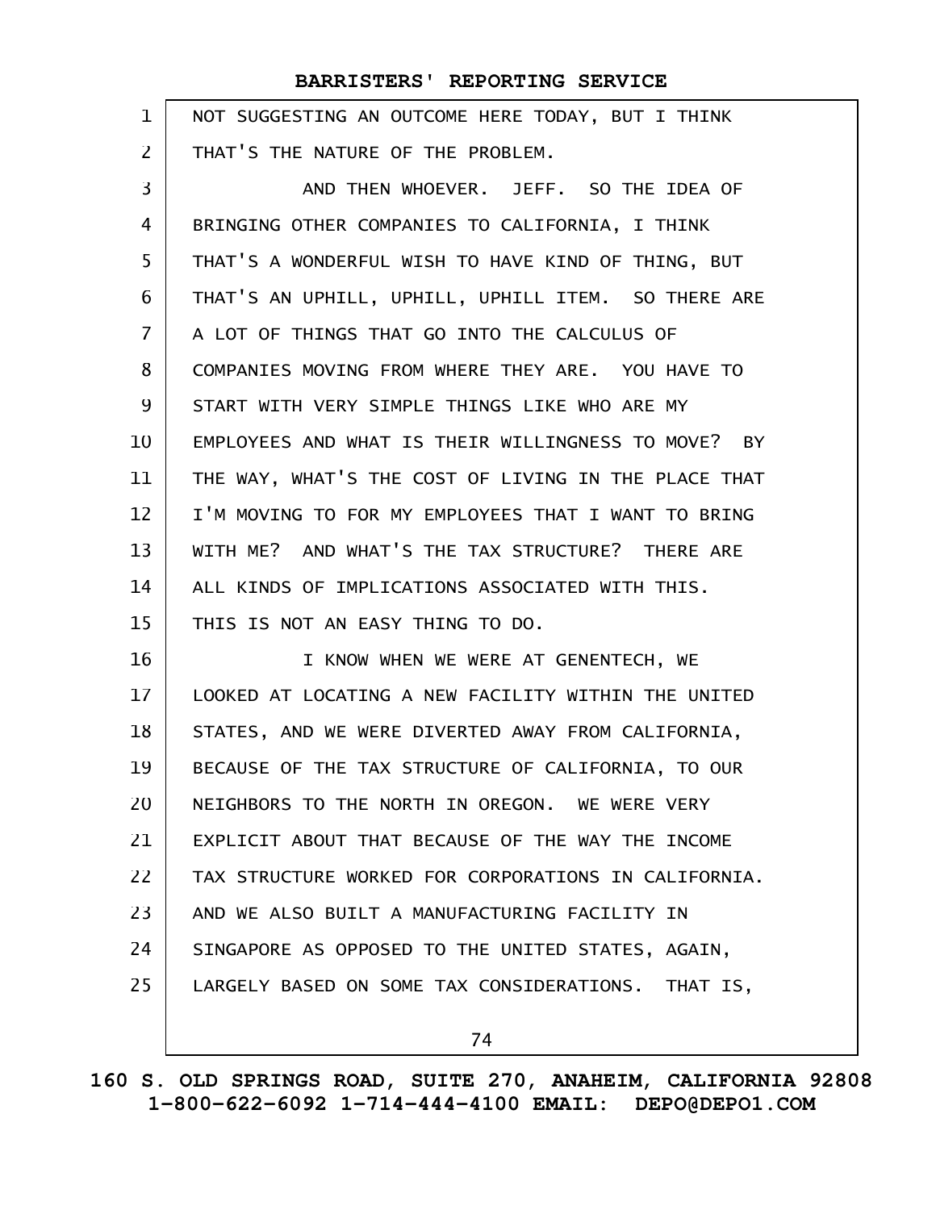NOT SUGGESTING AN OUTCOME HERE TODAY, BUT I THINK THAT'S THE NATURE OF THE PROBLEM.

AND THEN WHOEVER. JEFF. SO THE IDEA OF BRINGING OTHER COMPANIES TO CALIFORNIA, I THINK THAT'S A WONDERFUL WISH TO HAVE KIND OF THING, BUT THAT'S AN UPHILL, UPHILL, UPHILL ITEM. SO THERE ARE A LOT OF THINGS THAT GO INTO THE CALCULUS OF COMPANIES MOVING FROM WHERE THEY ARE. YOU HAVE TO START WITH VERY SIMPLE THINGS LIKE WHO ARE MY EMPLOYEES AND WHAT IS THEIR WILLINGNESS TO MOVE? BY THE WAY, WHAT'S THE COST OF LIVING IN THE PLACE THAT I'M MOVING TO FOR MY EMPLOYEES THAT I WANT TO BRING WITH ME? AND WHAT'S THE TAX STRUCTURE? THERE ARE ALL KINDS OF IMPLICATIONS ASSOCIATED WITH THIS. THIS IS NOT AN EASY THING TO DO.

I KNOW WHEN WE WERE AT GENENTECH, WE LOOKED AT LOCATING A NEW FACILITY WITHIN THE UNITED STATES, AND WE WERE DIVERTED AWAY FROM CALIFORNIA, BECAUSE OF THE TAX STRUCTURE OF CALIFORNIA, TO OUR NEIGHBORS TO THE NORTH IN OREGON. WE WERE VERY EXPLICIT ABOUT THAT BECAUSE OF THE WAY THE INCOME TAX STRUCTURE WORKED FOR CORPORATIONS IN CALIFORNIA. AND WE ALSO BUILT A MANUFACTURING FACILITY IN SINGAPORE AS OPPOSED TO THE UNITED STATES, AGAIN, LARGELY BASED ON SOME TAX CONSIDERATIONS. THAT IS,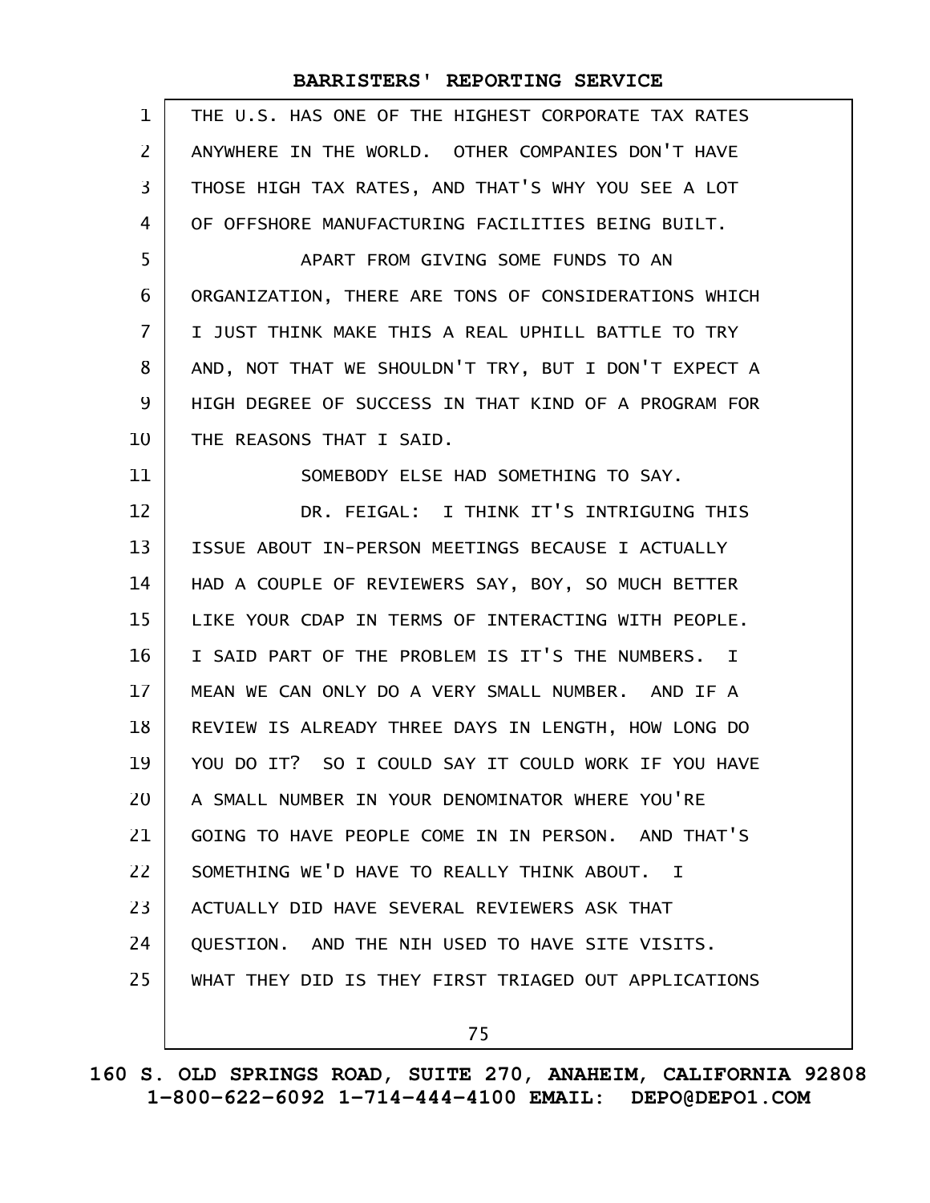THE U.S. HAS ONE OF THE HIGHEST CORPORATE TAX RATES ANYWHERE IN THE WORLD. OTHER COMPANIES DON'T HAVE THOSE HIGH TAX RATES, AND THAT'S WHY YOU SEE A LOT OF OFFSHORE MANUFACTURING FACILITIES BEING BUILT.

APART FROM GIVING SOME FUNDS TO AN ORGANIZATION, THERE ARE TONS OF CONSIDERATIONS WHICH I JUST THINK MAKE THIS A REAL UPHILL BATTLE TO TRY AND, NOT THAT WE SHOULDN'T TRY, BUT I DON'T EXPECT A HIGH DEGREE OF SUCCESS IN THAT KIND OF A PROGRAM FOR THE REASONS THAT I SAID.

SOMEBODY ELSE HAD SOMETHING TO SAY.

DR. FEIGAL: I THINK IT'S INTRIGUING THIS ISSUE ABOUT IN-PERSON MEETINGS BECAUSE I ACTUALLY HAD A COUPLE OF REVIEWERS SAY, BOY, SO MUCH BETTER LIKE YOUR CDAP IN TERMS OF INTERACTING WITH PEOPLE. I SAID PART OF THE PROBLEM IS IT'S THE NUMBERS. I MEAN WE CAN ONLY DO A VERY SMALL NUMBER. AND IF A REVIEW IS ALREADY THREE DAYS IN LENGTH, HOW LONG DO YOU DO IT? SO I COULD SAY IT COULD WORK IF YOU HAVE A SMALL NUMBER IN YOUR DENOMINATOR WHERE YOU'RE GOING TO HAVE PEOPLE COME IN IN PERSON. AND THAT'S SOMETHING WE'D HAVE TO REALLY THINK ABOUT. I ACTUALLY DID HAVE SEVERAL REVIEWERS ASK THAT QUESTION. AND THE NIH USED TO HAVE SITE VISITS. WHAT THEY DID IS THEY FIRST TRIAGED OUT APPLICATIONS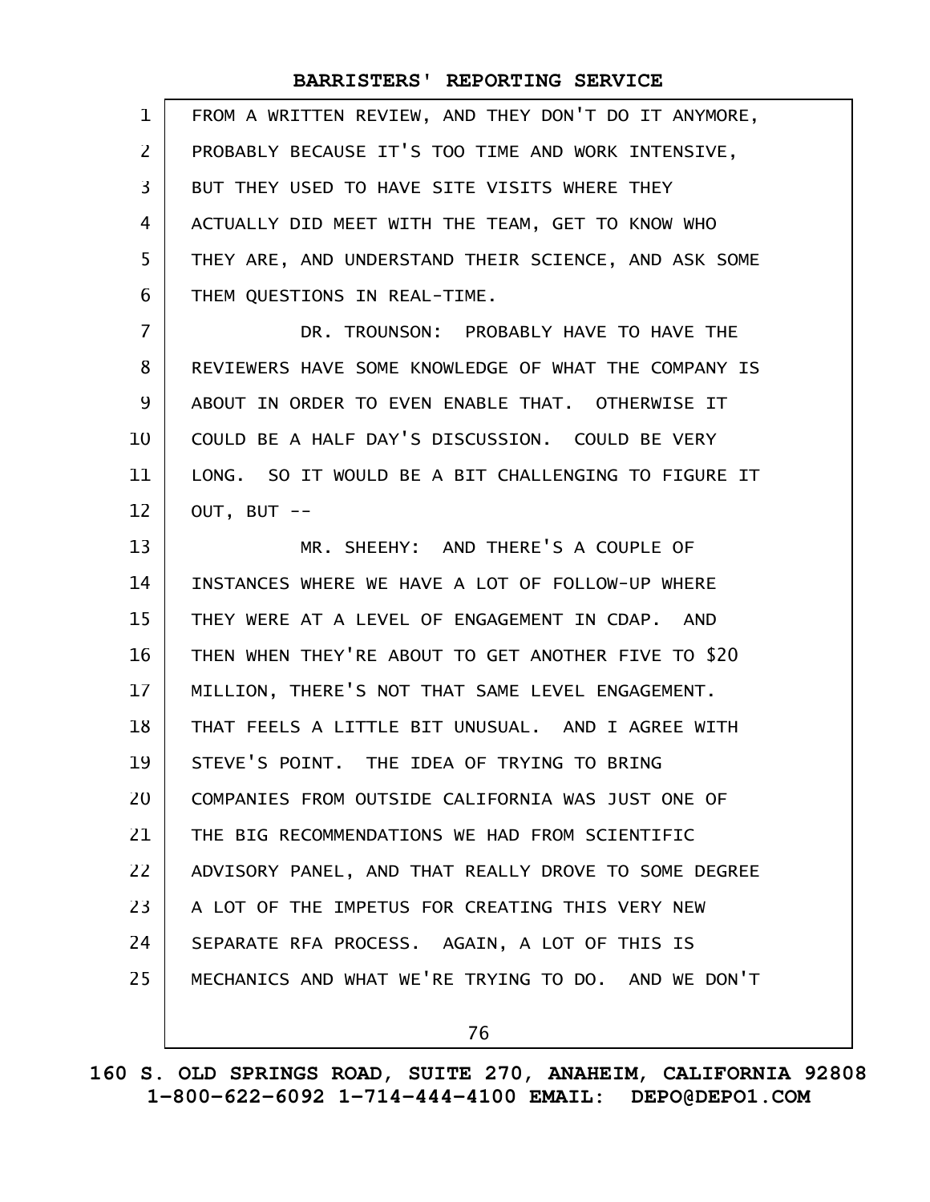FROM A WRITTEN REVIEW, AND THEY DON'T DO IT ANYMORE, PROBABLY BECAUSE IT'S TOO TIME AND WORK INTENSIVE, BUT THEY USED TO HAVE SITE VISITS WHERE THEY ACTUALLY DID MEET WITH THE TEAM, GET TO KNOW WHO THEY ARE, AND UNDERSTAND THEIR SCIENCE, AND ASK SOME THEM QUESTIONS IN REAL-TIME.

DR. TROUNSON: PROBABLY HAVE TO HAVE THE REVIEWERS HAVE SOME KNOWLEDGE OF WHAT THE COMPANY IS ABOUT IN ORDER TO EVEN ENABLE THAT. OTHERWISE IT COULD BE A HALF DAY'S DISCUSSION. COULD BE VERY LONG. SO IT WOULD BE A BIT CHALLENGING TO FIGURE IT OUT, BUT --

MR. SHEEHY: AND THERE'S A COUPLE OF INSTANCES WHERE WE HAVE A LOT OF FOLLOW-UP WHERE THEY WERE AT A LEVEL OF ENGAGEMENT IN CDAP. AND THEN WHEN THEY'RE ABOUT TO GET ANOTHER FIVE TO $20 MILLION, THERE'S NOT THAT SAME LEVEL ENGAGEMENT. THAT FEELS A LITTLE BIT UNUSUAL. AND I AGREE WITH STEVE'S POINT. THE IDEA OF TRYING TO BRING COMPANIES FROM OUTSIDE CALIFORNIA WAS JUST ONE OF THE BIG RECOMMENDATIONS WE HAD FROM SCIENTIFIC ADVISORY PANEL, AND THAT REALLY DROVE TO SOME DEGREE A LOT OF THE IMPETUS FOR CREATING THIS VERY NEW SEPARATE RFA PROCESS. AGAIN, A LOT OF THIS IS MECHANICS AND WHAT WE'RE TRYING TO DO. AND WE DON'T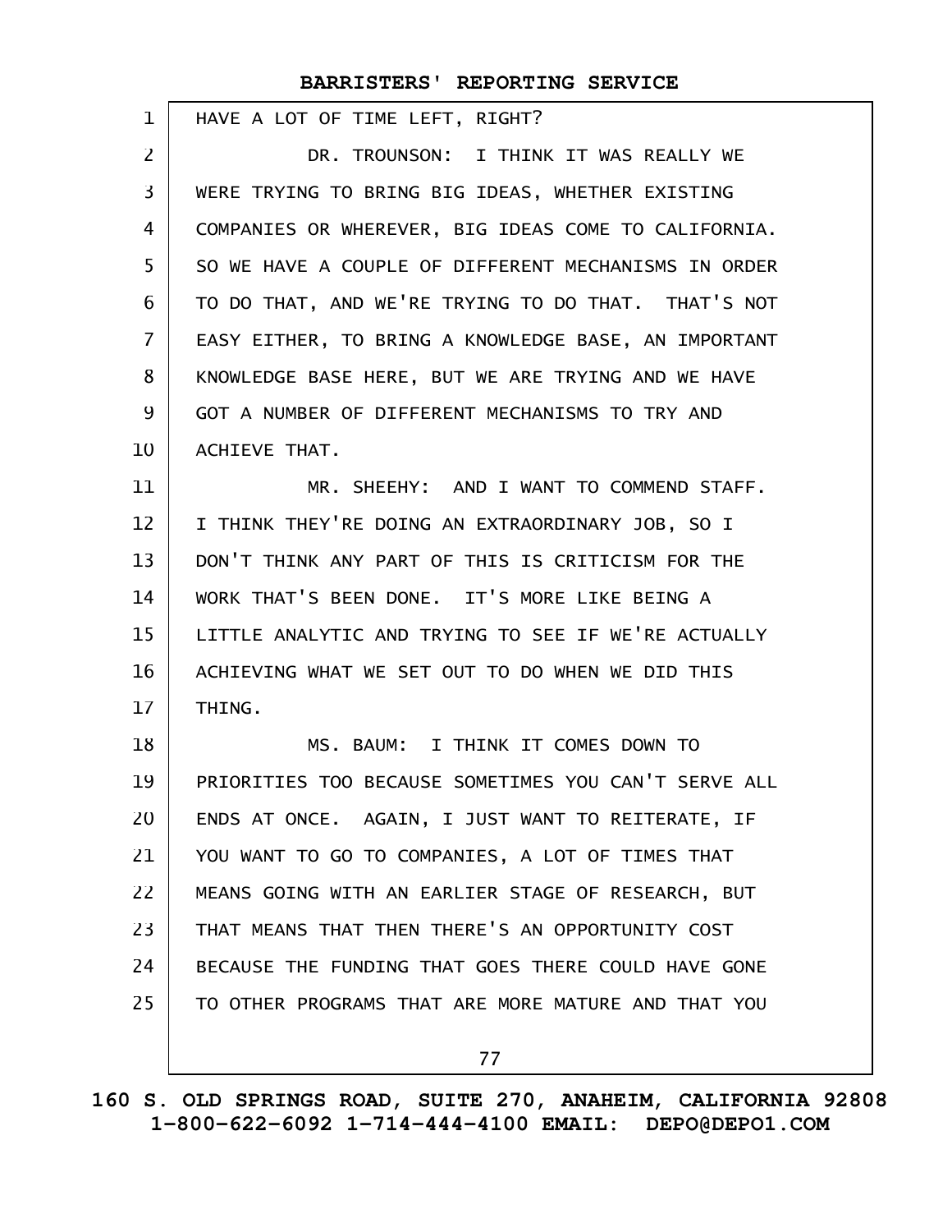HAVE A LOT OF TIME LEFT, RIGHT?

DR. TROUNSON: I THINK IT WAS REALLY WE WERE TRYING TO BRING BIG IDEAS, WHETHER EXISTING COMPANIES OR WHEREVER, BIG IDEAS COME TO CALIFORNIA. SO WE HAVE A COUPLE OF DIFFERENT MECHANISMS IN ORDER TO DO THAT, AND WE'RE TRYING TO DO THAT. THAT'S NOT EASY EITHER, TO BRING A KNOWLEDGE BASE, AN IMPORTANT KNOWLEDGE BASE HERE, BUT WE ARE TRYING AND WE HAVE GOT A NUMBER OF DIFFERENT MECHANISMS TO TRY AND ACHIEVE THAT.

MR. SHEEHY: AND I WANT TO COMMEND STAFF. I THINK THEY'RE DOING AN EXTRAORDINARY JOB, SO I DON'T THINK ANY PART OF THIS IS CRITICISM FOR THE WORK THAT'S BEEN DONE. IT'S MORE LIKE BEING A LITTLE ANALYTIC AND TRYING TO SEE IF WE'RE ACTUALLY ACHIEVING WHAT WE SET OUT TO DO WHEN WE DID THIS THING.

MS. BAUM: I THINK IT COMES DOWN TO PRIORITIES TOO BECAUSE SOMETIMES YOU CAN'T SERVE ALL ENDS AT ONCE. AGAIN, I JUST WANT TO REITERATE, IF YOU WANT TO GO TO COMPANIES, A LOT OF TIMES THAT MEANS GOING WITH AN EARLIER STAGE OF RESEARCH, BUT THAT MEANS THAT THEN THERE'S AN OPPORTUNITY COST BECAUSE THE FUNDING THAT GOES THERE COULD HAVE GONE TO OTHER PROGRAMS THAT ARE MORE MATURE AND THAT YOU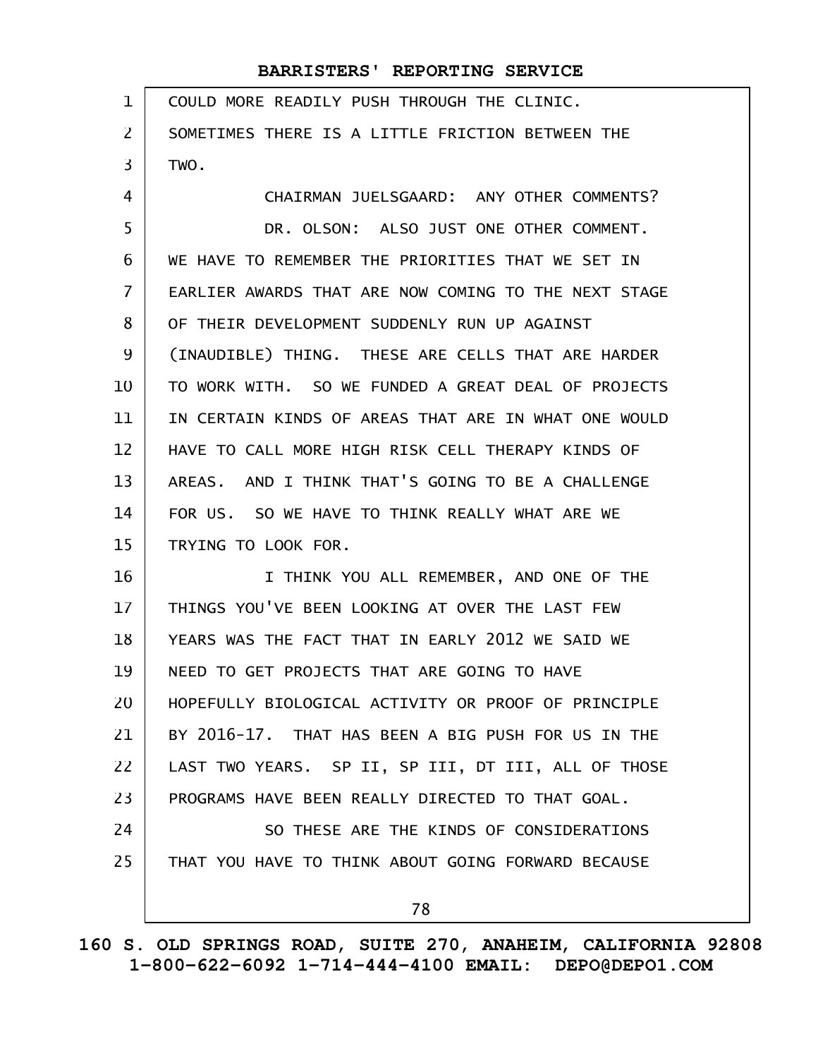COULD MORE READILY PUSH THROUGH THE CLINIC. SOMETIMES THERE IS A LITTLE FRICTION BETWEEN THE TWO.

CHAIRMAN JUELSGAARD: ANY OTHER COMMENTS?

DR. OLSON: ALSO JUST ONE OTHER COMMENT. WE HAVE TO REMEMBER THE PRIORITIES THAT WE SET IN EARLIER AWARDS THAT ARE NOW COMING TO THE NEXT STAGE OF THEIR DEVELOPMENT SUDDENLY RUN UP AGAINST (INAUDIBLE) THING. THESE ARE CELLS THAT ARE HARDER TO WORK WITH. SO WE FUNDED A GREAT DEAL OF PROJECTS IN CERTAIN KINDS OF AREAS THAT ARE IN WHAT ONE WOULD HAVE TO CALL MORE HIGH RISK CELL THERAPY KINDS OF AREAS. AND I THINK THAT'S GOING TO BE A CHALLENGE FOR US. SO WE HAVE TO THINK REALLY WHAT ARE WE TRYING TO LOOK FOR.

I THINK YOU ALL REMEMBER, AND ONE OF THE THINGS YOU'VE BEEN LOOKING AT OVER THE LAST FEW YEARS WAS THE FACT THAT IN EARLY 2012 WE SAID WE NEED TO GET PROJECTS THAT ARE GOING TO HAVE HOPEFULLY BIOLOGICAL ACTIVITY OR PROOF OF PRINCIPLE BY 2016-17. THAT HAS BEEN A BIG PUSH FOR US IN THE LAST TWO YEARS. SP II, SP III, DT III, ALL OF THOSE PROGRAMS HAVE BEEN REALLY DIRECTED TO THAT GOAL.

SO THESE ARE THE KINDS OF CONSIDERATIONS THAT YOU HAVE TO THINK ABOUT GOING FORWARD BECAUSE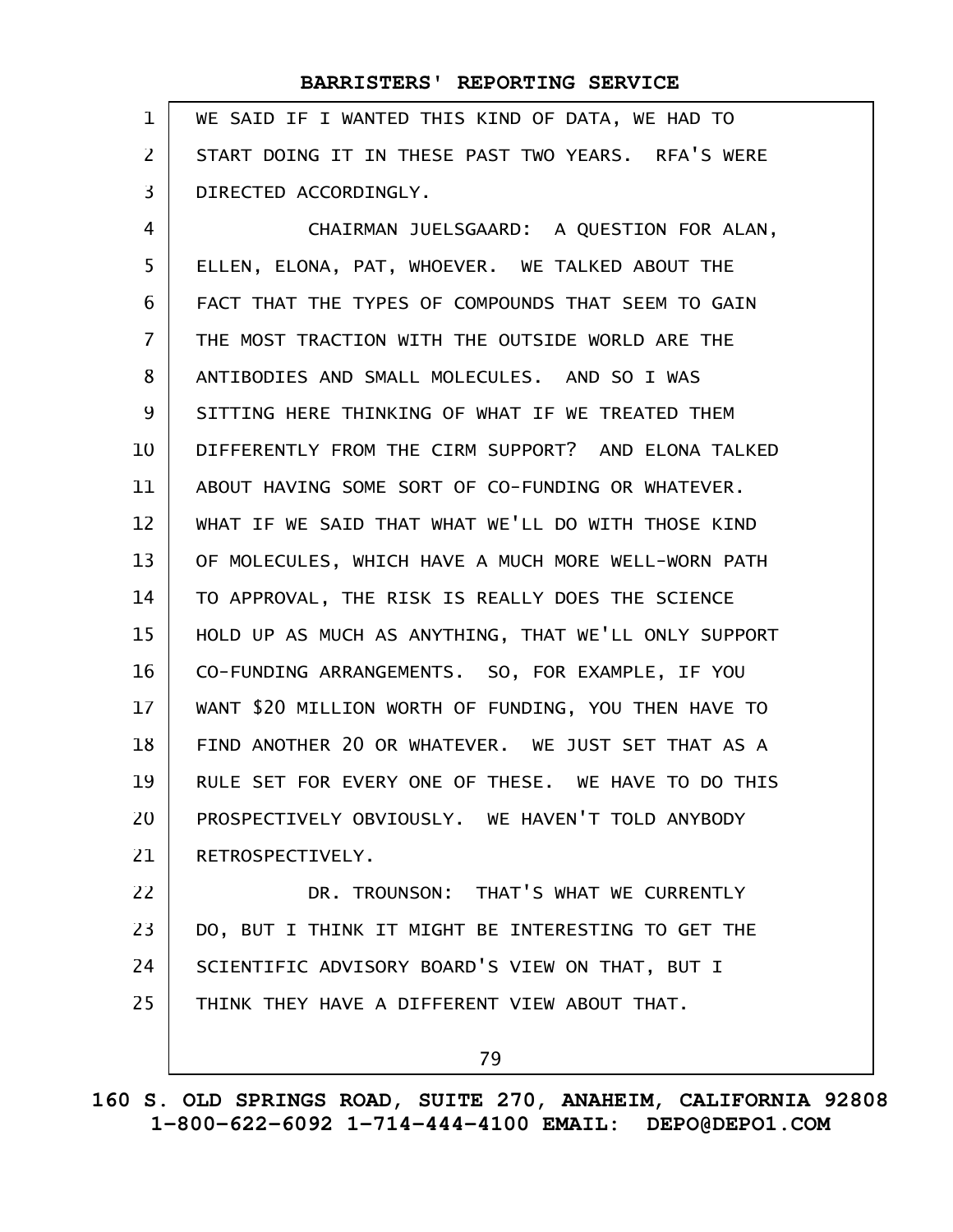WE SAID IF I WANTED THIS KIND OF DATA, WE HAD TO START DOING IT IN THESE PAST TWO YEARS. RFA'S WERE DIRECTED ACCORDINGLY.

CHAIRMAN JUELSGAARD: A QUESTION FOR ALAN, ELLEN, ELONA, PAT, WHOEVER. WE TALKED ABOUT THE FACT THAT THE TYPES OF COMPOUNDS THAT SEEM TO GAIN THE MOST TRACTION WITH THE OUTSIDE WORLD ARE THE ANTIBODIES AND SMALL MOLECULES. AND SO I WAS SITTING HERE THINKING OF WHAT IF WE TREATED THEM DIFFERENTLY FROM THE CIRM SUPPORT? AND ELONA TALKED ABOUT HAVING SOME SORT OF CO-FUNDING OR WHATEVER. WHAT IF WE SAID THAT WHAT WE'LL DO WITH THOSE KIND OF MOLECULES, WHICH HAVE A MUCH MORE WELL-WORN PATH TO APPROVAL, THE RISK IS REALLY DOES THE SCIENCE HOLD UP AS MUCH AS ANYTHING, THAT WE'LL ONLY SUPPORT CO-FUNDING ARRANGEMENTS. SO, FOR EXAMPLE, IF YOU WANT $20 MILLION WORTH OF FUNDING, YOU THEN HAVE TO FIND ANOTHER 20 OR WHATEVER. WE JUST SET THAT AS A RULE SET FOR EVERY ONE OF THESE. WE HAVE TO DO THIS PROSPECTIVELY OBVIOUSLY. WE HAVEN'T TOLD ANYBODY RETROSPECTIVELY.

DR. TROUNSON: THAT'S WHAT WE CURRENTLY DO, BUT I THINK IT MIGHT BE INTERESTING TO GET THE SCIENTIFIC ADVISORY BOARD'S VIEW ON THAT, BUT I THINK THEY HAVE A DIFFERENT VIEW ABOUT THAT.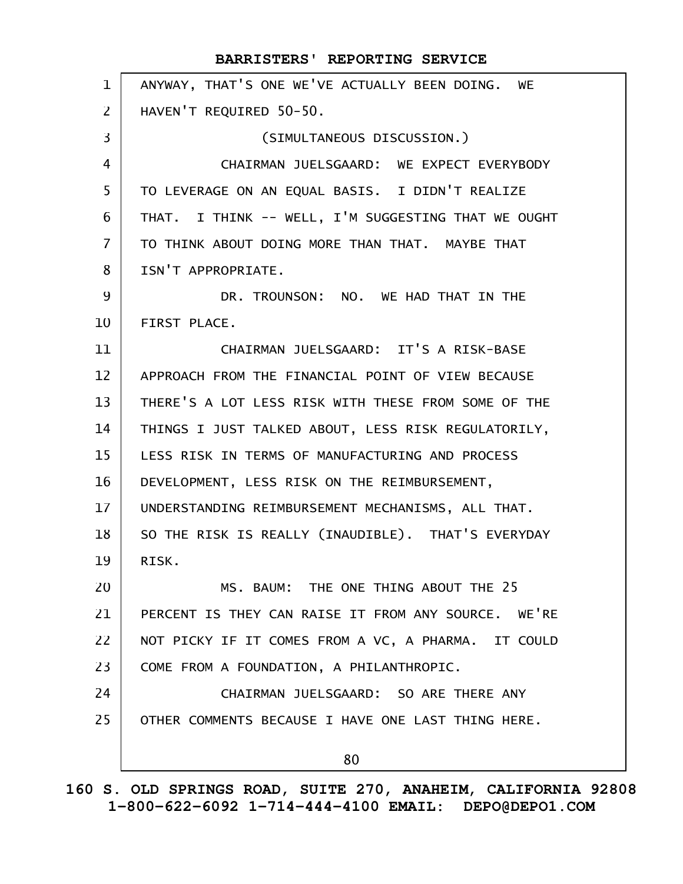ANYWAY, THAT'S ONE WE'VE ACTUALLY BEEN DOING. WE HAVEN'T REQUIRED 50-50.

(SIMULTANEOUS DISCUSSION.)

CHAIRMAN JUELSGAARD: WE EXPECT EVERYBODY TO LEVERAGE ON AN EQUAL BASIS. I DIDN'T REALIZE THAT. I THINK -- WELL, I'M SUGGESTING THAT WE OUGHT TO THINK ABOUT DOING MORE THAN THAT. MAYBE THAT ISN'T APPROPRIATE.

DR. TROUNSON: NO. WE HAD THAT IN THE FIRST PLACE.

CHAIRMAN JUELSGAARD: IT'S A RISK-BASE APPROACH FROM THE FINANCIAL POINT OF VIEW BECAUSE THERE'S A LOT LESS RISK WITH THESE FROM SOME OF THE THINGS I JUST TALKED ABOUT, LESS RISK REGULATORILY, LESS RISK IN TERMS OF MANUFACTURING AND PROCESS DEVELOPMENT, LESS RISK ON THE REIMBURSEMENT, UNDERSTANDING REIMBURSEMENT MECHANISMS, ALL THAT. SO THE RISK IS REALLY (INAUDIBLE). THAT'S EVERYDAY RISK.

MS. BAUM: THE ONE THING ABOUT THE 25 PERCENT IS THEY CAN RAISE IT FROM ANY SOURCE. WE'RE NOT PICKY IF IT COMES FROM A VC, A PHARMA. IT COULD COME FROM A FOUNDATION, A PHILANTHROPIC.

CHAIRMAN JUELSGAARD: SO ARE THERE ANY OTHER COMMENTS BECAUSE I HAVE ONE LAST THING HERE.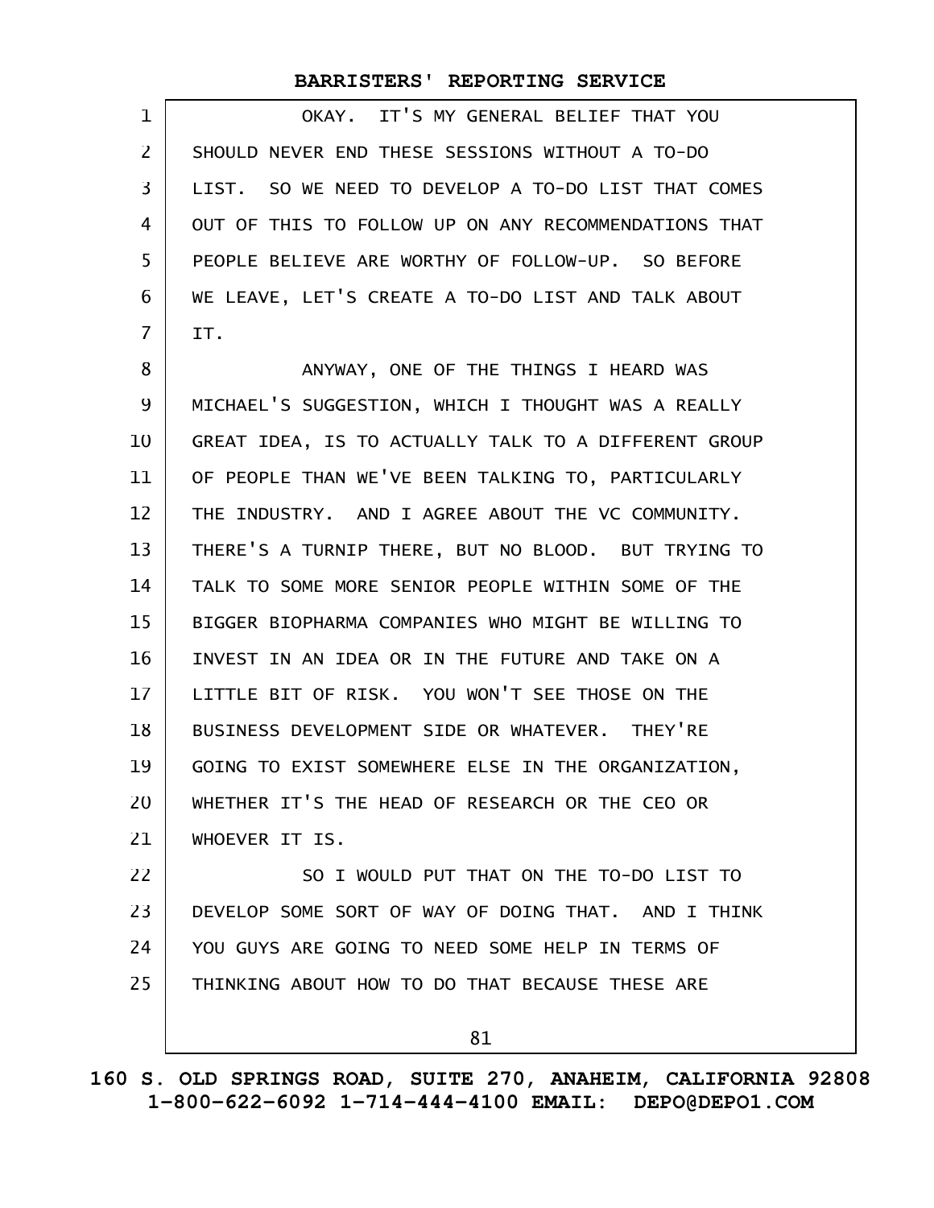OKAY. IT'S MY GENERAL BELIEF THAT YOU SHOULD NEVER END THESE SESSIONS WITHOUT A TO-DO LIST. SO WE NEED TO DEVELOP A TO-DO LIST THAT COMES OUT OF THIS TO FOLLOW UP ON ANY RECOMMENDATIONS THAT PEOPLE BELIEVE ARE WORTHY OF FOLLOW-UP. SO BEFORE WE LEAVE, LET'S CREATE A TO-DO LIST AND TALK ABOUT IT.

ANYWAY, ONE OF THE THINGS I HEARD WAS MICHAEL'S SUGGESTION, WHICH I THOUGHT WAS A REALLY GREAT IDEA, IS TO ACTUALLY TALK TO A DIFFERENT GROUP OF PEOPLE THAN WE'VE BEEN TALKING TO, PARTICULARLY THE INDUSTRY. AND I AGREE ABOUT THE VC COMMUNITY. THERE'S A TURNIP THERE, BUT NO BLOOD. BUT TRYING TO TALK TO SOME MORE SENIOR PEOPLE WITHIN SOME OF THE BIGGER BIOPHARMA COMPANIES WHO MIGHT BE WILLING TO INVEST IN AN IDEA OR IN THE FUTURE AND TAKE ON A LITTLE BIT OF RISK. YOU WON'T SEE THOSE ON THE BUSINESS DEVELOPMENT SIDE OR WHATEVER. THEY'RE GOING TO EXIST SOMEWHERE ELSE IN THE ORGANIZATION, WHETHER IT'S THE HEAD OF RESEARCH OR THE CEO OR WHOEVER IT IS.

SO I WOULD PUT THAT ON THE TO-DO LIST TO DEVELOP SOME SORT OF WAY OF DOING THAT. AND I THINK YOU GUYS ARE GOING TO NEED SOME HELP IN TERMS OF THINKING ABOUT HOW TO DO THAT BECAUSE THESE ARE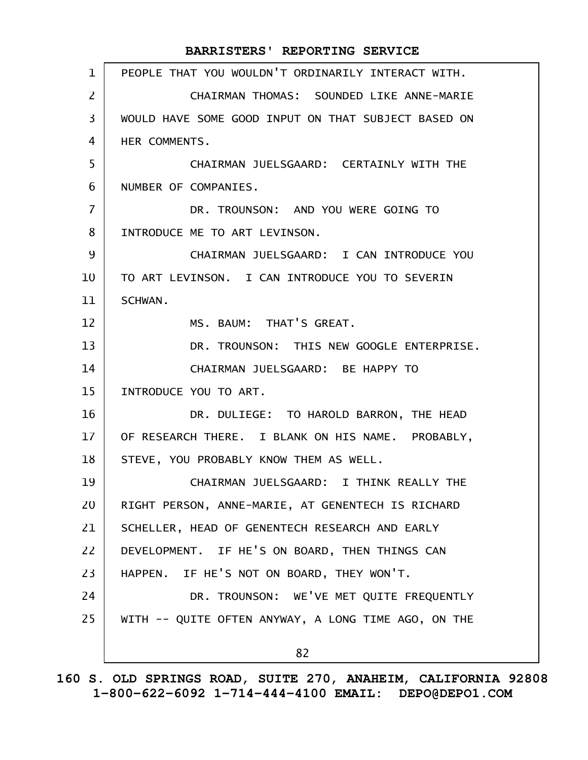PEOPLE THAT YOU WOULDN'T ORDINARILY INTERACT WITH.

CHAIRMAN THOMAS: SOUNDED LIKE ANNE-MARIE WOULD HAVE SOME GOOD INPUT ON THAT SUBJECT BASED ON HER COMMENTS.

CHAIRMAN JUELSGAARD: CERTAINLY WITH THE NUMBER OF COMPANIES.

DR. TROUNSON: AND YOU WERE GOING TO INTRODUCE ME TO ART LEVINSON.

CHAIRMAN JUELSGAARD: I CAN INTRODUCE YOU TO ART LEVINSON. I CAN INTRODUCE YOU TO SEVERIN SCHWAN.

MS. BAUM: THAT'S GREAT.

DR. TROUNSON: THIS NEW GOOGLE ENTERPRISE.

CHAIRMAN JUELSGAARD: BE HAPPY TO INTRODUCE YOU TO ART.

DR. DULIEGE: TO HAROLD BARRON, THE HEAD OF RESEARCH THERE. I BLANK ON HIS NAME. PROBABLY, STEVE, YOU PROBABLY KNOW THEM AS WELL.

CHAIRMAN JUELSGAARD: I THINK REALLY THE RIGHT PERSON, ANNE-MARIE, AT GENENTECH IS RICHARD SCHELLER, HEAD OF GENENTECH RESEARCH AND EARLY DEVELOPMENT. IF HE'S ON BOARD, THEN THINGS CAN HAPPEN. IF HE'S NOT ON BOARD, THEY WON'T.

DR. TROUNSON: WE'VE MET QUITE FREQUENTLY WITH -- QUITE OFTEN ANYWAY, A LONG TIME AGO, ON THE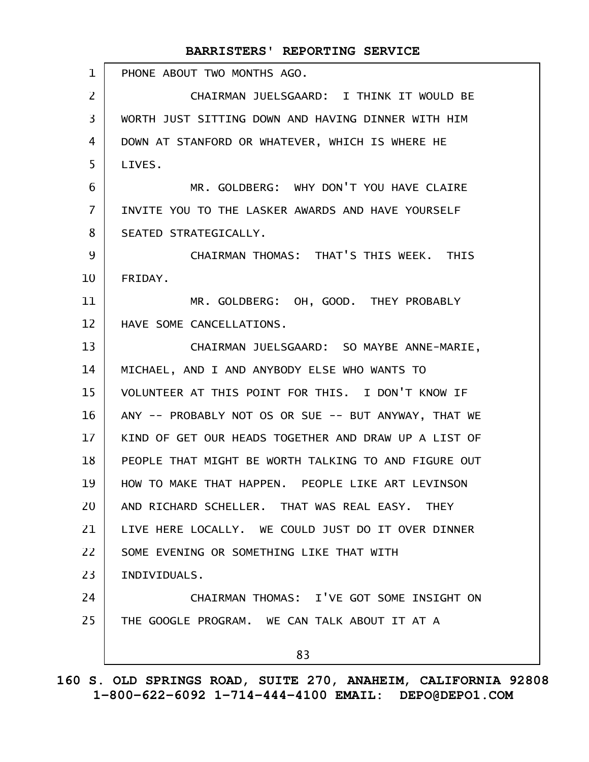PHONE ABOUT TWO MONTHS AGO.

CHAIRMAN JUELSGAARD: I THINK IT WOULD BE WORTH JUST SITTING DOWN AND HAVING DINNER WITH HIM DOWN AT STANFORD OR WHATEVER, WHICH IS WHERE HE LIVES.

MR. GOLDBERG: WHY DON'T YOU HAVE CLAIRE INVITE YOU TO THE LASKER AWARDS AND HAVE YOURSELF SEATED STRATEGICALLY.

CHAIRMAN THOMAS: THAT'S THIS WEEK. THIS FRIDAY.

MR. GOLDBERG: OH, GOOD. THEY PROBABLY HAVE SOME CANCELLATIONS.

CHAIRMAN JUELSGAARD: SO MAYBE ANNE-MARIE, MICHAEL, AND I AND ANYBODY ELSE WHO WANTS TO VOLUNTEER AT THIS POINT FOR THIS. I DON'T KNOW IF ANY -- PROBABLY NOT OS OR SUE -- BUT ANYWAY, THAT WE KIND OF GET OUR HEADS TOGETHER AND DRAW UP A LIST OF PEOPLE THAT MIGHT BE WORTH TALKING TO AND FIGURE OUT HOW TO MAKE THAT HAPPEN. PEOPLE LIKE ART LEVINSON AND RICHARD SCHELLER. THAT WAS REAL EASY. THEY LIVE HERE LOCALLY. WE COULD JUST DO IT OVER DINNER SOME EVENING OR SOMETHING LIKE THAT WITH INDIVIDUALS.

CHAIRMAN THOMAS: I'VE GOT SOME INSIGHT ON THE GOOGLE PROGRAM. WE CAN TALK ABOUT IT AT A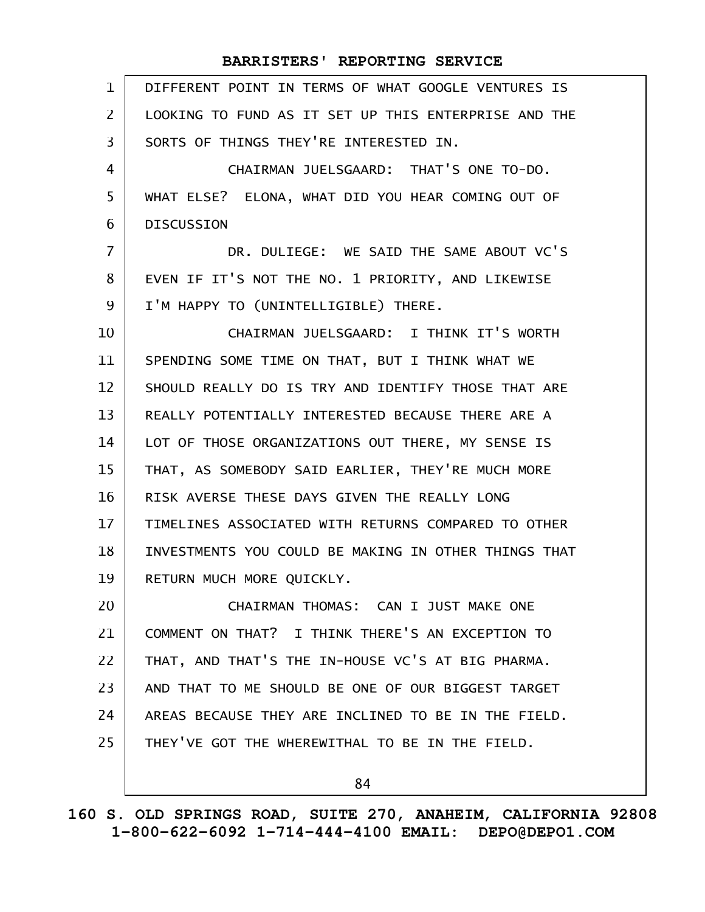DIFFERENT POINT IN TERMS OF WHAT GOOGLE VENTURES IS LOOKING TO FUND AS IT SET UP THIS ENTERPRISE AND THE SORTS OF THINGS THEY'RE INTERESTED IN.

CHAIRMAN JUELSGAARD: THAT'S ONE TO-DO. WHAT ELSE? ELONA, WHAT DID YOU HEAR COMING OUT OF DISCUSSION

DR. DULIEGE: WE SAID THE SAME ABOUT VC'S EVEN IF IT'S NOT THE NO. 1 PRIORITY, AND LIKEWISE I'M HAPPY TO (UNINTELLIGIBLE) THERE.

CHAIRMAN JUELSGAARD: I THINK IT'S WORTH SPENDING SOME TIME ON THAT, BUT I THINK WHAT WE SHOULD REALLY DO IS TRY AND IDENTIFY THOSE THAT ARE REALLY POTENTIALLY INTERESTED BECAUSE THERE ARE A LOT OF THOSE ORGANIZATIONS OUT THERE, MY SENSE IS THAT, AS SOMEBODY SAID EARLIER, THEY'RE MUCH MORE RISK AVERSE THESE DAYS GIVEN THE REALLY LONG TIMELINES ASSOCIATED WITH RETURNS COMPARED TO OTHER INVESTMENTS YOU COULD BE MAKING IN OTHER THINGS THAT RETURN MUCH MORE QUICKLY.

CHAIRMAN THOMAS: CAN I JUST MAKE ONE COMMENT ON THAT? I THINK THERE'S AN EXCEPTION TO THAT, AND THAT'S THE IN-HOUSE VC'S AT BIG PHARMA. AND THAT TO ME SHOULD BE ONE OF OUR BIGGEST TARGET AREAS BECAUSE THEY ARE INCLINED TO BE IN THE FIELD. THEY'VE GOT THE WHEREWITHAL TO BE IN THE FIELD.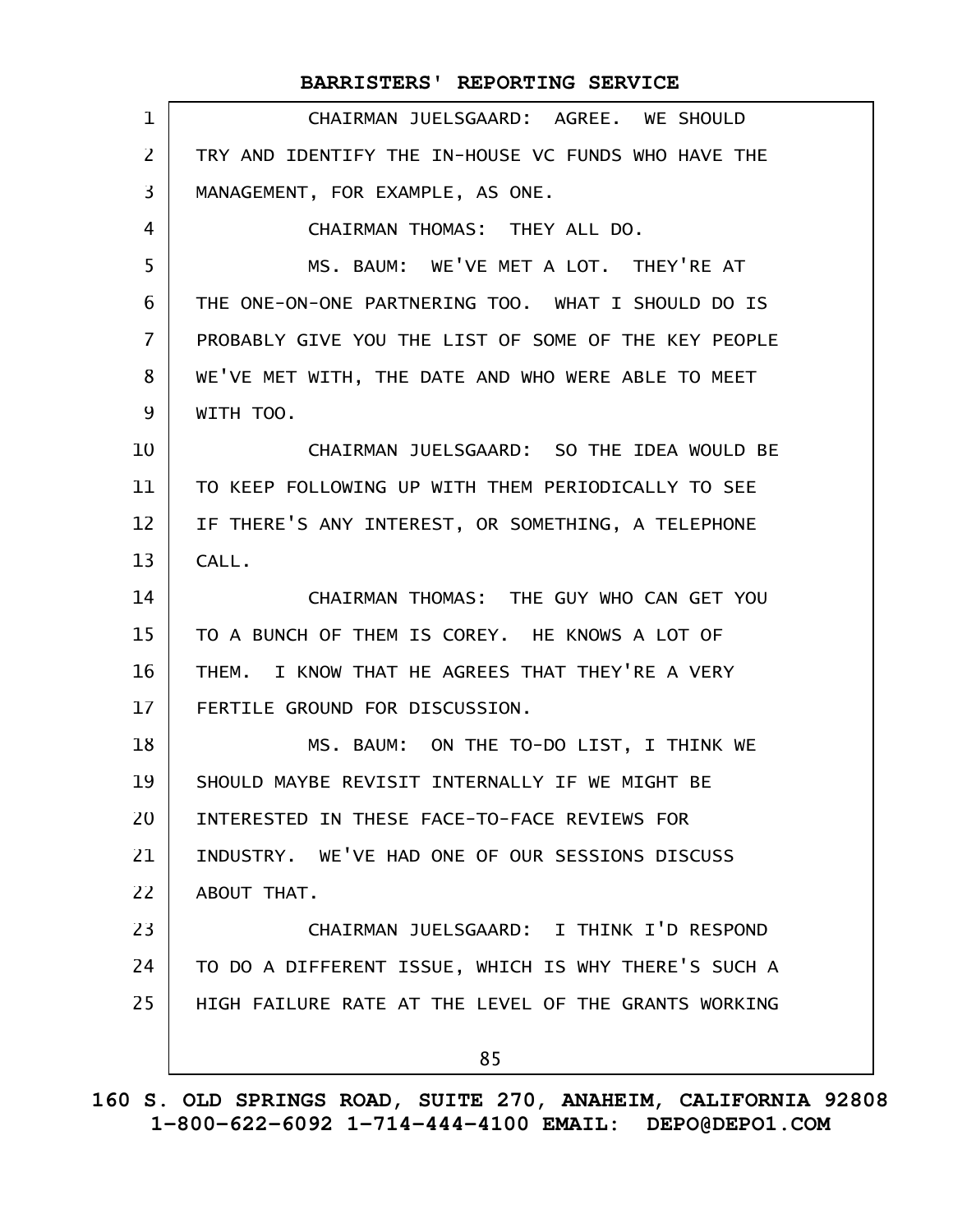CHAIRMAN JUELSGAARD: AGREE. WE SHOULD TRY AND IDENTIFY THE IN-HOUSE VC FUNDS WHO HAVE THE MANAGEMENT, FOR EXAMPLE, AS ONE.

CHAIRMAN THOMAS: THEY ALL DO.

MS. BAUM: WE'VE MET A LOT. THEY'RE AT THE ONE-ON-ONE PARTNERING TOO. WHAT I SHOULD DO IS PROBABLY GIVE YOU THE LIST OF SOME OF THE KEY PEOPLE WE'VE MET WITH, THE DATE AND WHO WERE ABLE TO MEET WITH TOO.

CHAIRMAN JUELSGAARD: SO THE IDEA WOULD BE TO KEEP FOLLOWING UP WITH THEM PERIODICALLY TO SEE IF THERE'S ANY INTEREST, OR SOMETHING, A TELEPHONE CALL.

CHAIRMAN THOMAS: THE GUY WHO CAN GET YOU TO A BUNCH OF THEM IS COREY. HE KNOWS A LOT OF THEM. I KNOW THAT HE AGREES THAT THEY'RE A VERY FERTILE GROUND FOR DISCUSSION.

MS. BAUM: ON THE TO-DO LIST, I THINK WE SHOULD MAYBE REVISIT INTERNALLY IF WE MIGHT BE INTERESTED IN THESE FACE-TO-FACE REVIEWS FOR INDUSTRY. WE'VE HAD ONE OF OUR SESSIONS DISCUSS ABOUT THAT.

CHAIRMAN JUELSGAARD: I THINK I'D RESPOND TO DO A DIFFERENT ISSUE, WHICH IS WHY THERE'S SUCH A HIGH FAILURE RATE AT THE LEVEL OF THE GRANTS WORKING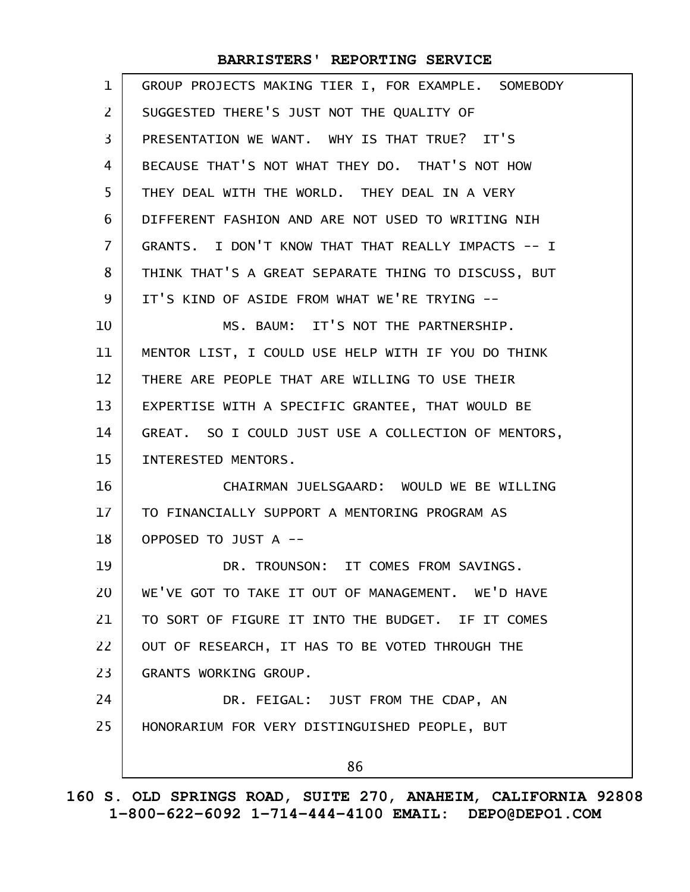GROUP PROJECTS MAKING TIER I, FOR EXAMPLE. SOMEBODY SUGGESTED THERE'S JUST NOT THE QUALITY OF PRESENTATION WE WANT. WHY IS THAT TRUE? IT'S BECAUSE THAT'S NOT WHAT THEY DO. THAT'S NOT HOW THEY DEAL WITH THE WORLD. THEY DEAL IN A VERY DIFFERENT FASHION AND ARE NOT USED TO WRITING NIH GRANTS. I DON'T KNOW THAT THAT REALLY IMPACTS -- I THINK THAT'S A GREAT SEPARATE THING TO DISCUSS, BUT IT'S KIND OF ASIDE FROM WHAT WE'RE TRYING --

MS. BAUM: IT'S NOT THE PARTNERSHIP. MENTOR LIST, I COULD USE HELP WITH IF YOU DO THINK THERE ARE PEOPLE THAT ARE WILLING TO USE THEIR EXPERTISE WITH A SPECIFIC GRANTEE, THAT WOULD BE GREAT. SO I COULD JUST USE A COLLECTION OF MENTORS, INTERESTED MENTORS.

CHAIRMAN JUELSGAARD: WOULD WE BE WILLING TO FINANCIALLY SUPPORT A MENTORING PROGRAM AS OPPOSED TO JUST A --

DR. TROUNSON: IT COMES FROM SAVINGS. WE'VE GOT TO TAKE IT OUT OF MANAGEMENT. WE'D HAVE TO SORT OF FIGURE IT INTO THE BUDGET. IF IT COMES OUT OF RESEARCH, IT HAS TO BE VOTED THROUGH THE GRANTS WORKING GROUP.

DR. FEIGAL: JUST FROM THE CDAP, AN HONORARIUM FOR VERY DISTINGUISHED PEOPLE, BUT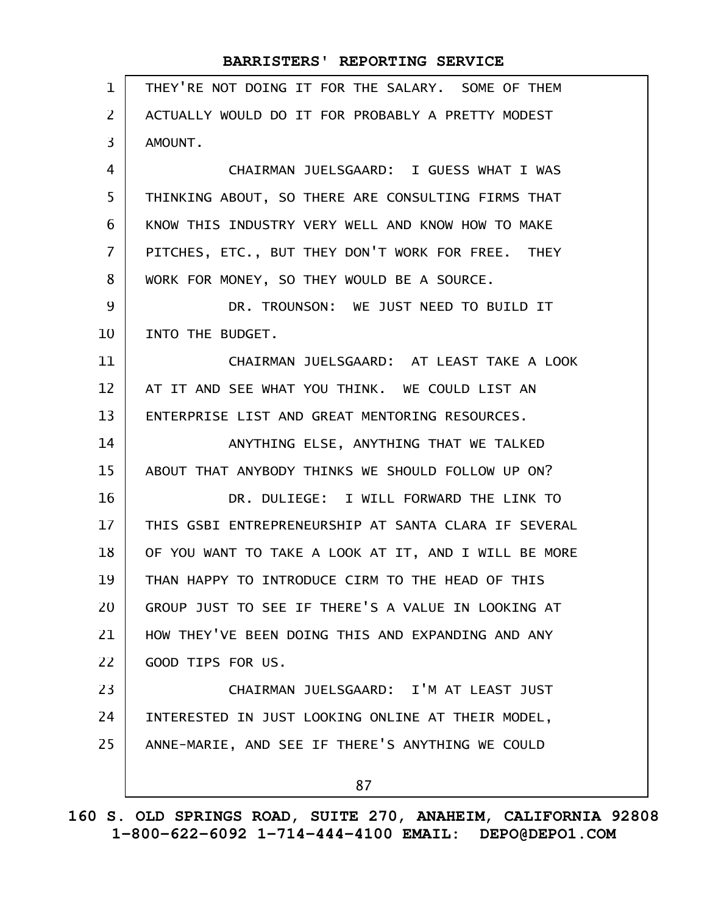THEY'RE NOT DOING IT FOR THE SALARY. SOME OF THEM ACTUALLY WOULD DO IT FOR PROBABLY A PRETTY MODEST AMOUNT.

CHAIRMAN JUELSGAARD: I GUESS WHAT I WAS THINKING ABOUT, SO THERE ARE CONSULTING FIRMS THAT KNOW THIS INDUSTRY VERY WELL AND KNOW HOW TO MAKE PITCHES, ETC., BUT THEY DON'T WORK FOR FREE. THEY WORK FOR MONEY, SO THEY WOULD BE A SOURCE.

DR. TROUNSON: WE JUST NEED TO BUILD IT INTO THE BUDGET.

CHAIRMAN JUELSGAARD: AT LEAST TAKE A LOOK AT IT AND SEE WHAT YOU THINK. WE COULD LIST AN ENTERPRISE LIST AND GREAT MENTORING RESOURCES.

ANYTHING ELSE, ANYTHING THAT WE TALKED ABOUT THAT ANYBODY THINKS WE SHOULD FOLLOW UP ON?

DR. DULIEGE: I WILL FORWARD THE LINK TO THIS GSBI ENTREPRENEURSHIP AT SANTA CLARA IF SEVERAL OF YOU WANT TO TAKE A LOOK AT IT, AND I WILL BE MORE THAN HAPPY TO INTRODUCE CIRM TO THE HEAD OF THIS GROUP JUST TO SEE IF THERE'S A VALUE IN LOOKING AT HOW THEY'VE BEEN DOING THIS AND EXPANDING AND ANY GOOD TIPS FOR US.

CHAIRMAN JUELSGAARD: I'M AT LEAST JUST INTERESTED IN JUST LOOKING ONLINE AT THEIR MODEL, ANNE-MARIE, AND SEE IF THERE'S ANYTHING WE COULD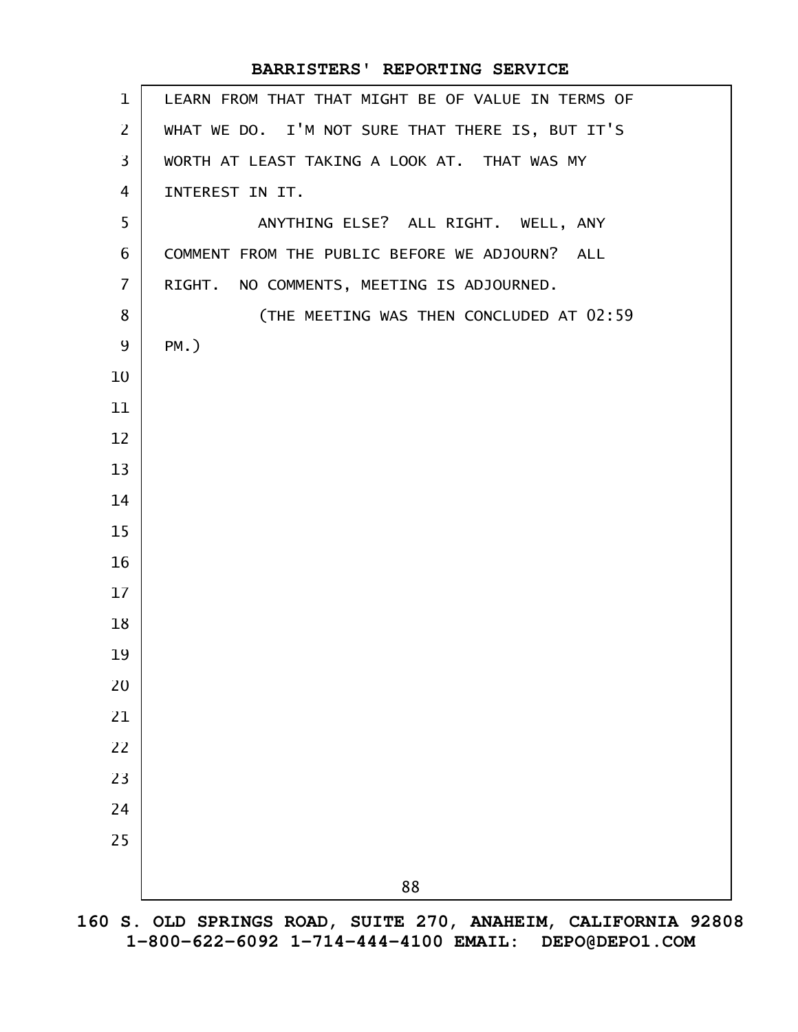LEARN FROM THAT THAT MIGHT BE OF VALUE IN TERMS OF WHAT WE DO. I'M NOT SURE THAT THERE IS, BUT IT'S WORTH AT LEAST TAKING A LOOK AT. THAT WAS MY INTEREST IN IT.

ANYTHING ELSE? ALL RIGHT. WELL, ANY COMMENT FROM THE PUBLIC BEFORE WE ADJOURN? ALL RIGHT. NO COMMENTS, MEETING IS ADJOURNED.

(THE MEETING WAS THEN CONCLUDED AT 02:59 PM.)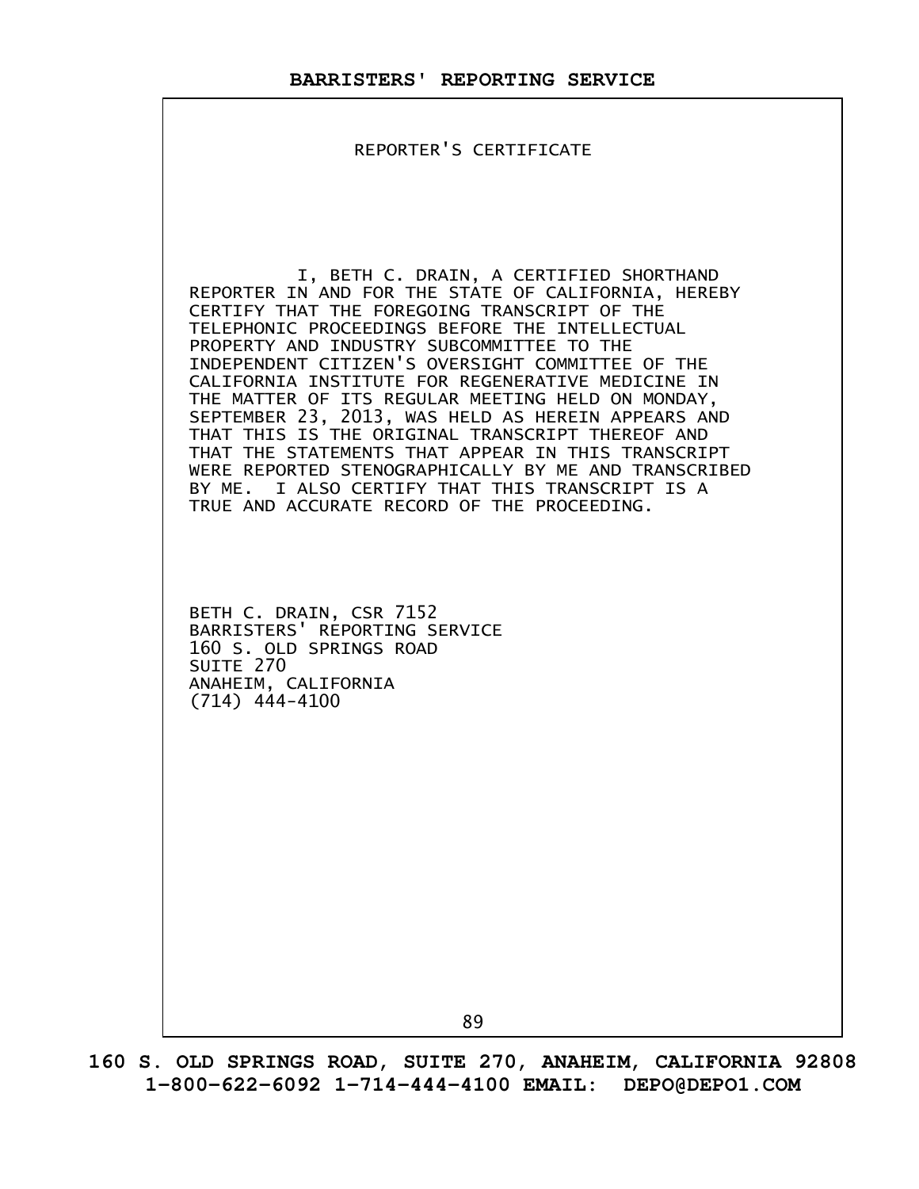REPORTER'S CERTIFICATE

I, BETH C. DRAIN, A CERTIFIED SHORTHAND REPORTER IN AND FOR THE STATE OF CALIFORNIA, HEREBY CERTIFY THAT THE FOREGOING TRANSCRIPT OF THE TELEPHONIC PROCEEDINGS BEFORE THE INTELLECTUAL PROPERTY AND INDUSTRY SUBCOMMITTEE TO THE INDEPENDENT CITIZEN'S OVERSIGHT COMMITTEE OF THE CALIFORNIA INSTITUTE FOR REGENERATIVE MEDICINE IN THE MATTER OF ITS REGULAR MEETING HELD ON MONDAY, SEPTEMBER 23, 2013, WAS HELD AS HEREIN APPEARS AND THAT THIS IS THE ORIGINAL TRANSCRIPT THEREOF AND THAT THE STATEMENTS THAT APPEAR IN THIS TRANSCRIPT WERE REPORTED STENOGRAPHICALLY BY ME AND TRANSCRIBED BY ME. I ALSO CERTIFY THAT THIS TRANSCRIPT IS A TRUE AND ACCURATE RECORD OF THE PROCEEDING.

BETH C. DRAIN, CSR 7152
BARRISTERS' REPORTING SERVICE
160 S. OLD SPRINGS ROAD
SUITE 270
ANAHEIM, CALIFORNIA
(714) 444-4100